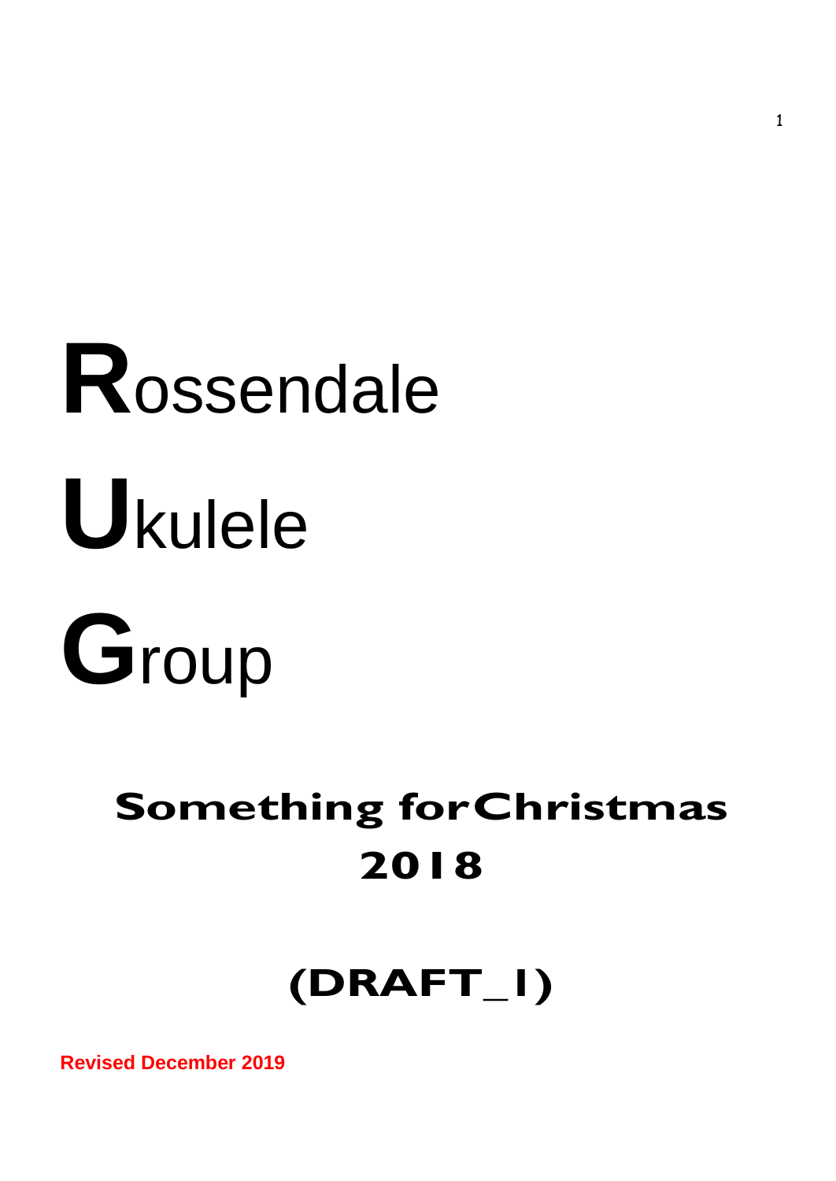# **R**ossendale

# **U**kulele

# **G**roup

## **Something for Christmas 2018**

## **(DRAFT_1)**

**Revised December 2019**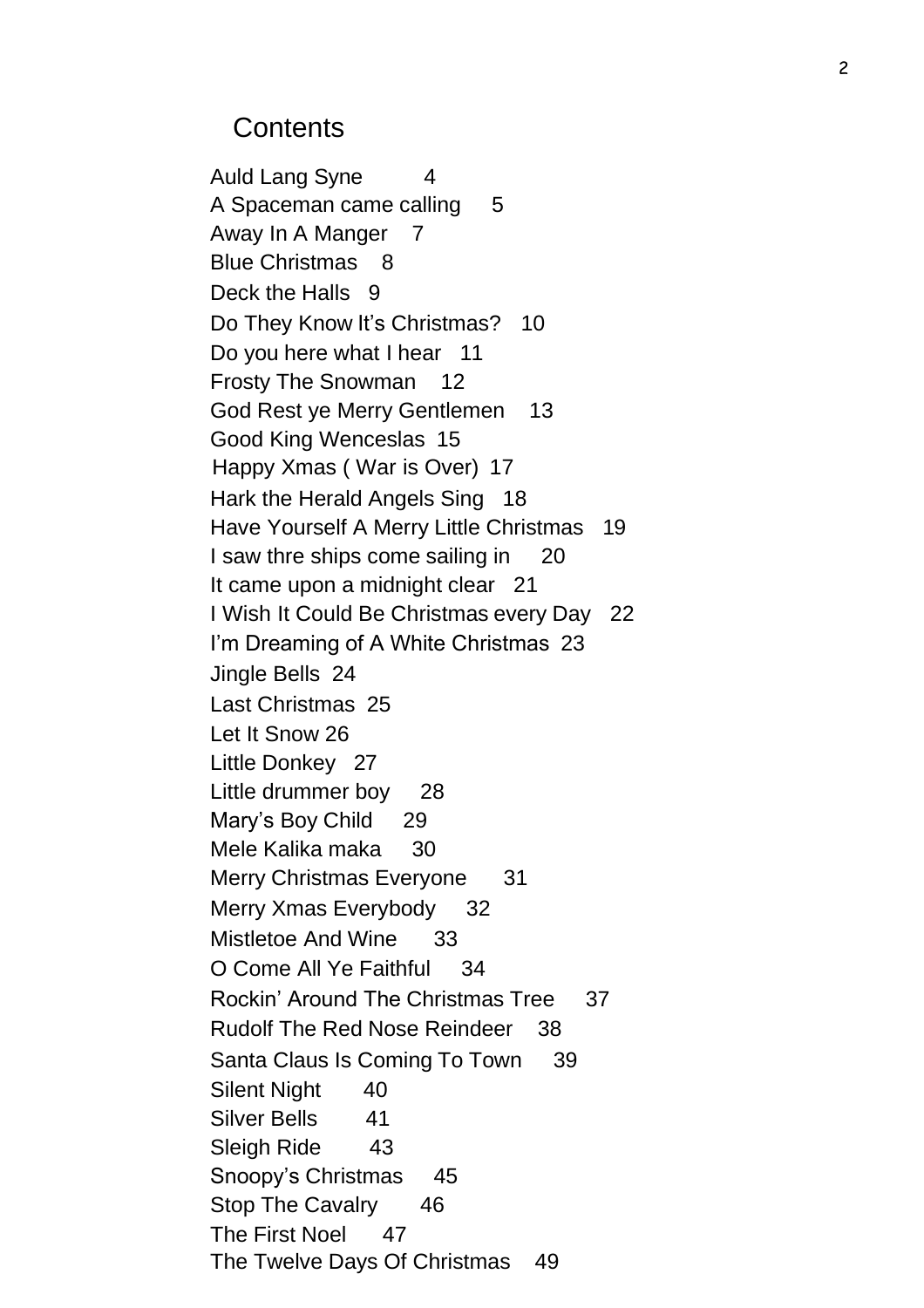## Contents

Auld Lang Syne 4
A Spaceman came calling 5
Away In A Manger 7
Blue Christmas 8
Deck the Halls 9
Do They Know It's Christmas? 10
Do you here what I hear 11
Frosty The Snowman 12
God Rest ye Merry Gentlemen 13
Good King Wenceslas 15
Happy Xmas ( War is Over) 17
Hark the Herald Angels Sing 18
Have Yourself A Merry Little Christmas 19
I saw thre ships come sailing in 20
It came upon a midnight clear 21
I Wish It Could Be Christmas every Day 22
I'm Dreaming of A White Christmas 23
Jingle Bells 24
Last Christmas 25
Let It Snow 26
Little Donkey 27
Little drummer boy 28
Mary's Boy Child 29
Mele Kalika maka 30
Merry Christmas Everyone 31
Merry Xmas Everybody 32
Mistletoe And Wine 33
O Come All Ye Faithful 34
Rockin' Around The Christmas Tree 37
Rudolf The Red Nose Reindeer 38
Santa Claus Is Coming To Town 39
Silent Night 40
Silver Bells 41
Sleigh Ride 43
Snoopy's Christmas 45
Stop The Cavalry 46
The First Noel 47
The Twelve Days Of Christmas 49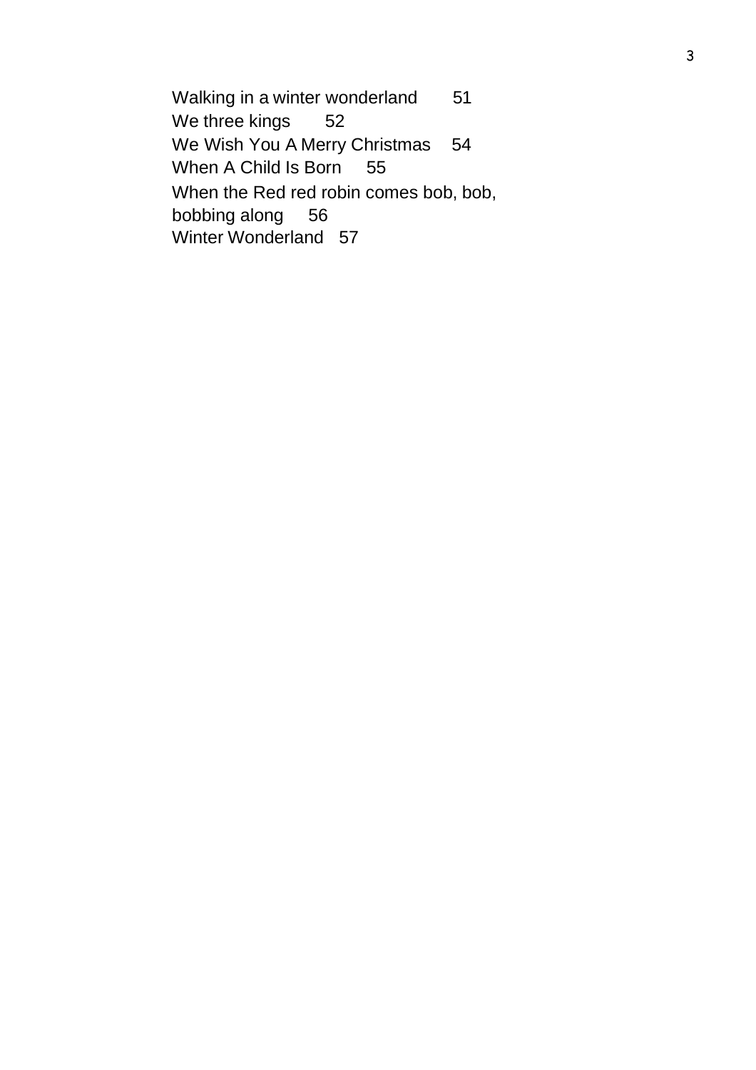Walking in a winter wonderland 51
We three kings 52
We Wish You A Merry Christmas 54
When A Child Is Born 55
When the Red red robin comes bob, bob, bobbing along 56
Winter Wonderland 57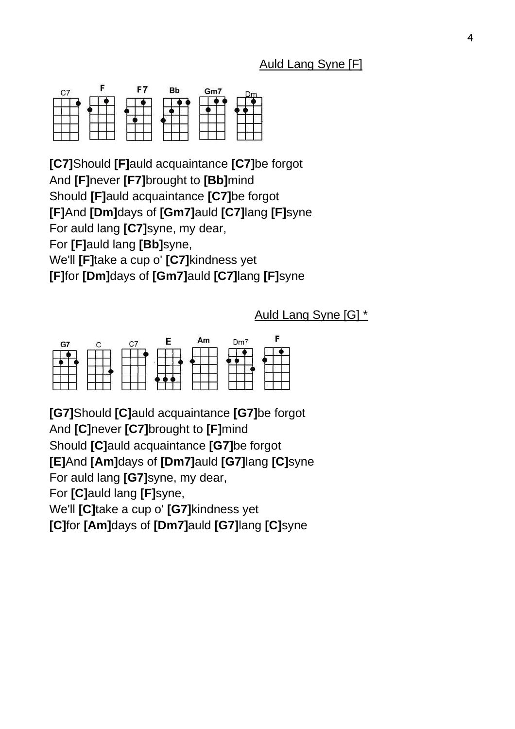## Auld Lang Syne [F]

C7 F F7 Bb Gm7 Dm

**[C7]**Should **[F]**auld acquaintance **[C7]**be forgot
And **[F]**never **[F7]**brought to **[Bb]**mind
Should **[F]**auld acquaintance **[C7]**be forgot
**[F]**And **[Dm]**days of **[Gm7]**auld **[C7]**lang **[F]**syne
For auld lang **[C7]**syne, my dear,
For **[F]**auld lang **[Bb]**syne,
We'll **[F]**take a cup o' **[C7]**kindness yet
**[F]**for **[Dm]**days of **[Gm7]**auld **[C7]**lang **[F]**syne

## Auld Lang Syne [G] *

G7 C C7 E Am Dm7 F

**[G7]**Should **[C]**auld acquaintance **[G7]**be forgot
And **[C]**never **[C7]**brought to **[F]**mind
Should **[C]**auld acquaintance **[G7]**be forgot
**[E]**And **[Am]**days of **[Dm7]**auld **[G7]**lang **[C]**syne
For auld lang **[G7]**syne, my dear,
For **[C]**auld lang **[F]**syne,
We'll **[C]**take a cup o' **[G7]**kindness yet
**[C]**for **[Am]**days of **[Dm7]**auld **[G7]**lang **[C]**syne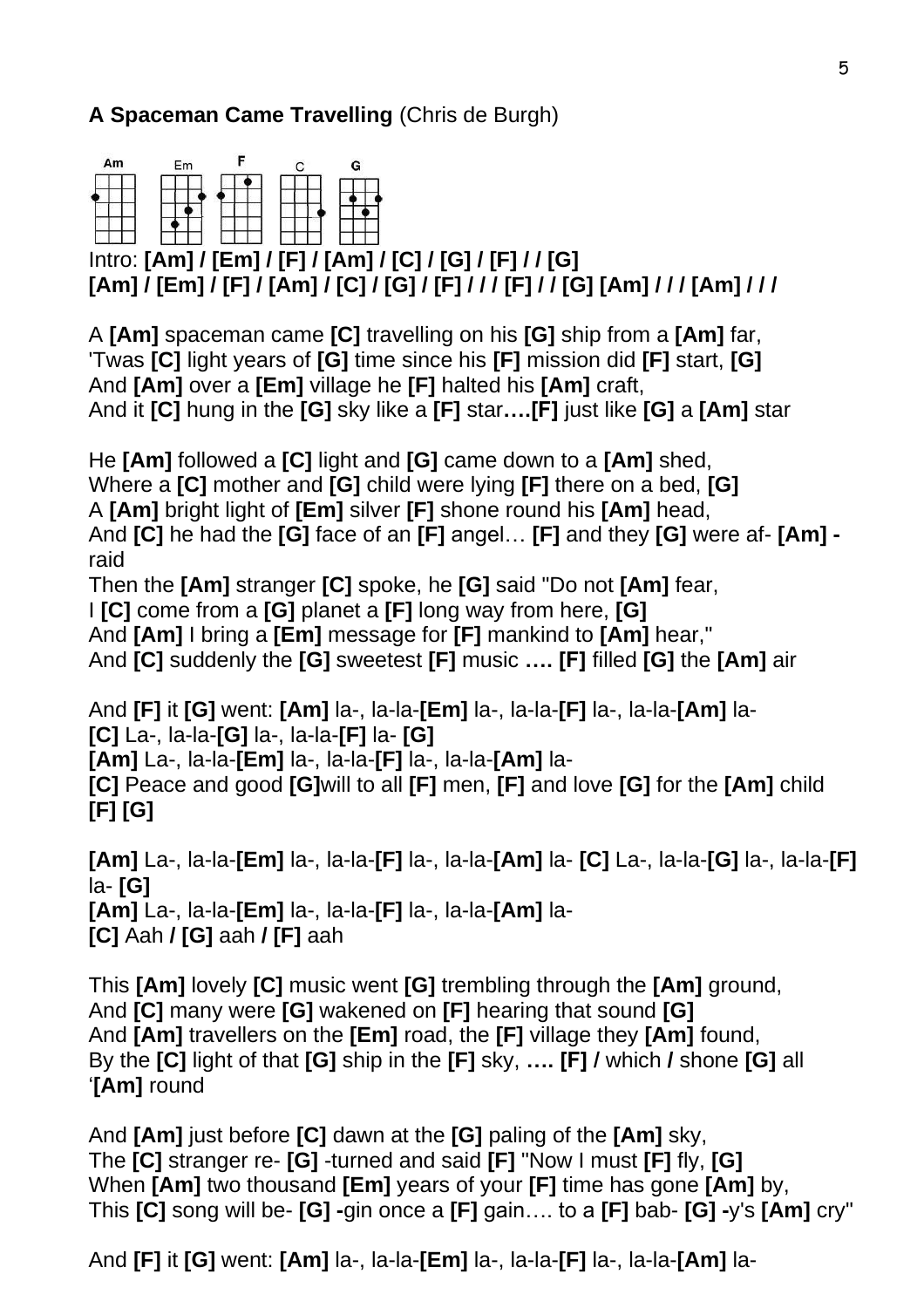**A Spaceman Came Travelling** (Chris de Burgh)

Am Em F C G

Intro: **[Am] / [Em] / [F] / [Am] / [C] / [G] / [F] / / [G]**
**[Am] / [Em] / [F] / [Am] / [C] / [G] / [F] / / / [F] / / [G] [Am] / / / [Am] / / /**

A **[Am]** spaceman came **[C]** travelling on his **[G]** ship from a **[Am]** far,
'Twas **[C]** light years of **[G]** time since his **[F]** mission did **[F]** start, **[G]**
And **[Am]** over a **[Em]** village he **[F]** halted his **[Am]** craft,
And it **[C]** hung in the **[G]** sky like a **[F]** star**….[F]** just like **[G]** a **[Am]** star

He **[Am]** followed a **[C]** light and **[G]** came down to a **[Am]** shed,
Where a **[C]** mother and **[G]** child were lying **[F]** there on a bed, **[G]**
A **[Am]** bright light of **[Em]** silver **[F]** shone round his **[Am]** head,
And **[C]** he had the **[G]** face of an **[F]** angel… **[F]** and they **[G]** were af- **[Am] -** raid
Then the **[Am]** stranger **[C]** spoke, he **[G]** said "Do not **[Am]** fear,
I **[C]** come from a **[G]** planet a **[F]** long way from here, **[G]**
And **[Am]** I bring a **[Em]** message for **[F]** mankind to **[Am]** hear,"
And **[C]** suddenly the **[G]** sweetest **[F]** music **…. [F]** filled **[G]** the **[Am]** air

And **[F]** it **[G]** went: **[Am]** la-, la-la-**[Em]** la-, la-la-**[F]** la-, la-la-**[Am]** la-
**[C]** La-, la-la-**[G]** la-, la-la-**[F]** la- **[G]**
**[Am]** La-, la-la-**[Em]** la-, la-la-**[F]** la-, la-la-**[Am]** la-
**[C]** Peace and good **[G]**will to all **[F]** men, **[F]** and love **[G]** for the **[Am]** child
**[F] [G]**

**[Am]** La-, la-la-**[Em]** la-, la-la-**[F]** la-, la-la-**[Am]** la- **[C]** La-, la-la-**[G]** la-, la-la-**[F]** la- **[G]**
**[Am]** La-, la-la-**[Em]** la-, la-la-**[F]** la-, la-la-**[Am]** la-
**[C]** Aah **/ [G]** aah **/ [F]** aah

This **[Am]** lovely **[C]** music went **[G]** trembling through the **[Am]** ground,
And **[C]** many were **[G]** wakened on **[F]** hearing that sound **[G]**
And **[Am]** travellers on the **[Em]** road, the **[F]** village they **[Am]** found,
By the **[C]** light of that **[G]** ship in the **[F]** sky, **…. [F] /** which **/** shone **[G]** all '**[Am]** round

And **[Am]** just before **[C]** dawn at the **[G]** paling of the **[Am]** sky,
The **[C]** stranger re- **[G]** -turned and said **[F]** "Now I must **[F]** fly, **[G]**
When **[Am]** two thousand **[Em]** years of your **[F]** time has gone **[Am]** by,
This **[C]** song will be- **[G] -**gin once a **[F]** gain…. to a **[F]** bab- **[G] -**y's **[Am]** cry"

And **[F]** it **[G]** went: **[Am]** la-, la-la-**[Em]** la-, la-la-**[F]** la-, la-la-**[Am]** la-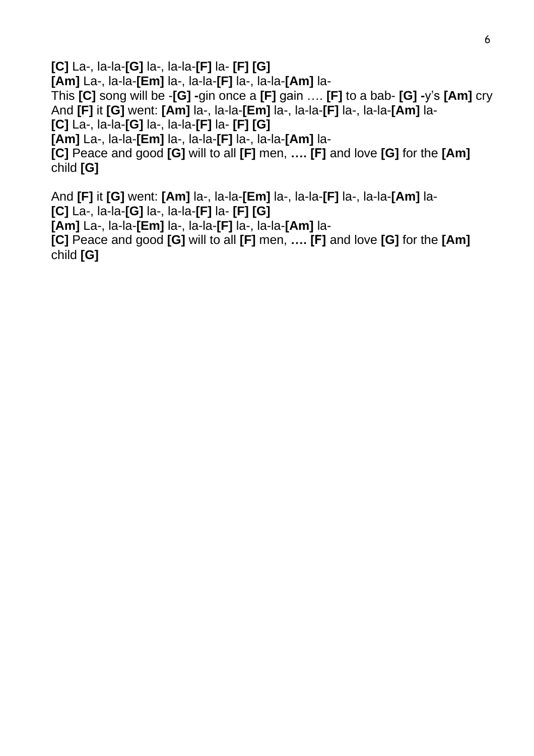**[C]** La-, la-la-**[G]** la-, la-la-**[F]** la- **[F] [G]**  
**[Am]** La-, la-la-**[Em]** la-, la-la-**[F]** la-, la-la-**[Am]** la-  
This **[C]** song will be -**[G] -**gin once a **[F]** gain …. **[F]** to a bab- **[G] -**y's **[Am]** cry  
And **[F]** it **[G]** went: **[Am]** la-, la-la-**[Em]** la-, la-la-**[F]** la-, la-la-**[Am]** la-  
**[C]** La-, la-la-**[G]** la-, la-la-**[F]** la- **[F] [G]**  
**[Am]** La-, la-la-**[Em]** la-, la-la-**[F]** la-, la-la-**[Am]** la-  
**[C]** Peace and good **[G]** will to all **[F]** men, **…. [F]** and love **[G]** for the **[Am]** child **[G]**

And **[F]** it **[G]** went: **[Am]** la-, la-la-**[Em]** la-, la-la-**[F]** la-, la-la-**[Am]** la-  
**[C]** La-, la-la-**[G]** la-, la-la-**[F]** la- **[F] [G]**  
**[Am]** La-, la-la-**[Em]** la-, la-la-**[F]** la-, la-la-**[Am]** la-  
**[C]** Peace and good **[G]** will to all **[F]** men, **…. [F]** and love **[G]** for the **[Am]** child **[G]**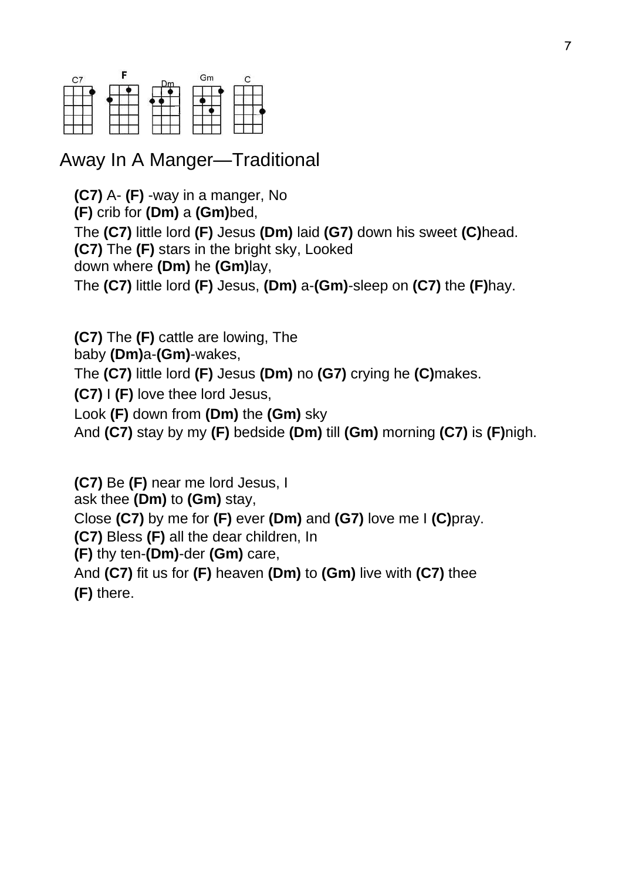C7 F Dm Gm C

# Away In A Manger—Traditional

**(C7)** A- **(F)** -way in a manger, No
**(F)** crib for **(Dm)** a **(Gm)**bed,
The **(C7)** little lord **(F)** Jesus **(Dm)** laid **(G7)** down his sweet **(C)**head.
**(C7)** The **(F)** stars in the bright sky, Looked
down where **(Dm)** he **(Gm)**lay,
The **(C7)** little lord **(F)** Jesus, **(Dm)** a-**(Gm)**-sleep on **(C7)** the **(F)**hay.

**(C7)** The **(F)** cattle are lowing, The
baby **(Dm)**a-**(Gm)**-wakes,
The **(C7)** little lord **(F)** Jesus **(Dm)** no **(G7)** crying he **(C)**makes.
**(C7)** I **(F)** love thee lord Jesus,
Look **(F)** down from **(Dm)** the **(Gm)** sky
And **(C7)** stay by my **(F)** bedside **(Dm)** till **(Gm)** morning **(C7)** is **(F)**nigh.

**(C7)** Be **(F)** near me lord Jesus, I
ask thee **(Dm)** to **(Gm)** stay,
Close **(C7)** by me for **(F)** ever **(Dm)** and **(G7)** love me I **(C)**pray.
**(C7)** Bless **(F)** all the dear children, In
**(F)** thy ten-**(Dm)**-der **(Gm)** care,
And **(C7)** fit us for **(F)** heaven **(Dm)** to **(Gm)** live with **(C7)** thee
**(F)** there.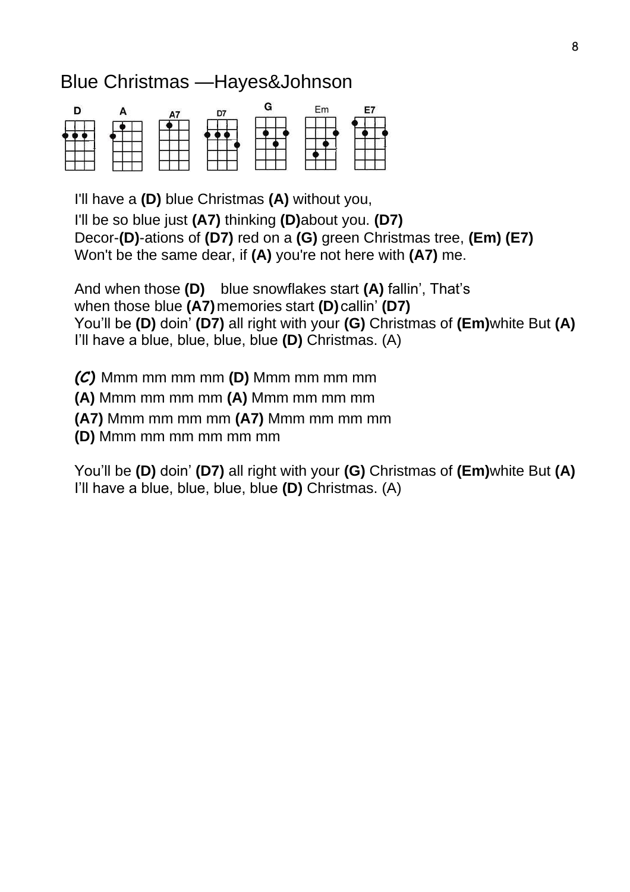# Blue Christmas —Hayes&Johnson

D A A7 D7 G Em E7

I'll have a **(D)** blue Christmas **(A)** without you,
I'll be so blue just **(A7)** thinking **(D)**about you. **(D7)**
Decor-**(D)**-ations of **(D7)** red on a **(G)** green Christmas tree, **(Em) (E7)**
Won't be the same dear, if **(A)** you're not here with **(A7)** me.

And when those **(D)** blue snowflakes start **(A)** fallin', That's
when those blue **(A7)** memories start **(D)** callin' **(D7)**
You'll be **(D)** doin' **(D7)** all right with your **(G)** Christmas of **(Em)**white But **(A)**
I'll have a blue, blue, blue, blue **(D)** Christmas. (A)

***(C)*** Mmm mm mm mm **(D)** Mmm mm mm mm
**(A)** Mmm mm mm mm **(A)** Mmm mm mm mm
**(A7)** Mmm mm mm mm **(A7)** Mmm mm mm mm
**(D)** Mmm mm mm mm mm mm

You'll be **(D)** doin' **(D7)** all right with your **(G)** Christmas of **(Em)**white But **(A)**
I'll have a blue, blue, blue, blue **(D)** Christmas. (A)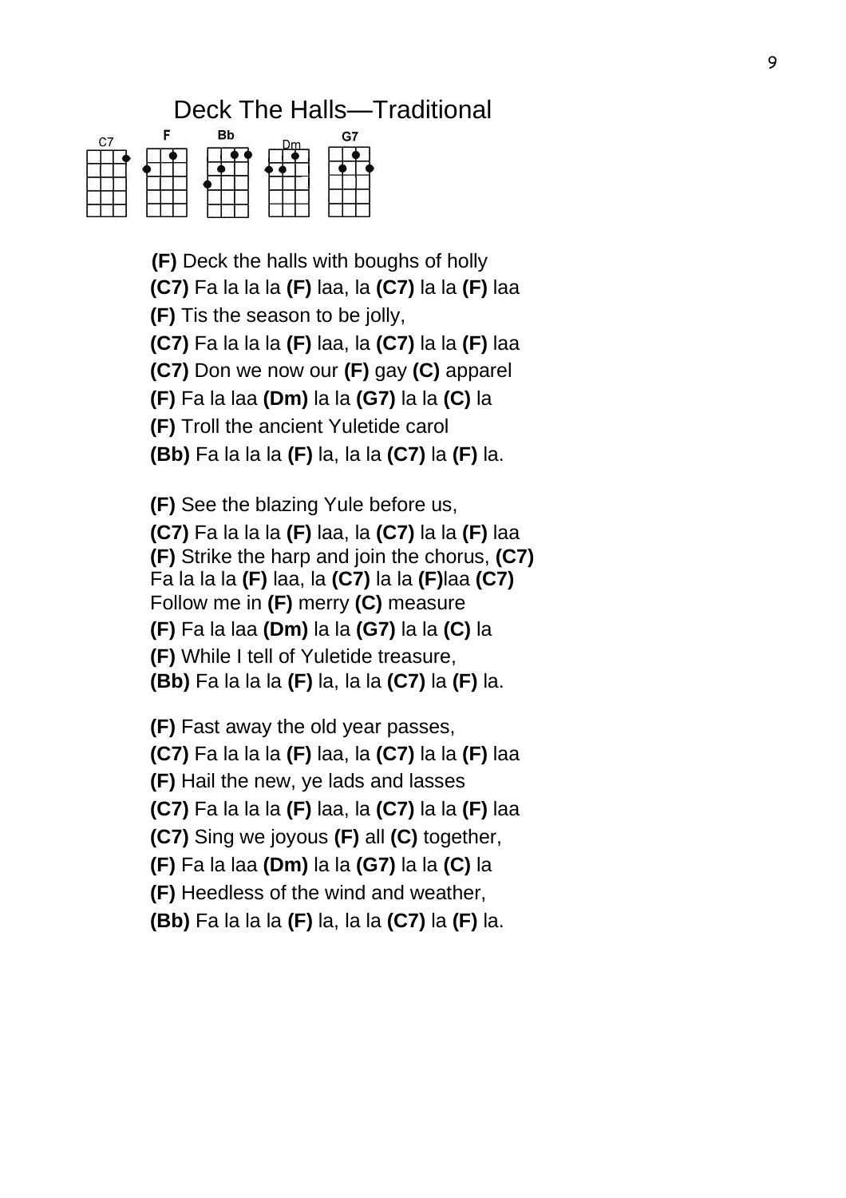# Deck The Halls—Traditional

C7 F Bb Dm G7

**(F)** Deck the halls with boughs of holly
**(C7)** Fa la la la **(F)** laa, la **(C7)** la la **(F)** laa
**(F)** Tis the season to be jolly,
**(C7)** Fa la la la **(F)** laa, la **(C7)** la la **(F)** laa
**(C7)** Don we now our **(F)** gay **(C)** apparel
**(F)** Fa la laa **(Dm)** la la **(G7)** la la **(C)** la
**(F)** Troll the ancient Yuletide carol
**(Bb)** Fa la la la **(F)** la, la la **(C7)** la **(F)** la.

**(F)** See the blazing Yule before us,
**(C7)** Fa la la la **(F)** laa, la **(C7)** la la **(F)** laa
**(F)** Strike the harp and join the chorus, **(C7)**
Fa la la la **(F)** laa, la **(C7)** la la **(F)**laa **(C7)**
Follow me in **(F)** merry **(C)** measure
**(F)** Fa la laa **(Dm)** la la **(G7)** la la **(C)** la
**(F)** While I tell of Yuletide treasure,
**(Bb)** Fa la la la **(F)** la, la la **(C7)** la **(F)** la.

**(F)** Fast away the old year passes,
**(C7)** Fa la la la **(F)** laa, la **(C7)** la la **(F)** laa
**(F)** Hail the new, ye lads and lasses
**(C7)** Fa la la la **(F)** laa, la **(C7)** la la **(F)** laa
**(C7)** Sing we joyous **(F)** all **(C)** together,
**(F)** Fa la laa **(Dm)** la la **(G7)** la la **(C)** la
**(F)** Heedless of the wind and weather,
**(Bb)** Fa la la la **(F)** la, la la **(C7)** la **(F)** la.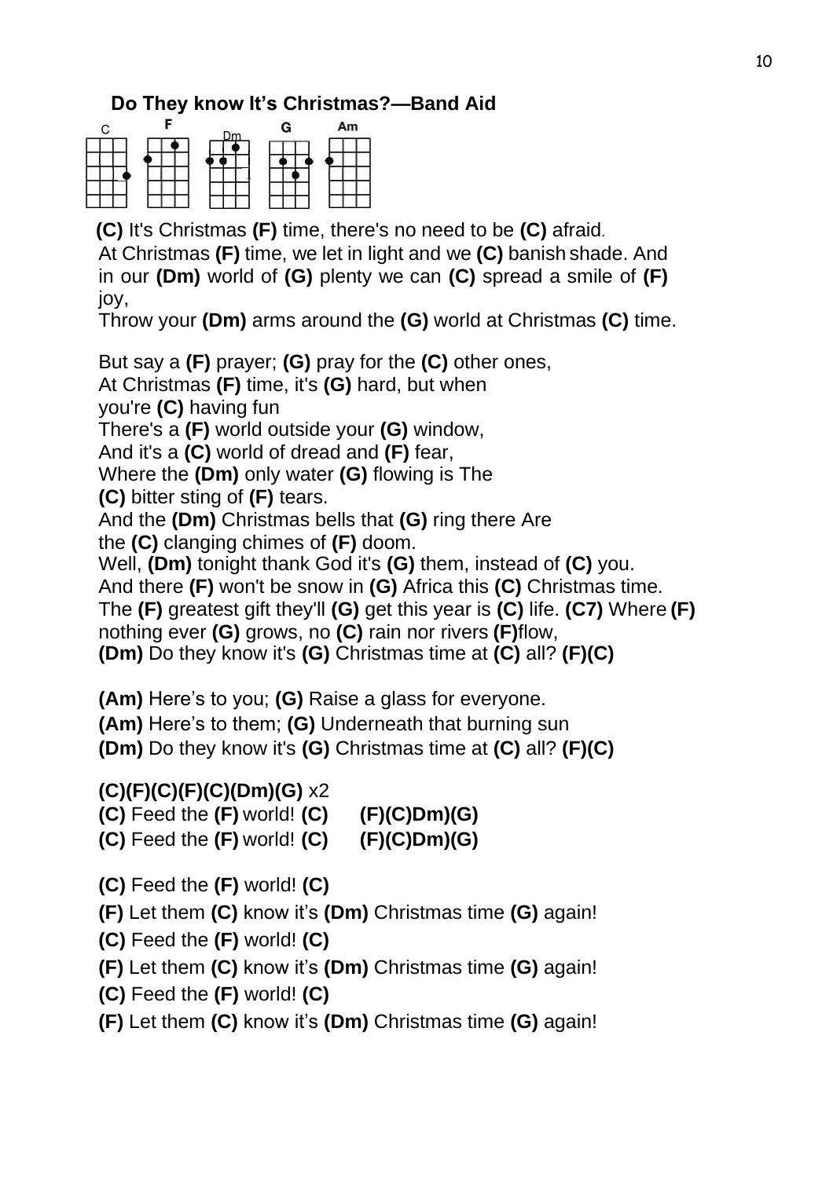## Do They know It's Christmas?—Band Aid

C F Dm G Am

**(C)** It's Christmas **(F)** time, there's no need to be **(C)** afraid.
At Christmas **(F)** time, we let in light and we **(C)** banish shade. And in our **(Dm)** world of **(G)** plenty we can **(C)** spread a smile of **(F)** joy,
Throw your **(Dm)** arms around the **(G)** world at Christmas **(C)** time.

But say a **(F)** prayer; **(G)** pray for the **(C)** other ones,
At Christmas **(F)** time, it's **(G)** hard, but when
you're **(C)** having fun
There's a **(F)** world outside your **(G)** window,
And it's a **(C)** world of dread and **(F)** fear,
Where the **(Dm)** only water **(G)** flowing is The
**(C)** bitter sting of **(F)** tears.
And the **(Dm)** Christmas bells that **(G)** ring there Are
the **(C)** clanging chimes of **(F)** doom.
Well, **(Dm)** tonight thank God it's **(G)** them, instead of **(C)** you.
And there **(F)** won't be snow in **(G)** Africa this **(C)** Christmas time.
The **(F)** greatest gift they'll **(G)** get this year is **(C)** life. **(C7)** Where **(F)** nothing ever **(G)** grows, no **(C)** rain nor rivers **(F)**flow,
**(Dm)** Do they know it's **(G)** Christmas time at **(C)** all? **(F)(C)**

**(Am)** Here's to you; **(G)** Raise a glass for everyone.
**(Am)** Here's to them; **(G)** Underneath that burning sun
**(Dm)** Do they know it's **(G)** Christmas time at **(C)** all? **(F)(C)**

**(C)(F)(C)(F)(C)(Dm)(G)** x2
**(C)** Feed the **(F)** world! **(C)** **(F)(C)Dm)(G)**
**(C)** Feed the **(F)** world! **(C)** **(F)(C)Dm)(G)**

**(C)** Feed the **(F)** world! **(C)**
**(F)** Let them **(C)** know it's **(Dm)** Christmas time **(G)** again!
**(C)** Feed the **(F)** world! **(C)**
**(F)** Let them **(C)** know it's **(Dm)** Christmas time **(G)** again!
**(C)** Feed the **(F)** world! **(C)**
**(F)** Let them **(C)** know it's **(Dm)** Christmas time **(G)** again!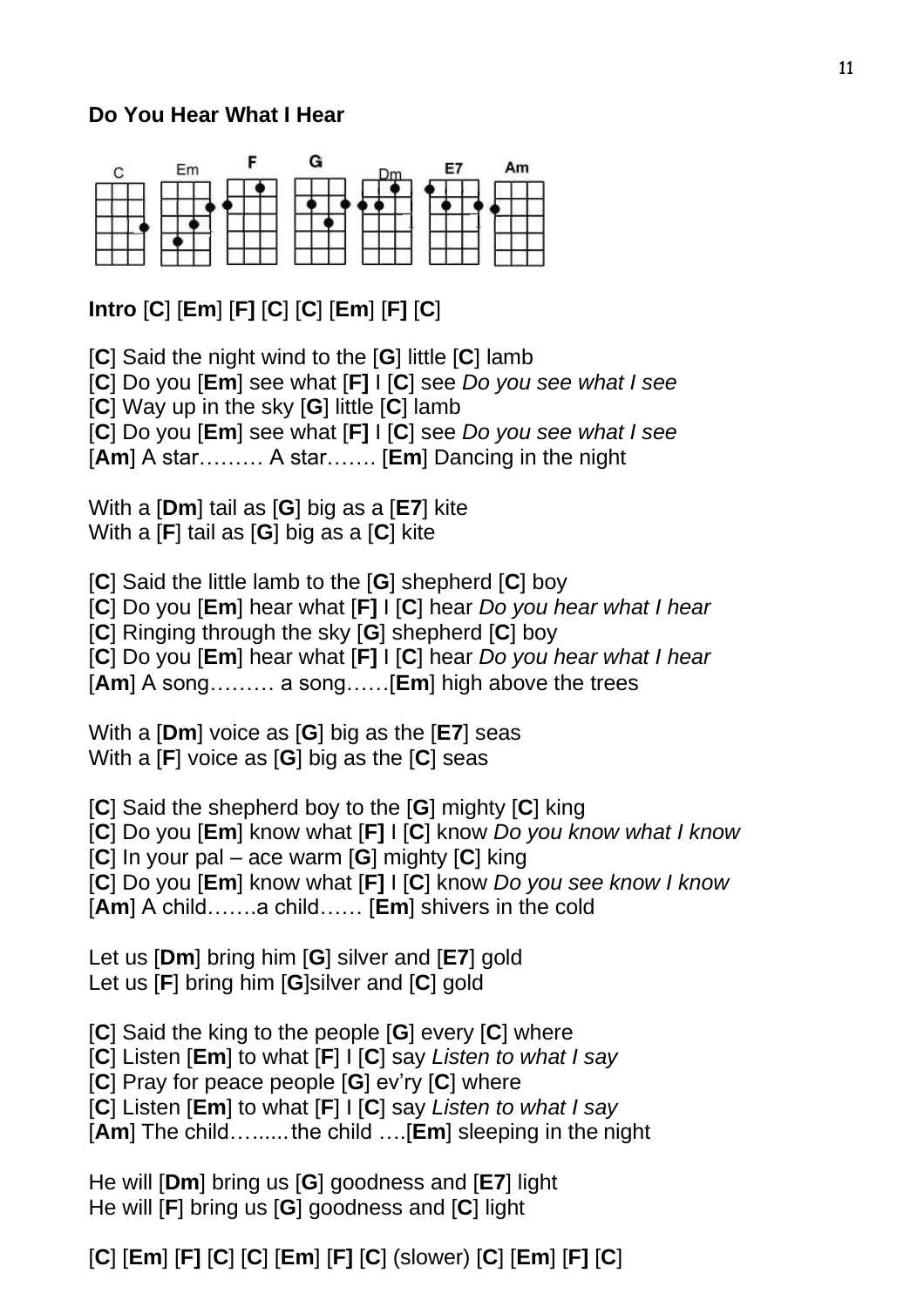**Do You Hear What I Hear**

C Em F G Dm E7 Am

**Intro** [**C**] [**Em**] [**F]** [**C**] [**C**] [**Em**] [**F]** [**C**]

[**C**] Said the night wind to the [**G**] little [**C**] lamb
[**C**] Do you [**Em**] see what [**F]** I [**C**] see *Do you see what I see*
[**C**] Way up in the sky [**G**] little [**C**] lamb
[**C**] Do you [**Em**] see what [**F]** I [**C**] see *Do you see what I see*
[**Am**] A star……… A star……. [**Em**] Dancing in the night

With a [**Dm**] tail as [**G**] big as a [**E7**] kite
With a [**F**] tail as [**G**] big as a [**C**] kite

[**C**] Said the little lamb to the [**G**] shepherd [**C**] boy
[**C**] Do you [**Em**] hear what [**F]** I [**C**] hear *Do you hear what I hear*
[**C**] Ringing through the sky [**G**] shepherd [**C**] boy
[**C**] Do you [**Em**] hear what [**F]** I [**C**] hear *Do you hear what I hear*
[**Am**] A song……… a song……[**Em**] high above the trees

With a [**Dm**] voice as [**G**] big as the [**E7**] seas
With a [**F**] voice as [**G**] big as the [**C**] seas

[**C**] Said the shepherd boy to the [**G**] mighty [**C**] king
[**C**] Do you [**Em**] know what [**F]** I [**C**] know *Do you know what I know*
[**C**] In your pal – ace warm [**G**] mighty [**C**] king
[**C**] Do you [**Em**] know what [**F]** I [**C**] know *Do you see know I know*
[**Am**] A child…….a child…… [**Em**] shivers in the cold

Let us [**Dm**] bring him [**G**] silver and [**E7**] gold
Let us [**F**] bring him [**G**]silver and [**C**] gold

[**C**] Said the king to the people [**G**] every [**C**] where
[**C**] Listen [**Em**] to what [**F**] I [**C**] say *Listen to what I say*
[**C**] Pray for peace people [**G**] ev'ry [**C**] where
[**C**] Listen [**Em**] to what [**F**] I [**C**] say *Listen to what I say*
[**Am**] The child…......the child ….[**Em**] sleeping in the night

He will [**Dm**] bring us [**G**] goodness and [**E7**] light
He will [**F**] bring us [**G**] goodness and [**C**] light

[**C**] [**Em**] [**F]** [**C**] [**C**] [**Em**] [**F]** [**C**] (slower) [**C**] [**Em**] [**F]** [**C**]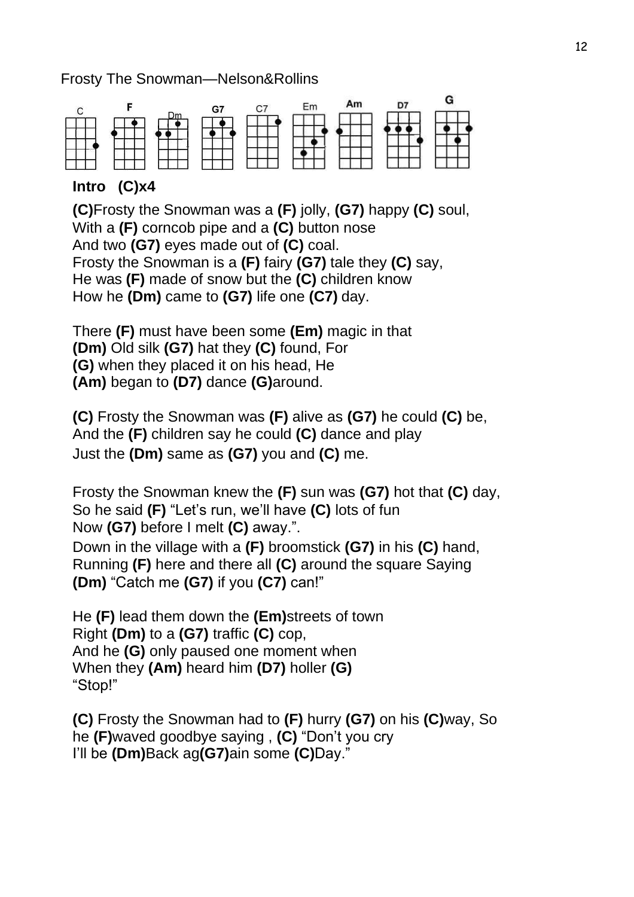Frosty The Snowman—Nelson&Rollins

C F Dm G7 C7 Em Am D7 G

**Intro (C)x4**

**(C)**Frosty the Snowman was a **(F)** jolly, **(G7)** happy **(C)** soul,
With a **(F)** corncob pipe and a **(C)** button nose
And two **(G7)** eyes made out of **(C)** coal.
Frosty the Snowman is a **(F)** fairy **(G7)** tale they **(C)** say,
He was **(F)** made of snow but the **(C)** children know
How he **(Dm)** came to **(G7)** life one **(C7)** day.

There **(F)** must have been some **(Em)** magic in that
**(Dm)** Old silk **(G7)** hat they **(C)** found, For
**(G)** when they placed it on his head, He
**(Am)** began to **(D7)** dance **(G)**around.

**(C)** Frosty the Snowman was **(F)** alive as **(G7)** he could **(C)** be,
And the **(F)** children say he could **(C)** dance and play
Just the **(Dm)** same as **(G7)** you and **(C)** me.

Frosty the Snowman knew the **(F)** sun was **(G7)** hot that **(C)** day,
So he said **(F)** "Let's run, we'll have **(C)** lots of fun
Now **(G7)** before I melt **(C)** away.".
Down in the village with a **(F)** broomstick **(G7)** in his **(C)** hand,
Running **(F)** here and there all **(C)** around the square Saying
**(Dm)** "Catch me **(G7)** if you **(C7)** can!"

He **(F)** lead them down the **(Em)**streets of town
Right **(Dm)** to a **(G7)** traffic **(C)** cop,
And he **(G)** only paused one moment when
When they **(Am)** heard him **(D7)** holler **(G)**
"Stop!"

**(C)** Frosty the Snowman had to **(F)** hurry **(G7)** on his **(C)**way, So
he **(F)**waved goodbye saying , **(C)** "Don't you cry
I'll be **(Dm)**Back ag**(G7)**ain some **(C)**Day."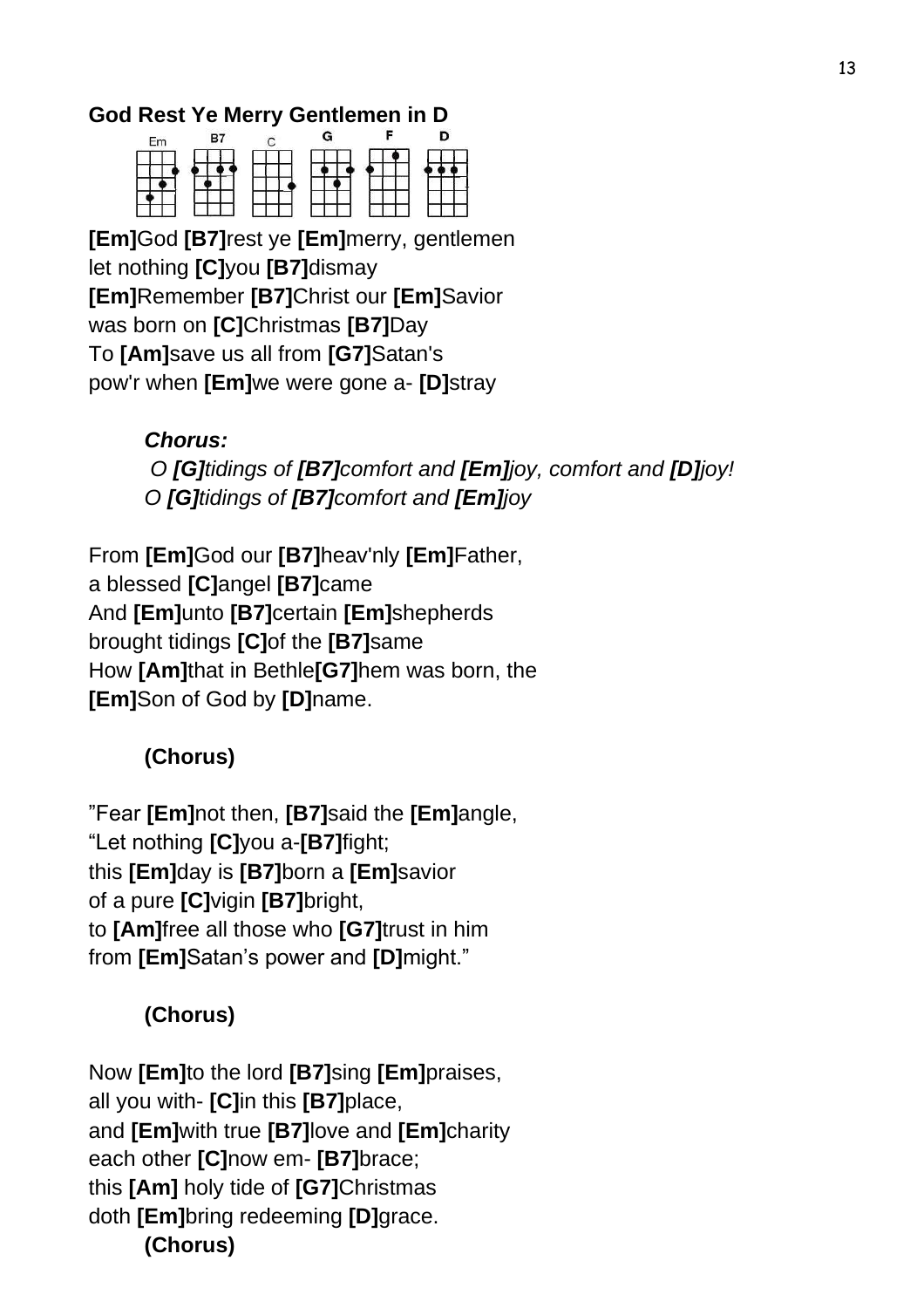**God Rest Ye Merry Gentlemen in D**

Em B7 C G F D

**[Em]**God **[B7]**rest ye **[Em]**merry, gentlemen
let nothing **[C]**you **[B7]**dismay
**[Em]**Remember **[B7]**Christ our **[Em]**Savior
was born on **[C]**Christmas **[B7]**Day
To **[Am]**save us all from **[G7]**Satan's
pow'r when **[Em]**we were gone a- **[D]**stray

> ***Chorus:***
> *O **[G]**tidings of **[B7]**comfort and **[Em]**joy, comfort and **[D]**joy!*
> *O **[G]**tidings of **[B7]**comfort and **[Em]**joy*

From **[Em]**God our **[B7]**heav'nly **[Em]**Father,
a blessed **[C]**angel **[B7]**came
And **[Em]**unto **[B7]**certain **[Em]**shepherds
brought tidings **[C]**of the **[B7]**same
How **[Am]**that in Bethle**[G7]**hem was born, the
**[Em]**Son of God by **[D]**name.

> **(Chorus)**

”Fear **[Em]**not then, **[B7]**said the **[Em]**angle,
“Let nothing **[C]**you a-**[B7]**fight;
this **[Em]**day is **[B7]**born a **[Em]**savior
of a pure **[C]**vigin **[B7]**bright,
to **[Am]**free all those who **[G7]**trust in him
from **[Em]**Satan’s power and **[D]**might.”

> **(Chorus)**

Now **[Em]**to the lord **[B7]**sing **[Em]**praises,
all you with- **[C]**in this **[B7]**place,
and **[Em]**with true **[B7]**love and **[Em]**charity
each other **[C]**now em- **[B7]**brace;
this **[Am]** holy tide of **[G7]**Christmas
doth **[Em]**bring redeeming **[D]**grace.

> **(Chorus)**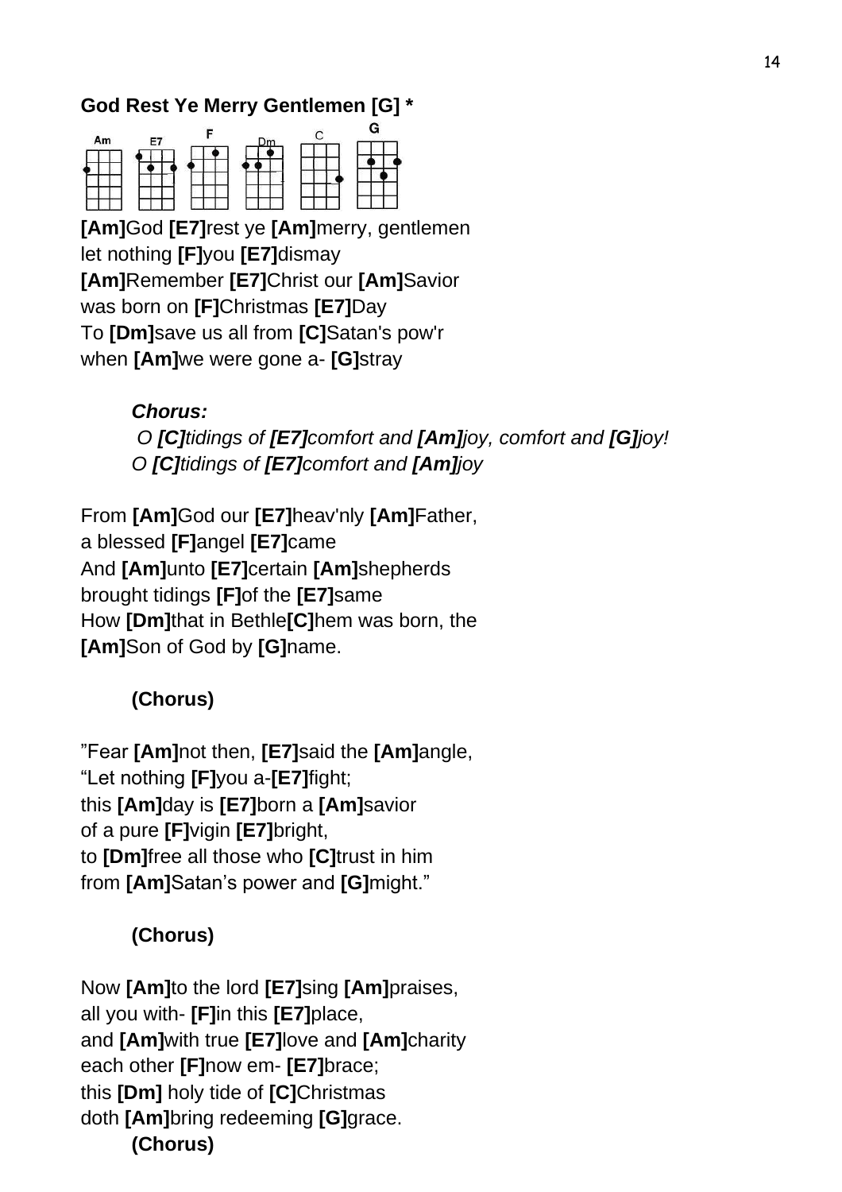**God Rest Ye Merry Gentlemen [G] ***

Am E7 F Dm C G

**[Am]**God **[E7]**rest ye **[Am]**merry, gentlemen
let nothing **[F]**you **[E7]**dismay
**[Am]**Remember **[E7]**Christ our **[Am]**Savior
was born on **[F]**Christmas **[E7]**Day
To **[Dm]**save us all from **[C]**Satan's pow'r
when **[Am]**we were gone a- **[G]**stray

> ***Chorus:***
> *O **[C]**tidings of **[E7]**comfort and **[Am]**joy, comfort and **[G]**joy!*
> *O **[C]**tidings of **[E7]**comfort and **[Am]**joy*

From **[Am]**God our **[E7]**heav'nly **[Am]**Father,
a blessed **[F]**angel **[E7]**came
And **[Am]**unto **[E7]**certain **[Am]**shepherds
brought tidings **[F]**of the **[E7]**same
How **[Dm]**that in Bethle**[C]**hem was born, the
**[Am]**Son of God by **[G]**name.

> **(Chorus)**

"Fear **[Am]**not then, **[E7]**said the **[Am]**angle,
"Let nothing **[F]**you a-**[E7]**fight;
this **[Am]**day is **[E7]**born a **[Am]**savior
of a pure **[F]**vigin **[E7]**bright,
to **[Dm]**free all those who **[C]**trust in him
from **[Am]**Satan's power and **[G]**might."

> **(Chorus)**

Now **[Am]**to the lord **[E7]**sing **[Am]**praises,
all you with- **[F]**in this **[E7]**place,
and **[Am]**with true **[E7]**love and **[Am]**charity
each other **[F]**now em- **[E7]**brace;
this **[Dm]** holy tide of **[C]**Christmas
doth **[Am]**bring redeeming **[G]**grace.

> **(Chorus)**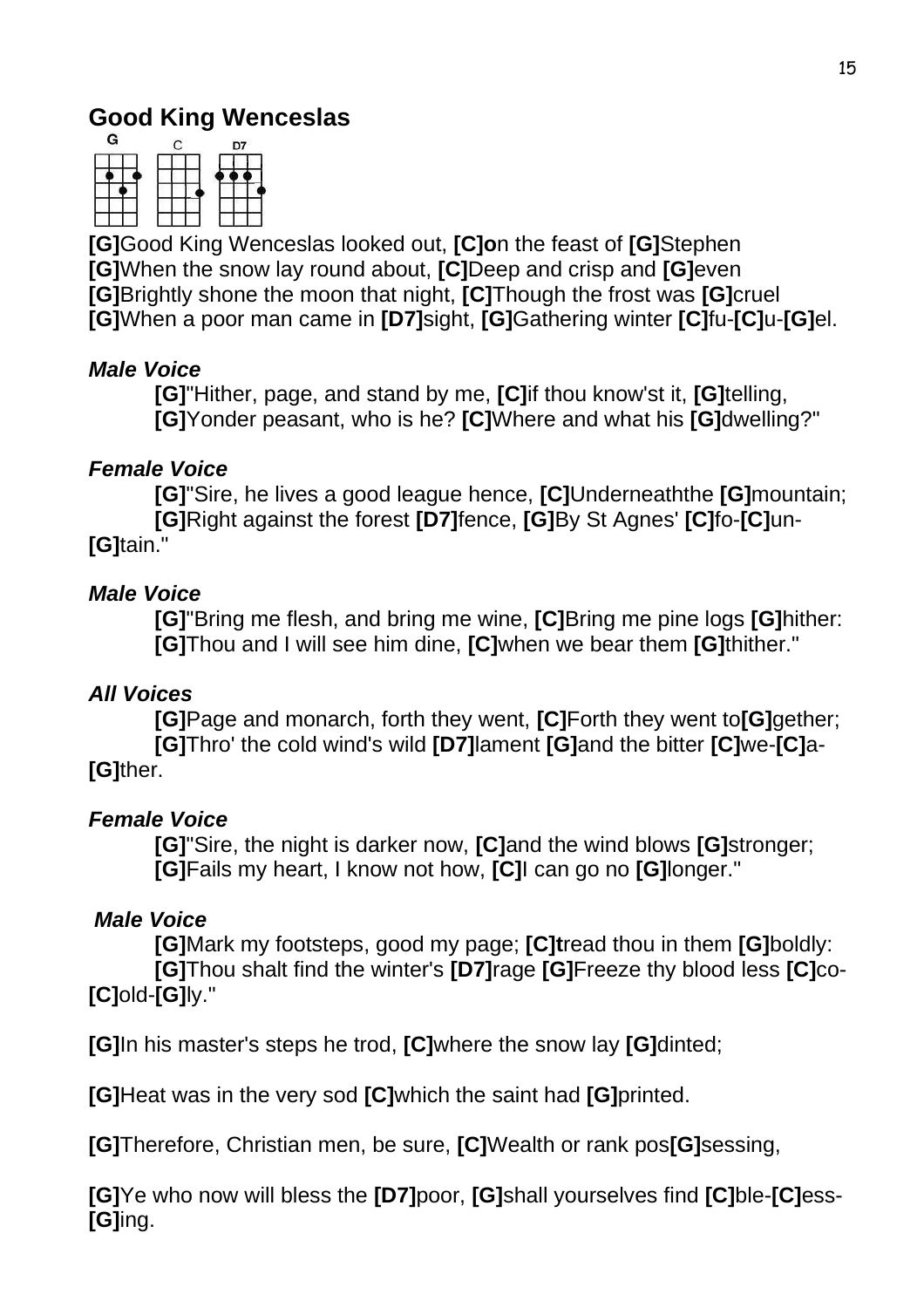# Good King Wenceslas

G C D7

**[G]**Good King Wenceslas looked out, **[C]o**n the feast of **[G]**Stephen
**[G]**When the snow lay round about, **[C]**Deep and crisp and **[G]**even
**[G]**Brightly shone the moon that night, **[C]**Though the frost was **[G]**cruel
**[G]**When a poor man came in **[D7]**sight, **[G]**Gathering winter **[C]**fu-**[C]**u-**[G]**el.

***Male Voice***

**[G]**"Hither, page, and stand by me, **[C]**if thou know'st it, **[G]**telling,
**[G]**Yonder peasant, who is he? **[C]**Where and what his **[G]**dwelling?"

***Female Voice***

**[G]**"Sire, he lives a good league hence, **[C]**Underneaththe **[G]**mountain;
**[G]**Right against the forest **[D7]**fence, **[G]**By St Agnes' **[C]**fo-**[C]**un-**[G]**tain."

***Male Voice***

**[G]**"Bring me flesh, and bring me wine, **[C]**Bring me pine logs **[G]**hither:
**[G]**Thou and I will see him dine, **[C]**when we bear them **[G]**thither."

***All Voices***

**[G]**Page and monarch, forth they went, **[C]**Forth they went to**[G]**gether;
**[G]**Thro' the cold wind's wild **[D7]**lament **[G]**and the bitter **[C]**we-**[C]**a-**[G]**ther.

***Female Voice***

**[G]**"Sire, the night is darker now, **[C]**and the wind blows **[G]**stronger;
**[G]**Fails my heart, I know not how, **[C]**I can go no **[G]**longer."

***Male Voice***

**[G]**Mark my footsteps, good my page; **[C]t**read thou in them **[G]**boldly:
**[G]**Thou shalt find the winter's **[D7]**rage **[G]**Freeze thy blood less **[C]**co-**[C]**old-**[G]**ly."

**[G]**In his master's steps he trod, **[C]**where the snow lay **[G]**dinted;

**[G]**Heat was in the very sod **[C]**which the saint had **[G]**printed.

**[G]**Therefore, Christian men, be sure, **[C]**Wealth or rank pos**[G]**sessing,

**[G]**Ye who now will bless the **[D7]**poor, **[G]**shall yourselves find **[C]**ble-**[C]**ess-**[G]**ing.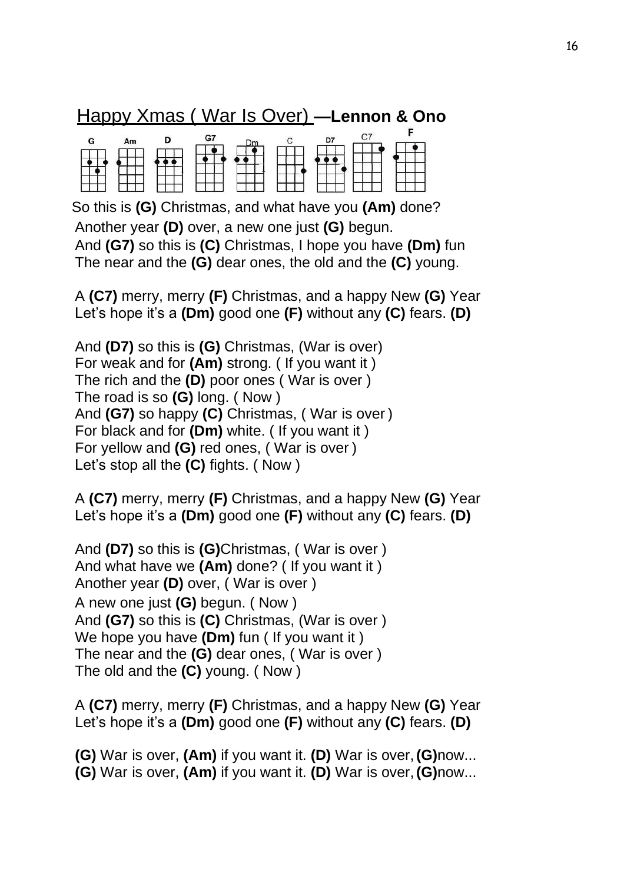# <u>Happy Xmas ( War Is Over)</u> —Lennon & Ono

G Am D G7 Dm C D7 C7 F

So this is **(G)** Christmas, and what have you **(Am)** done?
Another year **(D)** over, a new one just **(G)** begun.
And **(G7)** so this is **(C)** Christmas, I hope you have **(Dm)** fun
The near and the **(G)** dear ones, the old and the **(C)** young.

A **(C7)** merry, merry **(F)** Christmas, and a happy New **(G)** Year
Let's hope it's a **(Dm)** good one **(F)** without any **(C)** fears. **(D)**

And **(D7)** so this is **(G)** Christmas, (War is over)
For weak and for **(Am)** strong. ( If you want it )
The rich and the **(D)** poor ones ( War is over )
The road is so **(G)** long. ( Now )
And **(G7)** so happy **(C)** Christmas, ( War is over )
For black and for **(Dm)** white. ( If you want it )
For yellow and **(G)** red ones, ( War is over )
Let's stop all the **(C)** fights. ( Now )

A **(C7)** merry, merry **(F)** Christmas, and a happy New **(G)** Year
Let's hope it's a **(Dm)** good one **(F)** without any **(C)** fears. **(D)**

And **(D7)** so this is **(G)**Christmas, ( War is over )
And what have we **(Am)** done? ( If you want it )
Another year **(D)** over, ( War is over )
A new one just **(G)** begun. ( Now )
And **(G7)** so this is **(C)** Christmas, (War is over )
We hope you have **(Dm)** fun ( If you want it )
The near and the **(G)** dear ones, ( War is over )
The old and the **(C)** young. ( Now )

A **(C7)** merry, merry **(F)** Christmas, and a happy New **(G)** Year
Let's hope it's a **(Dm)** good one **(F)** without any **(C)** fears. **(D)**

**(G)** War is over, **(Am)** if you want it. **(D)** War is over, **(G)**now...
**(G)** War is over, **(Am)** if you want it. **(D)** War is over, **(G)**now...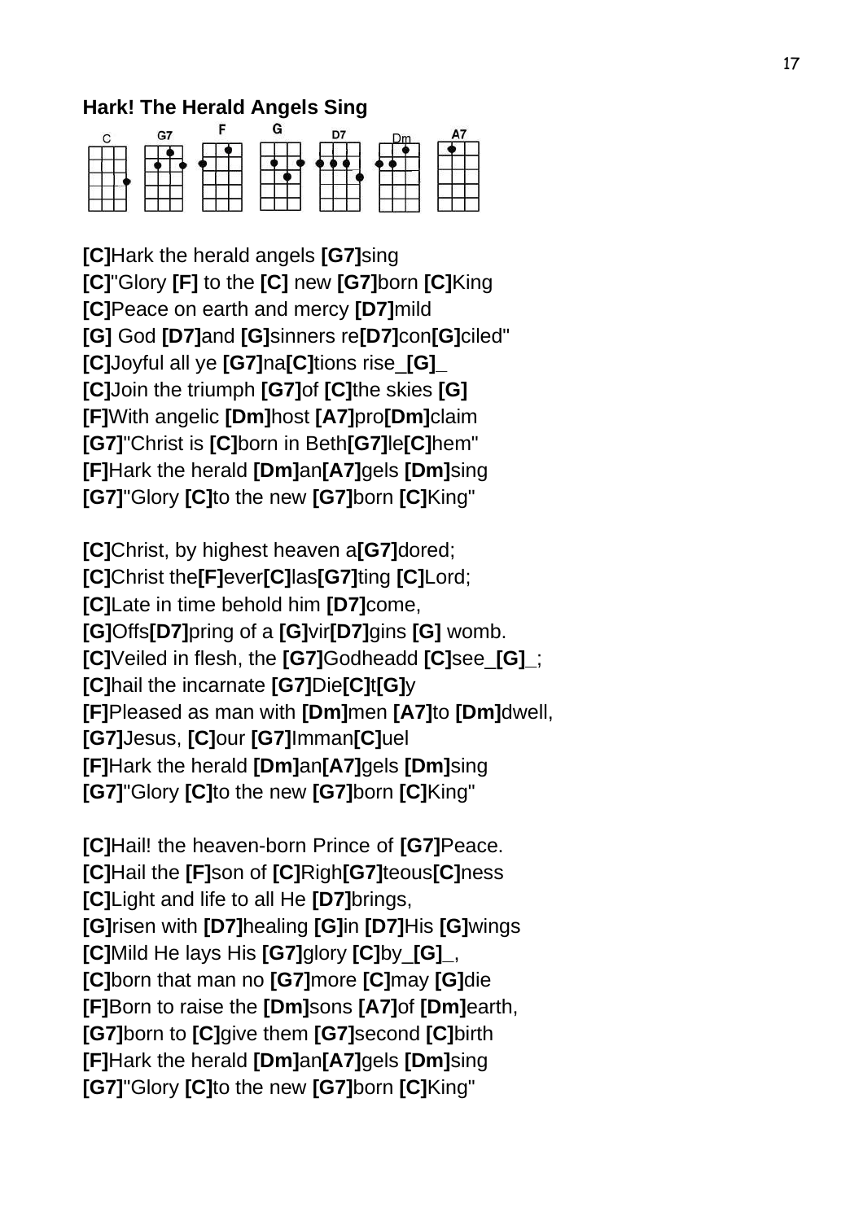**Hark! The Herald Angels Sing**

C G7 F G D7 Dm A7

**[C]**Hark the herald angels **[G7]**sing
**[C]**"Glory **[F]** to the **[C]** new **[G7]**born **[C]**King
**[C]**Peace on earth and mercy **[D7]**mild
**[G]** God **[D7]**and **[G]**sinners re**[D7]**con**[G]**ciled"
**[C]**Joyful all ye **[G7]**na**[C]**tions rise_**[G]**_
**[C]**Join the triumph **[G7]**of **[C]**the skies **[G]**
**[F]**With angelic **[Dm]**host **[A7]**pro**[Dm]**claim
**[G7]**"Christ is **[C]**born in Beth**[G7]**le**[C]**hem"
**[F]**Hark the herald **[Dm]**an**[A7]**gels **[Dm]**sing
**[G7]**"Glory **[C]**to the new **[G7]**born **[C]**King"

**[C]**Christ, by highest heaven a**[G7]**dored;
**[C]**Christ the**[F]**ever**[C]**las**[G7]**ting **[C]**Lord;
**[C]**Late in time behold him **[D7]**come,
**[G]**Offs**[D7]**pring of a **[G]**vir**[D7]**gins **[G]** womb.
**[C]**Veiled in flesh, the **[G7]**Godheadd **[C]**see_**[G]**_;
**[C]**hail the incarnate **[G7]**Die**[C]**t**[G]**y
**[F]**Pleased as man with **[Dm]**men **[A7]**to **[Dm]**dwell,
**[G7]**Jesus, **[C]**our **[G7]**Imman**[C]**uel
**[F]**Hark the herald **[Dm]**an**[A7]**gels **[Dm]**sing
**[G7]**"Glory **[C]**to the new **[G7]**born **[C]**King"

**[C]**Hail! the heaven-born Prince of **[G7]**Peace.
**[C]**Hail the **[F]**son of **[C]**Righ**[G7]**teous**[C]**ness
**[C]**Light and life to all He **[D7]**brings,
**[G]**risen with **[D7]**healing **[G]**in **[D7]**His **[G]**wings
**[C]**Mild He lays His **[G7]**glory **[C]**by_**[G]**_,
**[C]**born that man no **[G7]**more **[C]**may **[G]**die
**[F]**Born to raise the **[Dm]**sons **[A7]**of **[Dm]**earth,
**[G7]**born to **[C]**give them **[G7]**second **[C]**birth
**[F]**Hark the herald **[Dm]**an**[A7]**gels **[Dm]**sing
**[G7]**"Glory **[C]**to the new **[G7]**born **[C]**King"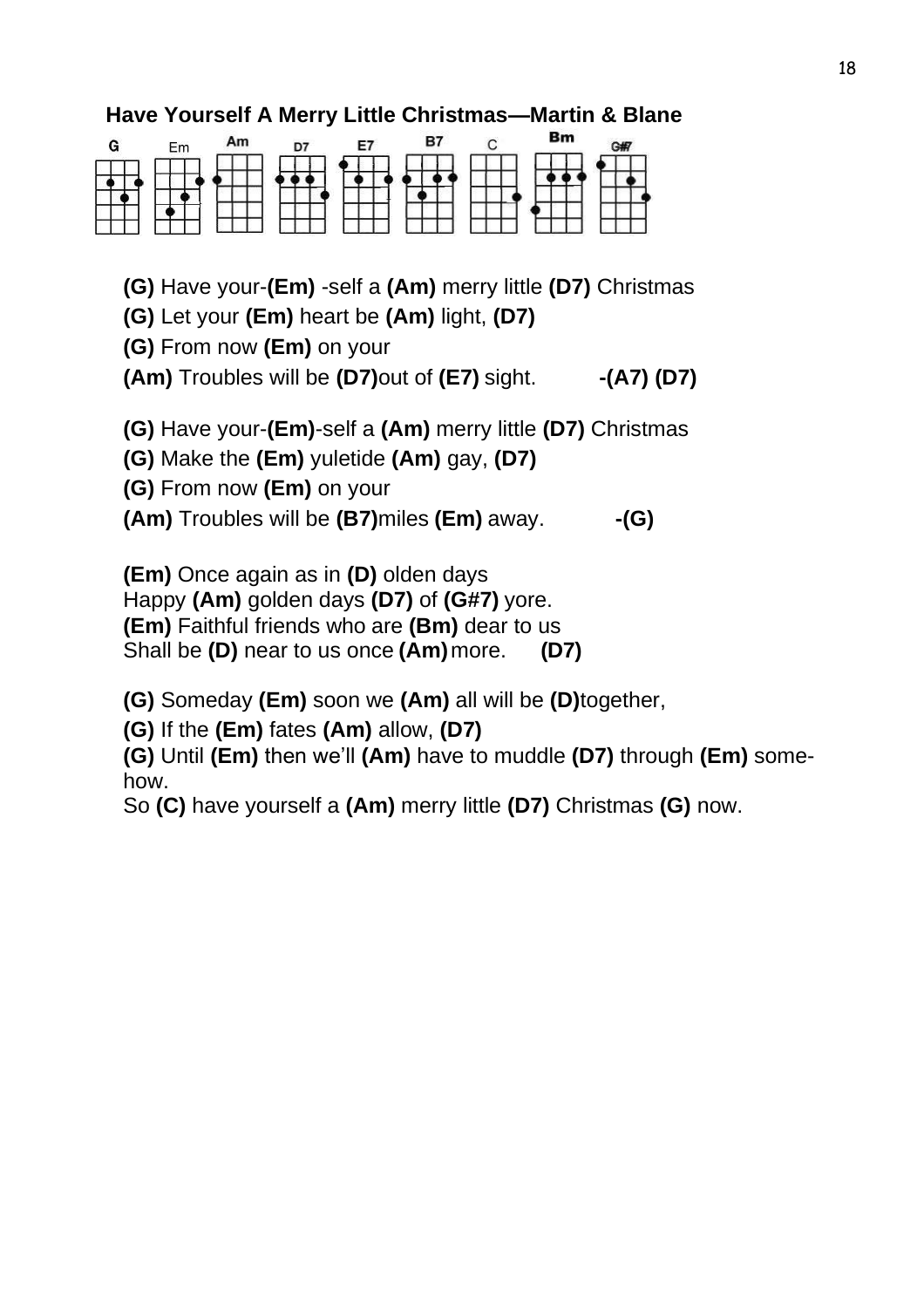## Have Yourself A Merry Little Christmas—Martin & Blane

G Em Am D7 E7 B7 C Bm G#7

**(G)** Have your-**(Em)** -self a **(Am)** merry little **(D7)** Christmas
**(G)** Let your **(Em)** heart be **(Am)** light, **(D7)**
**(G)** From now **(Em)** on your
**(Am)** Troubles will be **(D7)**out of **(E7)** sight. **-(A7) (D7)**

**(G)** Have your-**(Em)**-self a **(Am)** merry little **(D7)** Christmas
**(G)** Make the **(Em)** yuletide **(Am)** gay, **(D7)**
**(G)** From now **(Em)** on your
**(Am)** Troubles will be **(B7)**miles **(Em)** away. **-(G)**

**(Em)** Once again as in **(D)** olden days
Happy **(Am)** golden days **(D7)** of **(G#7)** yore.
**(Em)** Faithful friends who are **(Bm)** dear to us
Shall be **(D)** near to us once **(Am)** more. **(D7)**

**(G)** Someday **(Em)** soon we **(Am)** all will be **(D)**together,
**(G)** If the **(Em)** fates **(Am)** allow, **(D7)**
**(G)** Until **(Em)** then we'll **(Am)** have to muddle **(D7)** through **(Em)** some-how.
So **(C)** have yourself a **(Am)** merry little **(D7)** Christmas **(G)** now.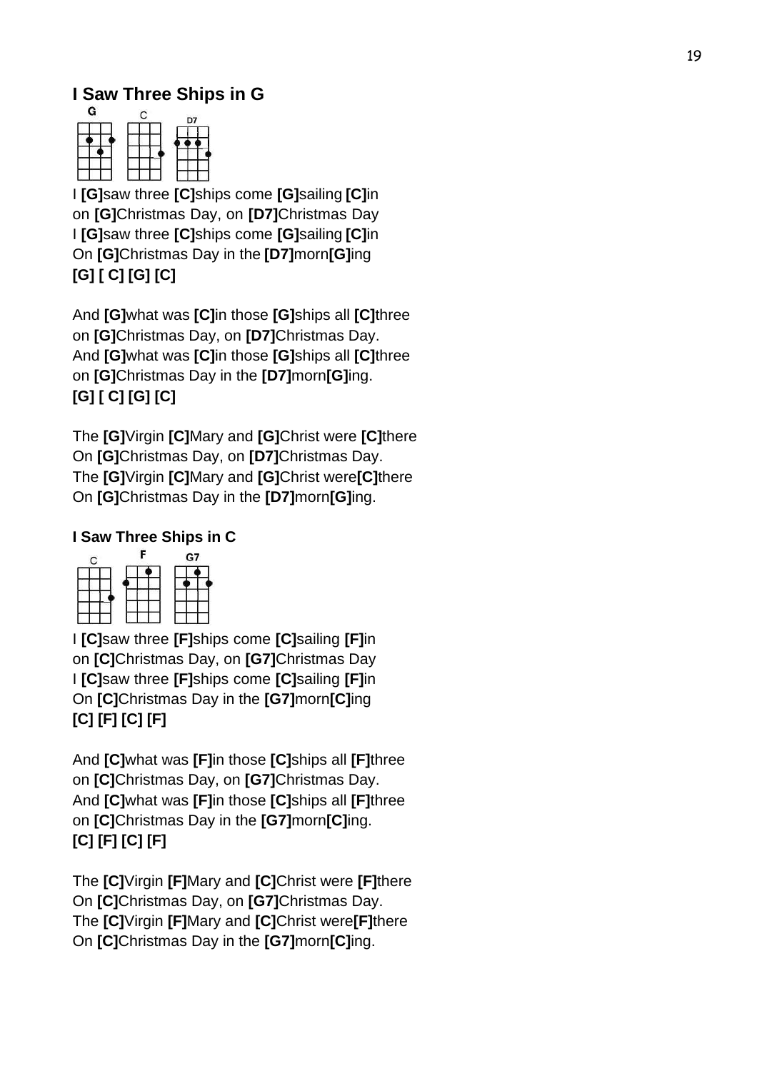## I Saw Three Ships in G

G C D7

I **[G]**saw three **[C]**ships come **[G]**sailing **[C]**in
on **[G]**Christmas Day, on **[D7]**Christmas Day
I **[G]**saw three **[C]**ships come **[G]**sailing **[C]**in
On **[G]**Christmas Day in the **[D7]**morn**[G]**ing
**[G] [ C] [G] [C]**

And **[G]**what was **[C]**in those **[G]**ships all **[C]**three
on **[G]**Christmas Day, on **[D7]**Christmas Day.
And **[G]**what was **[C]**in those **[G]**ships all **[C]**three
on **[G]**Christmas Day in the **[D7]**morn**[G]**ing.
**[G] [ C] [G] [C]**

The **[G]**Virgin **[C]**Mary and **[G]**Christ were **[C]**there
On **[G]**Christmas Day, on **[D7]**Christmas Day.
The **[G]**Virgin **[C]**Mary and **[G]**Christ were**[C]**there
On **[G]**Christmas Day in the **[D7]**morn**[G]**ing.

### I Saw Three Ships in C

C F G7

I **[C]**saw three **[F]**ships come **[C]**sailing **[F]**in
on **[C]**Christmas Day, on **[G7]**Christmas Day
I **[C]**saw three **[F]**ships come **[C]**sailing **[F]**in
On **[C]**Christmas Day in the **[G7]**morn**[C]**ing
**[C] [F] [C] [F]**

And **[C]**what was **[F]**in those **[C]**ships all **[F]**three
on **[C]**Christmas Day, on **[G7]**Christmas Day.
And **[C]**what was **[F]**in those **[C]**ships all **[F]**three
on **[C]**Christmas Day in the **[G7]**morn**[C]**ing.
**[C] [F] [C] [F]**

The **[C]**Virgin **[F]**Mary and **[C]**Christ were **[F]**there
On **[C]**Christmas Day, on **[G7]**Christmas Day.
The **[C]**Virgin **[F]**Mary and **[C]**Christ were**[F]**there
On **[C]**Christmas Day in the **[G7]**morn**[C]**ing.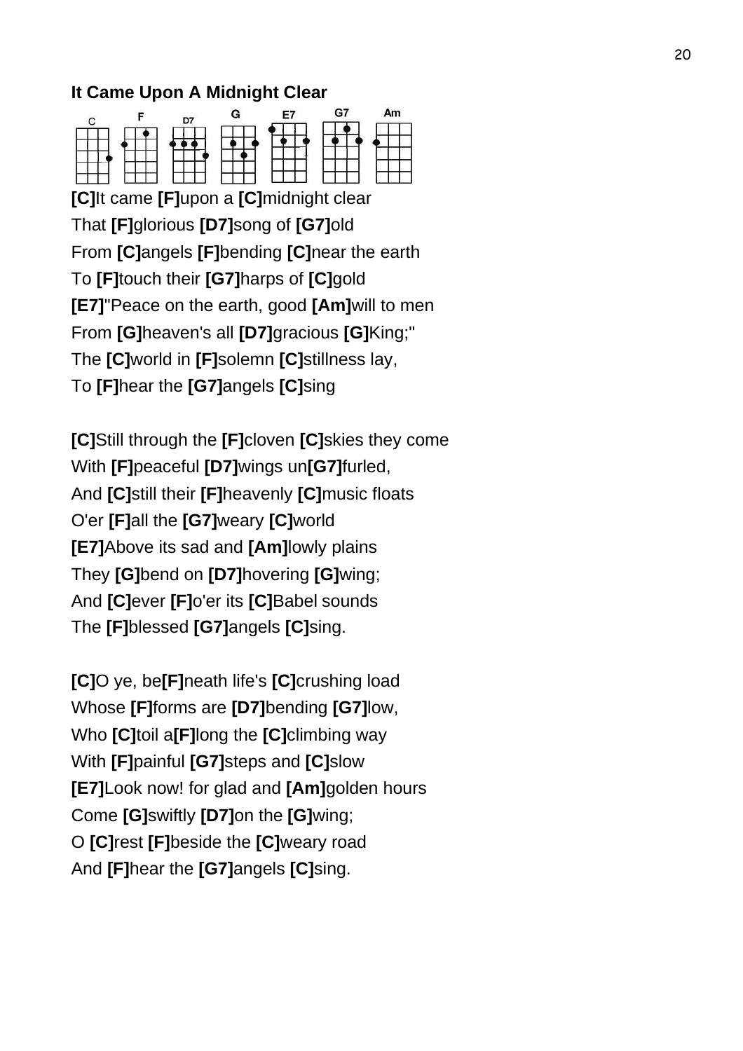**It Came Upon A Midnight Clear**

[C]It came [F]upon a [C]midnight clear
That [F]glorious [D7]song of [G7]old
From [C]angels [F]bending [C]near the earth
To [F]touch their [G7]harps of [C]gold
[E7]"Peace on the earth, good [Am]will to men
From [G]heaven's all [D7]gracious [G]King;"
The [C]world in [F]solemn [C]stillness lay,
To [F]hear the [G7]angels [C]sing

[C]Still through the [F]cloven [C]skies they come
With [F]peaceful [D7]wings un[G7]furled,
And [C]still their [F]heavenly [C]music floats
O'er [F]all the [G7]weary [C]world
[E7]Above its sad and [Am]lowly plains
They [G]bend on [D7]hovering [G]wing;
And [C]ever [F]o'er its [C]Babel sounds
The [F]blessed [G7]angels [C]sing.

[C]O ye, be[F]neath life's [C]crushing load
Whose [F]forms are [D7]bending [G7]low,
Who [C]toil a[F]long the [C]climbing way
With [F]painful [G7]steps and [C]slow
[E7]Look now! for glad and [Am]golden hours
Come [G]swiftly [D7]on the [G]wing;
O [C]rest [F]beside the [C]weary road
And [F]hear the [G7]angels [C]sing.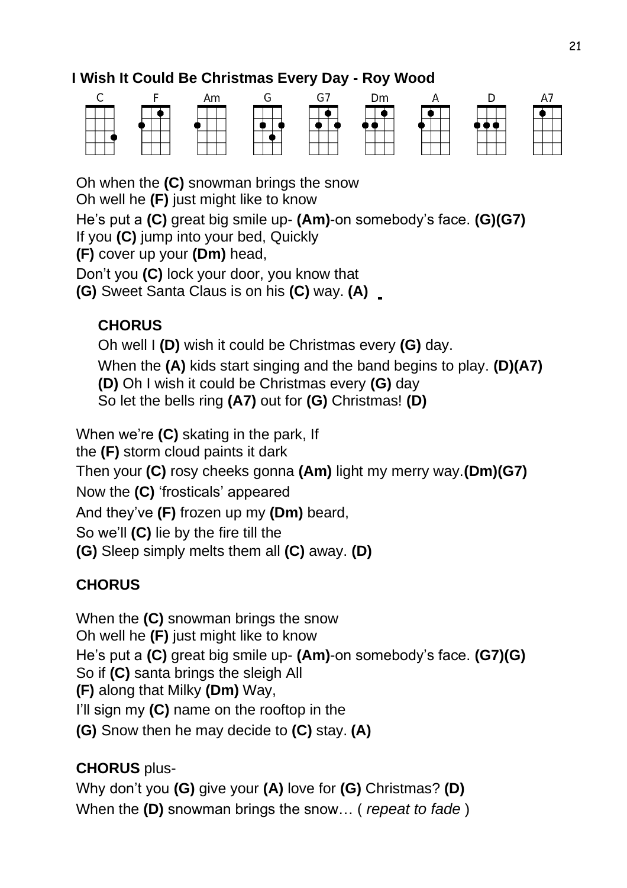## I Wish It Could Be Christmas Every Day - Roy Wood

C F Am G G7 Dm A D A7

Oh when the **(C)** snowman brings the snow
Oh well he **(F)** just might like to know
He's put a **(C)** great big smile up- **(Am)**-on somebody's face. **(G)(G7)**
If you **(C)** jump into your bed, Quickly
**(F)** cover up your **(Dm)** head,
Don't you **(C)** lock your door, you know that
**(G)** Sweet Santa Claus is on his **(C)** way. **(A)**

**CHORUS**

Oh well I **(D)** wish it could be Christmas every **(G)** day.
When the **(A)** kids start singing and the band begins to play. **(D)(A7)**
**(D)** Oh I wish it could be Christmas every **(G)** day
So let the bells ring **(A7)** out for **(G)** Christmas! **(D)**

When we're **(C)** skating in the park, If
the **(F)** storm cloud paints it dark
Then your **(C)** rosy cheeks gonna **(Am)** light my merry way.**(Dm)(G7)**
Now the **(C)** 'frosticals' appeared
And they've **(F)** frozen up my **(Dm)** beard,
So we'll **(C)** lie by the fire till the
**(G)** Sleep simply melts them all **(C)** away. **(D)**

**CHORUS**

When the **(C)** snowman brings the snow
Oh well he **(F)** just might like to know
He's put a **(C)** great big smile up- **(Am)**-on somebody's face. **(G7)(G)**
So if **(C)** santa brings the sleigh All
**(F)** along that Milky **(Dm)** Way,
I'll sign my **(C)** name on the rooftop in the
**(G)** Snow then he may decide to **(C)** stay. **(A)**

**CHORUS** plus-
Why don't you **(G)** give your **(A)** love for **(G)** Christmas? **(D)**
When the **(D)** snowman brings the snow… ( *repeat to fade* )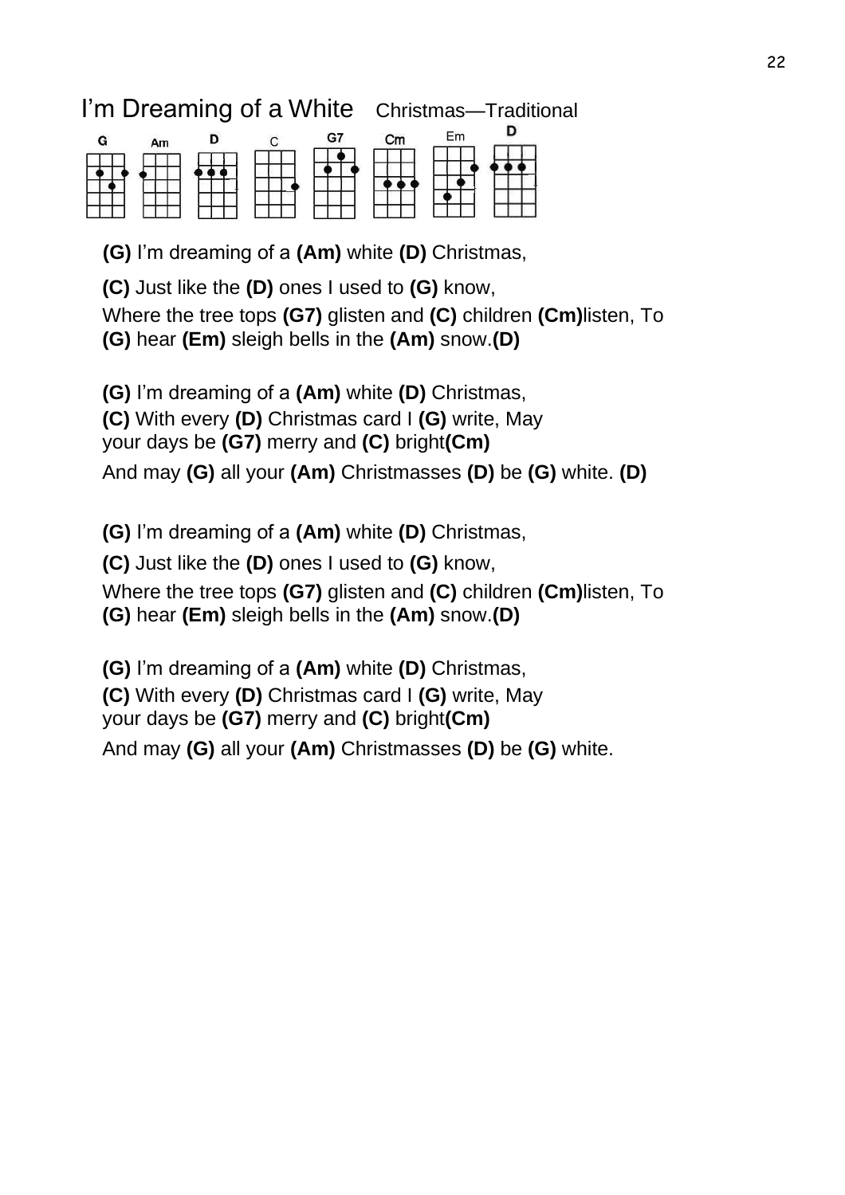# I'm Dreaming of a White Christmas—Traditional

G Am D C G7 Cm Em D

**(G)** I'm dreaming of a **(Am)** white **(D)** Christmas,

**(C)** Just like the **(D)** ones I used to **(G)** know,

Where the tree tops **(G7)** glisten and **(C)** children **(Cm)**listen, To
**(G)** hear **(Em)** sleigh bells in the **(Am)** snow.**(D)**

**(G)** I'm dreaming of a **(Am)** white **(D)** Christmas,
**(C)** With every **(D)** Christmas card I **(G)** write, May
your days be **(G7)** merry and **(C)** bright**(Cm)**

And may **(G)** all your **(Am)** Christmasses **(D)** be **(G)** white. **(D)**

**(G)** I'm dreaming of a **(Am)** white **(D)** Christmas,

**(C)** Just like the **(D)** ones I used to **(G)** know,

Where the tree tops **(G7)** glisten and **(C)** children **(Cm)**listen, To
**(G)** hear **(Em)** sleigh bells in the **(Am)** snow.**(D)**

**(G)** I'm dreaming of a **(Am)** white **(D)** Christmas,
**(C)** With every **(D)** Christmas card I **(G)** write, May
your days be **(G7)** merry and **(C)** bright**(Cm)**

And may **(G)** all your **(Am)** Christmasses **(D)** be **(G)** white.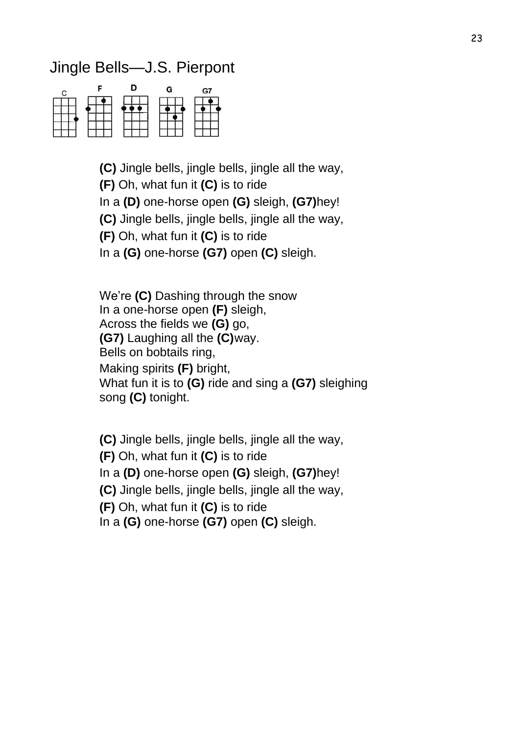# Jingle Bells—J.S. Pierpont

C F D G G7

**(C)** Jingle bells, jingle bells, jingle all the way,
**(F)** Oh, what fun it **(C)** is to ride
In a **(D)** one-horse open **(G)** sleigh, **(G7)**hey!
**(C)** Jingle bells, jingle bells, jingle all the way,
**(F)** Oh, what fun it **(C)** is to ride
In a **(G)** one-horse **(G7)** open **(C)** sleigh.

We're **(C)** Dashing through the snow
In a one-horse open **(F)** sleigh,
Across the fields we **(G)** go,
**(G7)** Laughing all the **(C)**way.
Bells on bobtails ring,
Making spirits **(F)** bright,
What fun it is to **(G)** ride and sing a **(G7)** sleighing song **(C)** tonight.

**(C)** Jingle bells, jingle bells, jingle all the way,
**(F)** Oh, what fun it **(C)** is to ride
In a **(D)** one-horse open **(G)** sleigh, **(G7)**hey!
**(C)** Jingle bells, jingle bells, jingle all the way,
**(F)** Oh, what fun it **(C)** is to ride
In a **(G)** one-horse **(G7)** open **(C)** sleigh.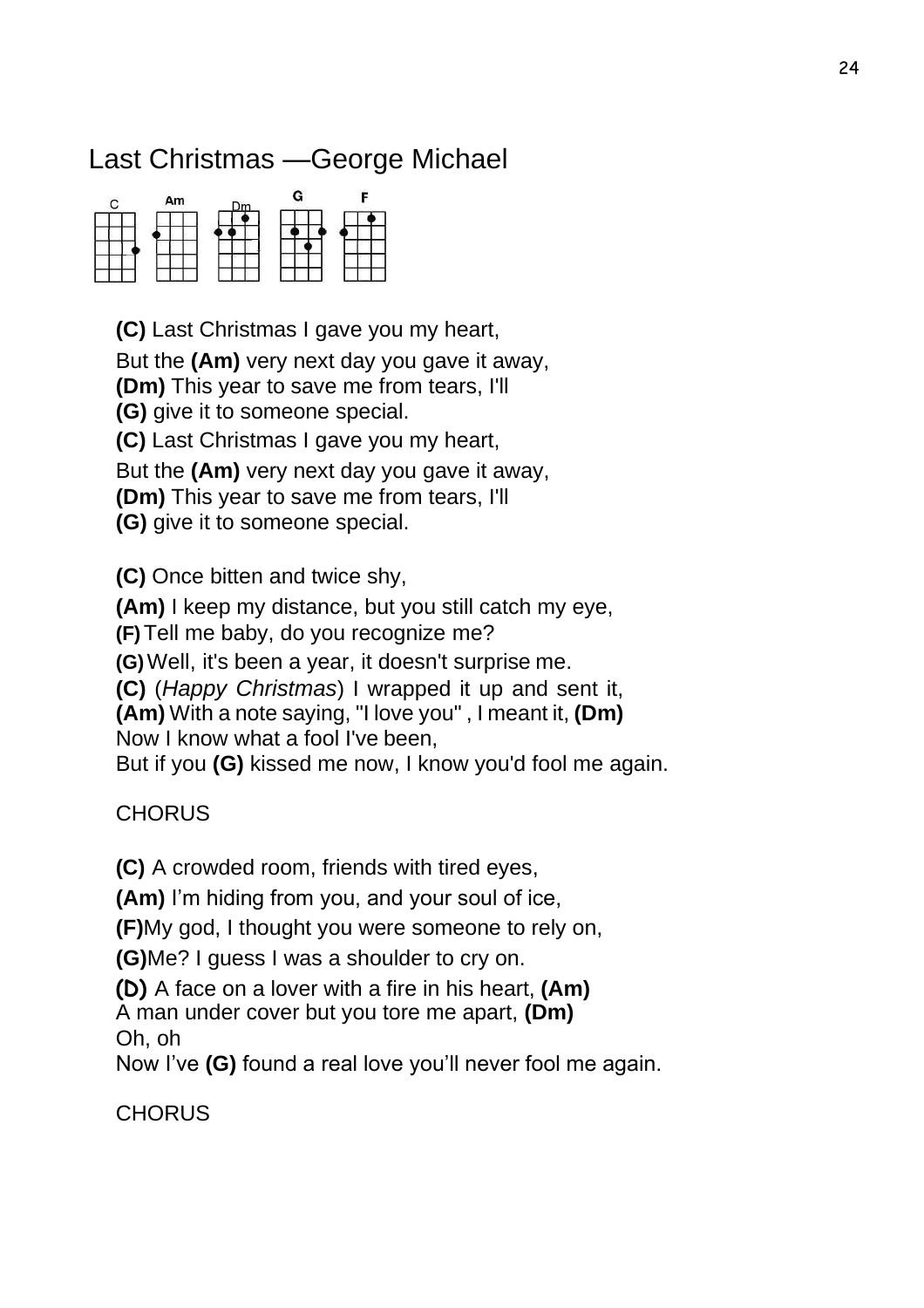# Last Christmas —George Michael

C Am Dm G F

**(C)** Last Christmas I gave you my heart,
But the **(Am)** very next day you gave it away,
**(Dm)** This year to save me from tears, I'll
**(G)** give it to someone special.
**(C)** Last Christmas I gave you my heart,
But the **(Am)** very next day you gave it away,
**(Dm)** This year to save me from tears, I'll
**(G)** give it to someone special.

**(C)** Once bitten and twice shy,
**(Am)** I keep my distance, but you still catch my eye,
**(F)** Tell me baby, do you recognize me?
**(G)** Well, it's been a year, it doesn't surprise me.
**(C)** (*Happy Christmas*) I wrapped it up and sent it,
**(Am)** With a note saying, "I love you" , I meant it, **(Dm)**
Now I know what a fool I've been,
But if you **(G)** kissed me now, I know you'd fool me again.

CHORUS

**(C)** A crowded room, friends with tired eyes,
**(Am)** I'm hiding from you, and your soul of ice,
**(F)**My god, I thought you were someone to rely on,
**(G)**Me? I guess I was a shoulder to cry on.
**(D)** A face on a lover with a fire in his heart, **(Am)**
A man under cover but you tore me apart, **(Dm)**
Oh, oh
Now I've **(G)** found a real love you'll never fool me again.

CHORUS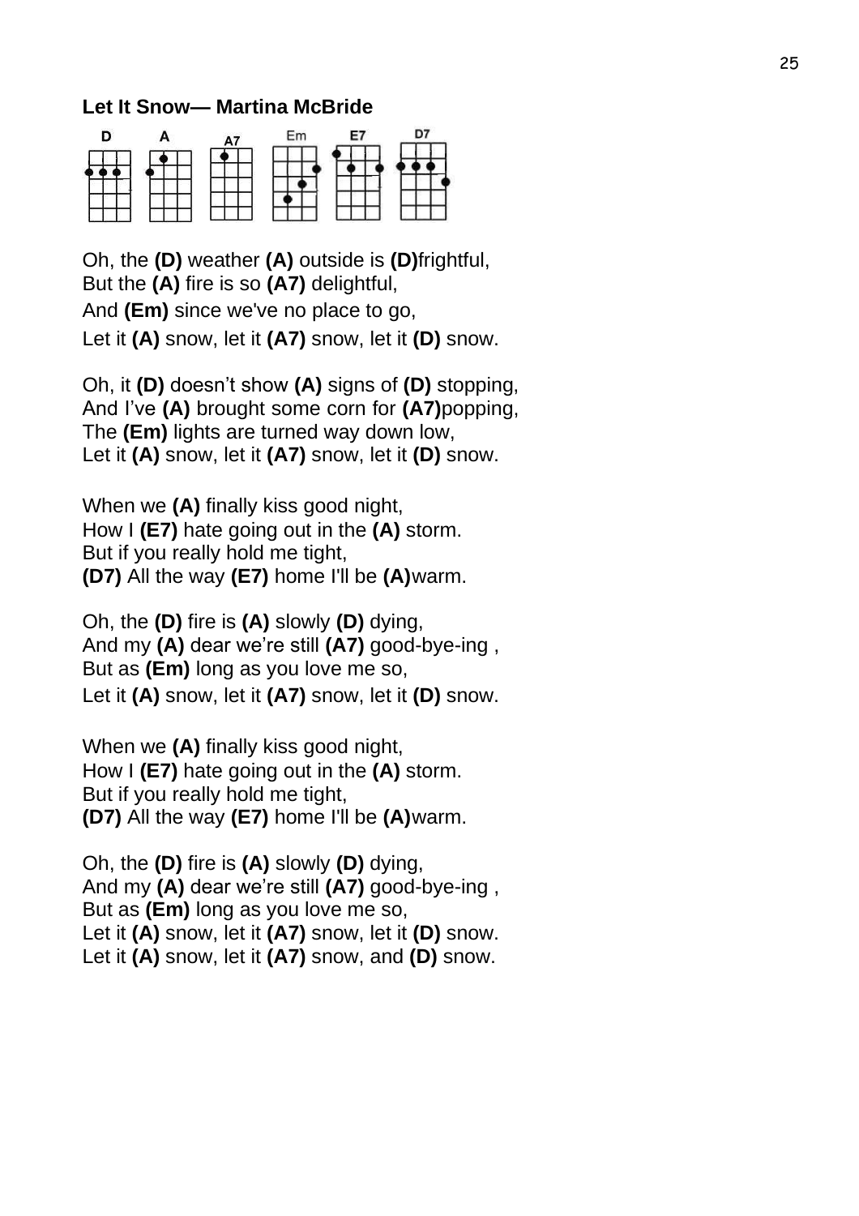**Let It Snow— Martina McBride**

D A A7 Em E7 D7

Oh, the **(D)** weather **(A)** outside is **(D)**frightful,
But the **(A)** fire is so **(A7)** delightful,
And **(Em)** since we've no place to go,
Let it **(A)** snow, let it **(A7)** snow, let it **(D)** snow.

Oh, it **(D)** doesn't show **(A)** signs of **(D)** stopping,
And I've **(A)** brought some corn for **(A7)**popping,
The **(Em)** lights are turned way down low,
Let it **(A)** snow, let it **(A7)** snow, let it **(D)** snow.

When we **(A)** finally kiss good night,
How I **(E7)** hate going out in the **(A)** storm.
But if you really hold me tight,
**(D7)** All the way **(E7)** home I'll be **(A)**warm.

Oh, the **(D)** fire is **(A)** slowly **(D)** dying,
And my **(A)** dear we're still **(A7)** good-bye-ing ,
But as **(Em)** long as you love me so,
Let it **(A)** snow, let it **(A7)** snow, let it **(D)** snow.

When we **(A)** finally kiss good night,
How I **(E7)** hate going out in the **(A)** storm.
But if you really hold me tight,
**(D7)** All the way **(E7)** home I'll be **(A)**warm.

Oh, the **(D)** fire is **(A)** slowly **(D)** dying,
And my **(A)** dear we're still **(A7)** good-bye-ing ,
But as **(Em)** long as you love me so,
Let it **(A)** snow, let it **(A7)** snow, let it **(D)** snow.
Let it **(A)** snow, let it **(A7)** snow, and **(D)** snow.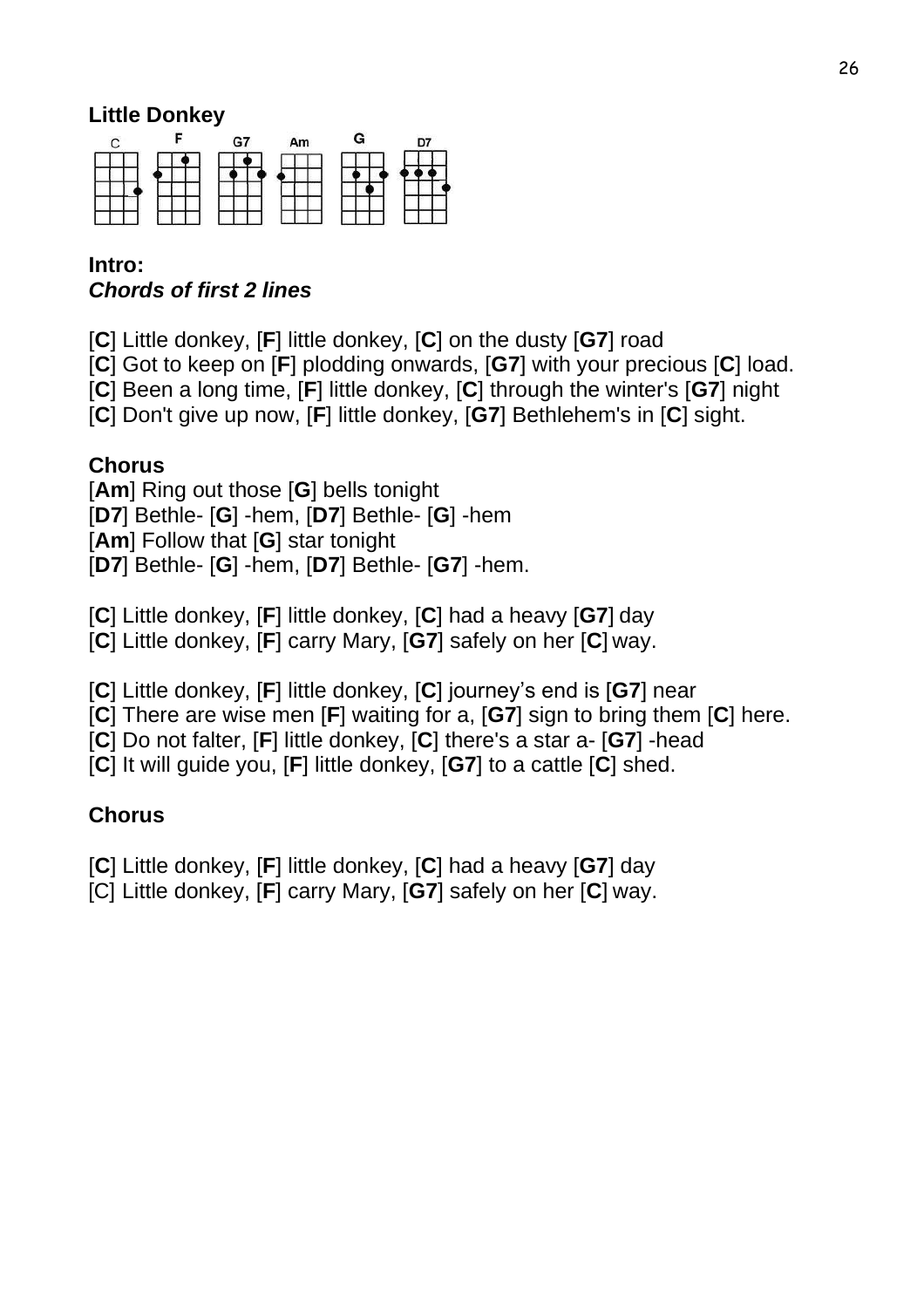## Little Donkey

C F G7 Am G D7

**Intro:**
***Chords of first 2 lines***

[**C**] Little donkey, [**F**] little donkey, [**C**] on the dusty [**G7**] road
[**C**] Got to keep on [**F**] plodding onwards, [**G7**] with your precious [**C**] load.
[**C**] Been a long time, [**F**] little donkey, [**C**] through the winter's [**G7**] night
[**C**] Don't give up now, [**F**] little donkey, [**G7**] Bethlehem's in [**C**] sight.

**Chorus**
[**Am**] Ring out those [**G**] bells tonight
[**D7**] Bethle- [**G**] -hem, [**D7**] Bethle- [**G**] -hem
[**Am**] Follow that [**G**] star tonight
[**D7**] Bethle- [**G**] -hem, [**D7**] Bethle- [**G7**] -hem.

[**C**] Little donkey, [**F**] little donkey, [**C**] had a heavy [**G7**] day
[**C**] Little donkey, [**F**] carry Mary, [**G7**] safely on her [**C**] way.

[**C**] Little donkey, [**F**] little donkey, [**C**] journey's end is [**G7**] near
[**C**] There are wise men [**F**] waiting for a, [**G7**] sign to bring them [**C**] here.
[**C**] Do not falter, [**F**] little donkey, [**C**] there's a star a- [**G7**] -head
[**C**] It will guide you, [**F**] little donkey, [**G7**] to a cattle [**C**] shed.

**Chorus**

[**C**] Little donkey, [**F**] little donkey, [**C**] had a heavy [**G7**] day
[C] Little donkey, [**F**] carry Mary, [**G7**] safely on her [**C**] way.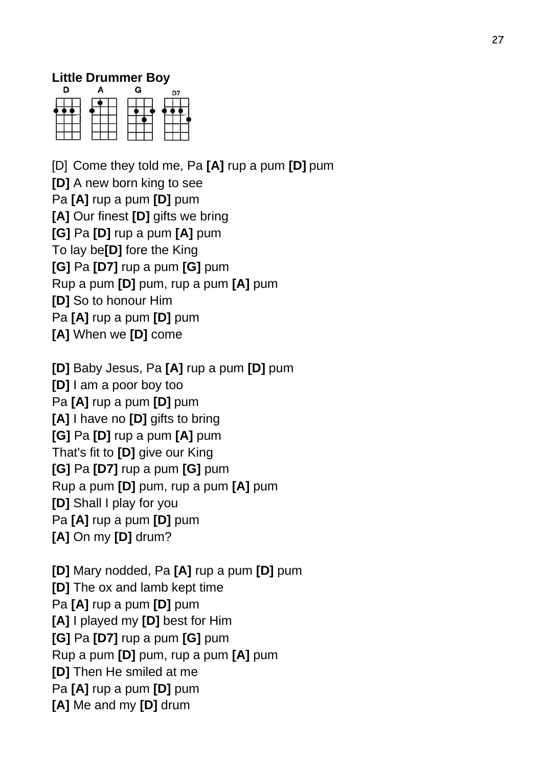**Little Drummer Boy**

D A G D7

[D] Come they told me, Pa **[A]** rup a pum **[D]** pum
**[D]** A new born king to see
Pa **[A]** rup a pum **[D]** pum
**[A]** Our finest **[D]** gifts we bring
**[G]** Pa **[D]** rup a pum **[A]** pum
To lay be**[D]** fore the King
**[G]** Pa **[D7]** rup a pum **[G]** pum
Rup a pum **[D]** pum, rup a pum **[A]** pum
**[D]** So to honour Him
Pa **[A]** rup a pum **[D]** pum
**[A]** When we **[D]** come

**[D]** Baby Jesus, Pa **[A]** rup a pum **[D]** pum
**[D]** I am a poor boy too
Pa **[A]** rup a pum **[D]** pum
**[A]** I have no **[D]** gifts to bring
**[G]** Pa **[D]** rup a pum **[A]** pum
That's fit to **[D]** give our King
**[G]** Pa **[D7]** rup a pum **[G]** pum
Rup a pum **[D]** pum, rup a pum **[A]** pum
**[D]** Shall I play for you
Pa **[A]** rup a pum **[D]** pum
**[A]** On my **[D]** drum?

**[D]** Mary nodded, Pa **[A]** rup a pum **[D]** pum
**[D]** The ox and lamb kept time
Pa **[A]** rup a pum **[D]** pum
**[A]** I played my **[D]** best for Him
**[G]** Pa **[D7]** rup a pum **[G]** pum
Rup a pum **[D]** pum, rup a pum **[A]** pum
**[D]** Then He smiled at me
Pa **[A]** rup a pum **[D]** pum
**[A]** Me and my **[D]** drum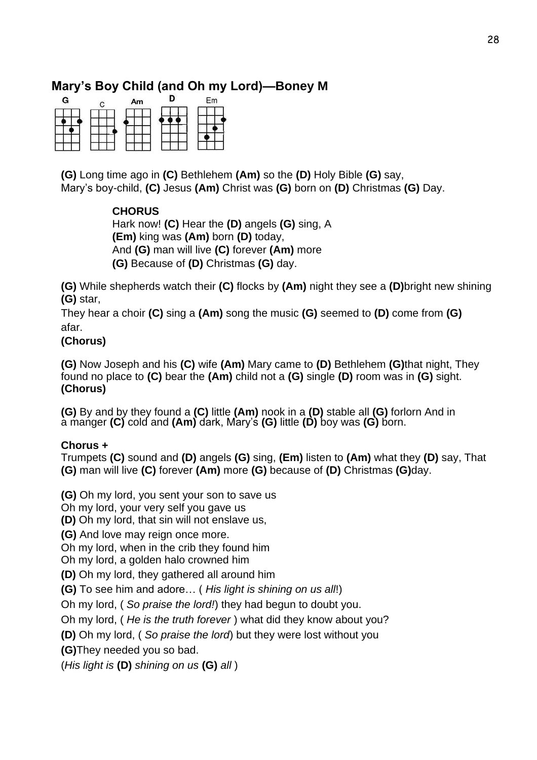## Mary's Boy Child (and Oh my Lord)—Boney M

G C Am D Em

**(G)** Long time ago in **(C)** Bethlehem **(Am)** so the **(D)** Holy Bible **(G)** say,
Mary's boy-child, **(C)** Jesus **(Am)** Christ was **(G)** born on **(D)** Christmas **(G)** Day.

**CHORUS**
Hark now! **(C)** Hear the **(D)** angels **(G)** sing, A
**(Em)** king was **(Am)** born **(D)** today,
And **(G)** man will live **(C)** forever **(Am)** more
**(G)** Because of **(D)** Christmas **(G)** day.

**(G)** While shepherds watch their **(C)** flocks by **(Am)** night they see a **(D)**bright new shining **(G)** star,
They hear a choir **(C)** sing a **(Am)** song the music **(G)** seemed to **(D)** come from **(G)** afar.
**(Chorus)**

**(G)** Now Joseph and his **(C)** wife **(Am)** Mary came to **(D)** Bethlehem **(G)**that night, They found no place to **(C)** bear the **(Am)** child not a **(G)** single **(D)** room was in **(G)** sight.
**(Chorus)**

**(G)** By and by they found a **(C)** little **(Am)** nook in a **(D)** stable all **(G)** forlorn And in a manger **(C)** cold and **(Am)** dark, Mary's **(G)** little **(D)** boy was **(G)** born.

**Chorus +**
Trumpets **(C)** sound and **(D)** angels **(G)** sing, **(Em)** listen to **(Am)** what they **(D)** say, That **(G)** man will live **(C)** forever **(Am)** more **(G)** because of **(D)** Christmas **(G)**day.

**(G)** Oh my lord, you sent your son to save us
Oh my lord, your very self you gave us
**(D)** Oh my lord, that sin will not enslave us,
**(G)** And love may reign once more.
Oh my lord, when in the crib they found him
Oh my lord, a golden halo crowned him
**(D)** Oh my lord, they gathered all around him
**(G)** To see him and adore… ( *His light is shining on us all*!)
Oh my lord, ( *So praise the lord!*) they had begun to doubt you.
Oh my lord, ( *He is the truth forever* ) what did they know about you?
**(D)** Oh my lord, ( *So praise the lord*) but they were lost without you
**(G)**They needed you so bad.
(*His light is* **(D)** *shining on us* **(G)** *all* )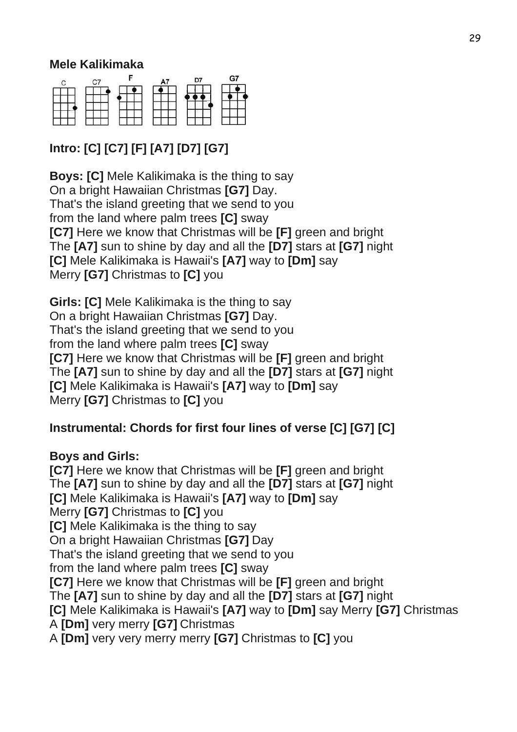**Mele Kalikimaka**

**Intro: [C] [C7] [F] [A7] [D7] [G7]**

**Boys: [C]** Mele Kalikimaka is the thing to say
On a bright Hawaiian Christmas **[G7]** Day.
That's the island greeting that we send to you
from the land where palm trees **[C]** sway
**[C7]** Here we know that Christmas will be **[F]** green and bright
The **[A7]** sun to shine by day and all the **[D7]** stars at **[G7]** night
**[C]** Mele Kalikimaka is Hawaii's **[A7]** way to **[Dm]** say
Merry **[G7]** Christmas to **[C]** you

**Girls: [C]** Mele Kalikimaka is the thing to say
On a bright Hawaiian Christmas **[G7]** Day.
That's the island greeting that we send to you
from the land where palm trees **[C]** sway
**[C7]** Here we know that Christmas will be **[F]** green and bright
The **[A7]** sun to shine by day and all the **[D7]** stars at **[G7]** night
**[C]** Mele Kalikimaka is Hawaii's **[A7]** way to **[Dm]** say
Merry **[G7]** Christmas to **[C]** you

**Instrumental: Chords for first four lines of verse [C] [G7] [C]**

**Boys and Girls:**
**[C7]** Here we know that Christmas will be **[F]** green and bright
The **[A7]** sun to shine by day and all the **[D7]** stars at **[G7]** night
**[C]** Mele Kalikimaka is Hawaii's **[A7]** way to **[Dm]** say
Merry **[G7]** Christmas to **[C]** you
**[C]** Mele Kalikimaka is the thing to say
On a bright Hawaiian Christmas **[G7]** Day
That's the island greeting that we send to you
from the land where palm trees **[C]** sway
**[C7]** Here we know that Christmas will be **[F]** green and bright
The **[A7]** sun to shine by day and all the **[D7]** stars at **[G7]** night
**[C]** Mele Kalikimaka is Hawaii's **[A7]** way to **[Dm]** say Merry **[G7]** Christmas
A **[Dm]** very merry **[G7]** Christmas
A **[Dm]** very very merry merry **[G7]** Christmas to **[C]** you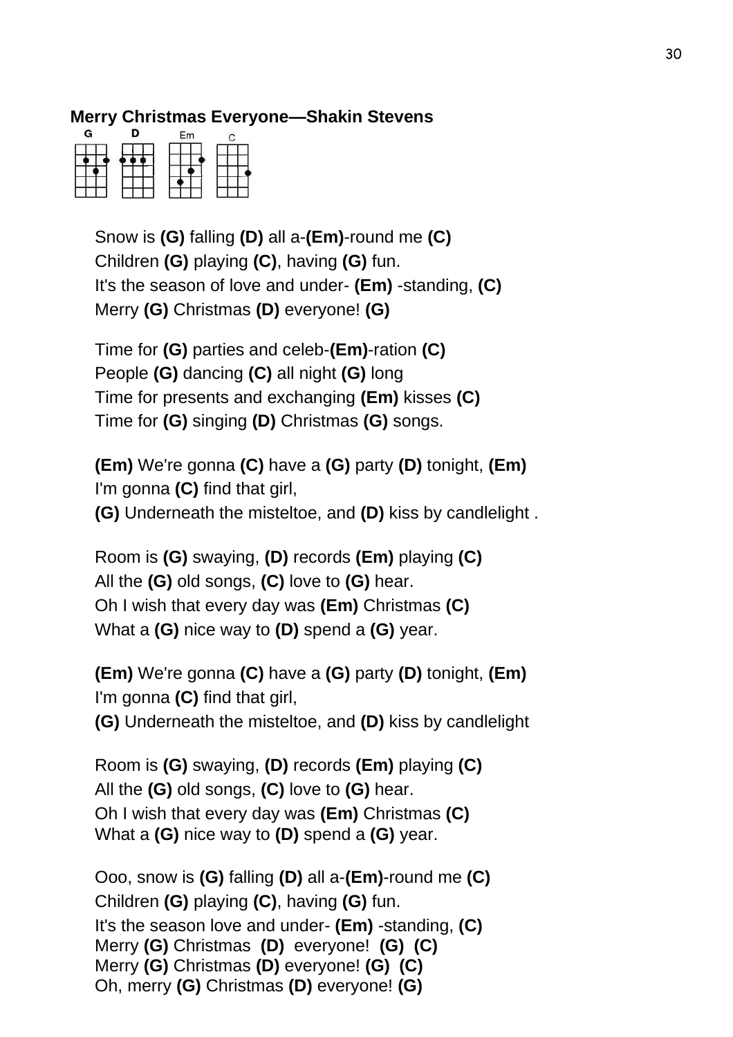**Merry Christmas Everyone—Shakin Stevens**

G D Em C

Snow is **(G)** falling **(D)** all a-**(Em)**-round me **(C)**
Children **(G)** playing **(C)**, having **(G)** fun.
It's the season of love and under- **(Em)** -standing, **(C)**
Merry **(G)** Christmas **(D)** everyone! **(G)**

Time for **(G)** parties and celeb-**(Em)**-ration **(C)**
People **(G)** dancing **(C)** all night **(G)** long
Time for presents and exchanging **(Em)** kisses **(C)**
Time for **(G)** singing **(D)** Christmas **(G)** songs.

**(Em)** We're gonna **(C)** have a **(G)** party **(D)** tonight, **(Em)**
I'm gonna **(C)** find that girl,
**(G)** Underneath the misteltoe, and **(D)** kiss by candlelight .

Room is **(G)** swaying, **(D)** records **(Em)** playing **(C)**
All the **(G)** old songs, **(C)** love to **(G)** hear.
Oh I wish that every day was **(Em)** Christmas **(C)**
What a **(G)** nice way to **(D)** spend a **(G)** year.

**(Em)** We're gonna **(C)** have a **(G)** party **(D)** tonight, **(Em)**
I'm gonna **(C)** find that girl,
**(G)** Underneath the misteltoe, and **(D)** kiss by candlelight

Room is **(G)** swaying, **(D)** records **(Em)** playing **(C)**
All the **(G)** old songs, **(C)** love to **(G)** hear.
Oh I wish that every day was **(Em)** Christmas **(C)**
What a **(G)** nice way to **(D)** spend a **(G)** year.

Ooo, snow is **(G)** falling **(D)** all a-**(Em)**-round me **(C)**
Children **(G)** playing **(C)**, having **(G)** fun.
It's the season love and under- **(Em)** -standing, **(C)**
Merry **(G)** Christmas **(D)** everyone! **(G)** **(C)**
Merry **(G)** Christmas **(D)** everyone! **(G)** **(C)**
Oh, merry **(G)** Christmas **(D)** everyone! **(G)**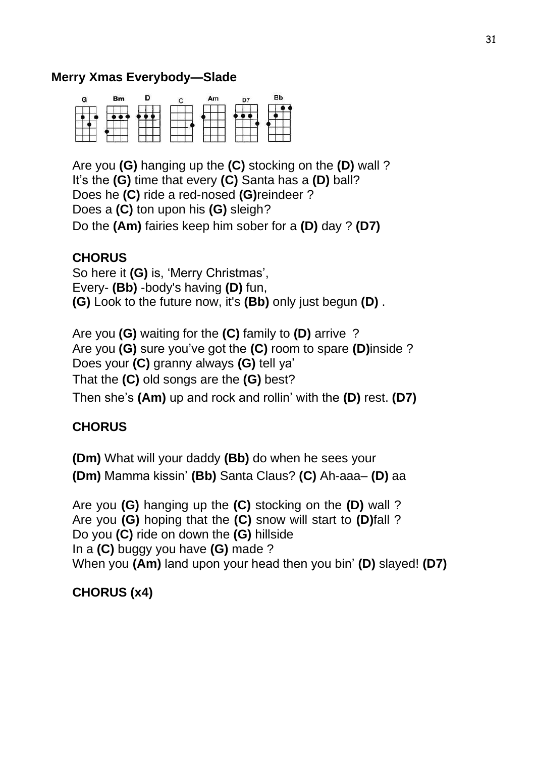**Merry Xmas Everybody—Slade**

G Bm D C Am D7 Bb

Are you **(G)** hanging up the **(C)** stocking on the **(D)** wall ?
It's the **(G)** time that every **(C)** Santa has a **(D)** ball?
Does he **(C)** ride a red-nosed **(G)**reindeer ?
Does a **(C)** ton upon his **(G)** sleigh?
Do the **(Am)** fairies keep him sober for a **(D)** day ? **(D7)**

**CHORUS**
So here it **(G)** is, 'Merry Christmas',
Every- **(Bb)** -body's having **(D)** fun,
**(G)** Look to the future now, it's **(Bb)** only just begun **(D)** .

Are you **(G)** waiting for the **(C)** family to **(D)** arrive ?
Are you **(G)** sure you've got the **(C)** room to spare **(D)**inside ?
Does your **(C)** granny always **(G)** tell ya'
That the **(C)** old songs are the **(G)** best?
Then she's **(Am)** up and rock and rollin' with the **(D)** rest. **(D7)**

**CHORUS**

**(Dm)** What will your daddy **(Bb)** do when he sees your
**(Dm)** Mamma kissin' **(Bb)** Santa Claus? **(C)** Ah-aaa– **(D)** aa

Are you **(G)** hanging up the **(C)** stocking on the **(D)** wall ?
Are you **(G)** hoping that the **(C)** snow will start to **(D)**fall ?
Do you **(C)** ride on down the **(G)** hillside
In a **(C)** buggy you have **(G)** made ?
When you **(Am)** land upon your head then you bin' **(D)** slayed! **(D7)**

**CHORUS (x4)**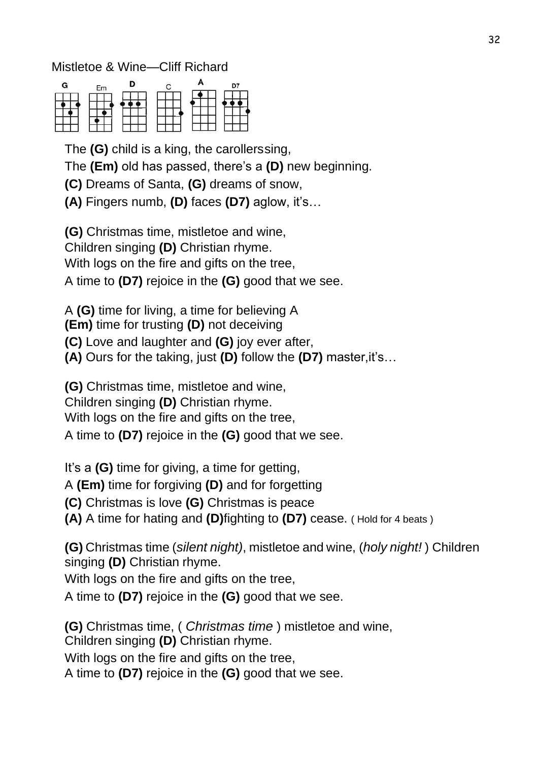Mistletoe & Wine—Cliff Richard

G Em D C A D7

The **(G)** child is a king, the carollerssing,

The **(Em)** old has passed, there's a **(D)** new beginning.

**(C)** Dreams of Santa, **(G)** dreams of snow,

**(A)** Fingers numb, **(D)** faces **(D7)** aglow, it's…

**(G)** Christmas time, mistletoe and wine,
Children singing **(D)** Christian rhyme.
With logs on the fire and gifts on the tree,
A time to **(D7)** rejoice in the **(G)** good that we see.

A **(G)** time for living, a time for believing A
**(Em)** time for trusting **(D)** not deceiving
**(C)** Love and laughter and **(G)** joy ever after,
**(A)** Ours for the taking, just **(D)** follow the **(D7)** master,it's…

**(G)** Christmas time, mistletoe and wine,
Children singing **(D)** Christian rhyme.
With logs on the fire and gifts on the tree,
A time to **(D7)** rejoice in the **(G)** good that we see.

It's a **(G)** time for giving, a time for getting,

A **(Em)** time for forgiving **(D)** and for forgetting

**(C)** Christmas is love **(G)** Christmas is peace

**(A)** A time for hating and **(D)**fighting to **(D7)** cease. ( Hold for 4 beats )

**(G)** Christmas time (*silent night)*, mistletoe and wine, (*holy night!* ) Children singing **(D)** Christian rhyme.
With logs on the fire and gifts on the tree,
A time to **(D7)** rejoice in the **(G)** good that we see.

**(G)** Christmas time, ( *Christmas time* ) mistletoe and wine,
Children singing **(D)** Christian rhyme.
With logs on the fire and gifts on the tree,
A time to **(D7)** rejoice in the **(G)** good that we see.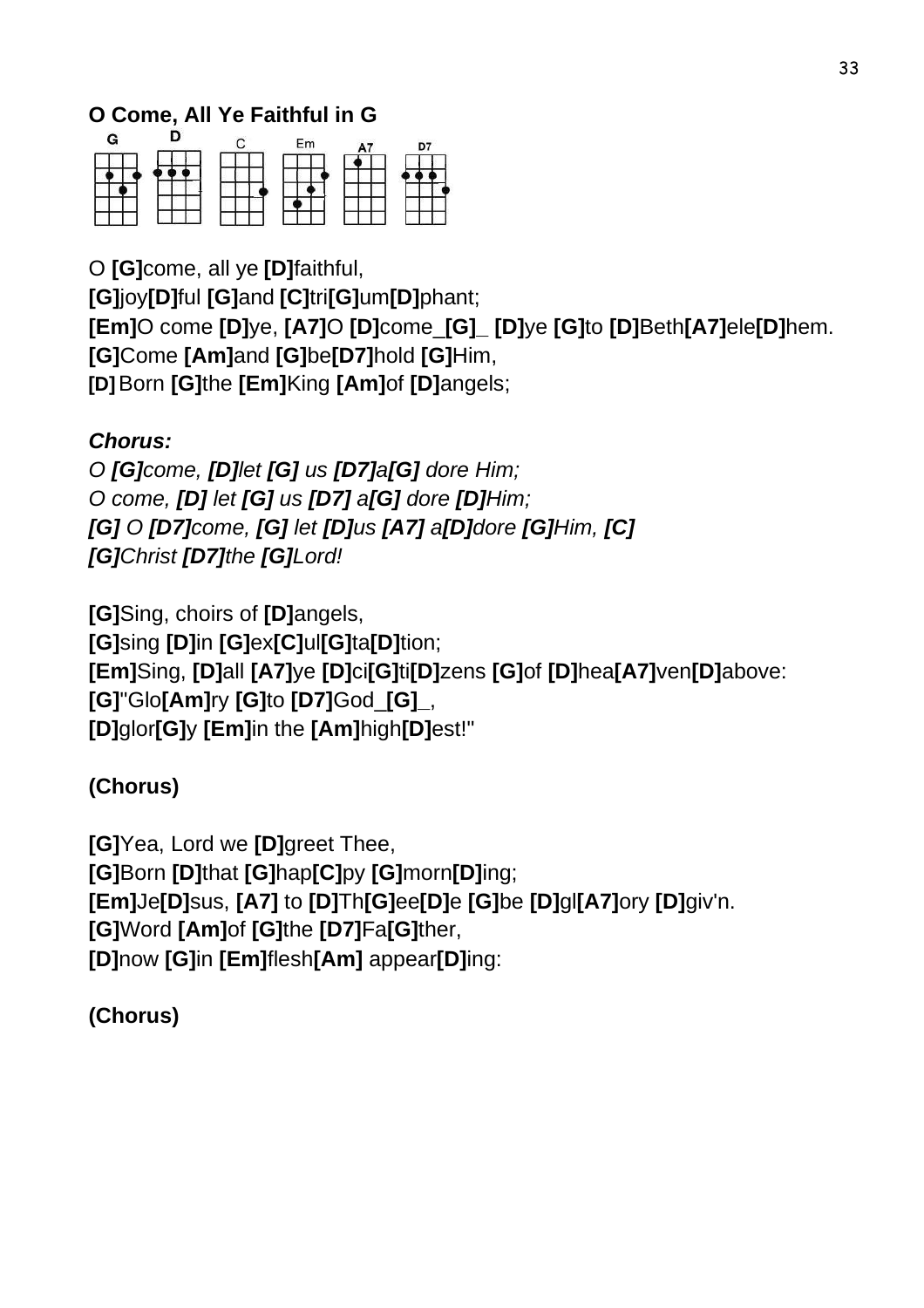**O Come, All Ye Faithful in G**

G D C Em A7 D7

O **[G]**come, all ye **[D]**faithful,
**[G]**joy**[D]**ful **[G]**and **[C]**tri**[G]**um**[D]**phant;
**[Em]**O come **[D]**ye, **[A7]**O **[D]**come_**[G]**_ **[D]**ye **[G]**to **[D]**Beth**[A7]**ele**[D]**hem.
**[G]**Come **[Am]**and **[G]**be**[D7]**hold **[G]**Him,
**[D]** Born **[G]**the **[Em]**King **[Am]**of **[D]**angels;

***Chorus:***
*O **[G]**come, **[D]**let **[G]** us **[D7]**a**[G]** dore Him;*
*O come, **[D]** let **[G]** us **[D7]** a**[G]** dore **[D]**Him;*
***[G]** O **[D7]**come, **[G]** let **[D]**us **[A7]** a**[D]**dore **[G]**Him, **[C]***
***[G]**Christ **[D7]**the **[G]**Lord!*

**[G]**Sing, choirs of **[D]**angels,
**[G]**sing **[D]**in **[G]**ex**[C]**ul**[G]**ta**[D]**tion;
**[Em]**Sing, **[D]**all **[A7]**ye **[D]**ci**[G]**ti**[D]**zens **[G]**of **[D]**hea**[A7]**ven**[D]**above:
**[G]**"Glo**[Am]**ry **[G]**to **[D7]**God_**[G]**_,
**[D]**glor**[G]**y **[Em]**in the **[Am]**high**[D]**est!"

**(Chorus)**

**[G]**Yea, Lord we **[D]**greet Thee,
**[G]**Born **[D]**that **[G]**hap**[C]**py **[G]**morn**[D]**ing;
**[Em]**Je**[D]**sus, **[A7]** to **[D]**Th**[G]**ee**[D]**e **[G]**be **[D]**gl**[A7]**ory **[D]**giv'n.
**[G]**Word **[Am]**of **[G]**the **[D7]**Fa**[G]**ther,
**[D]**now **[G]**in **[Em]**flesh**[Am]** appear**[D]**ing:

**(Chorus)**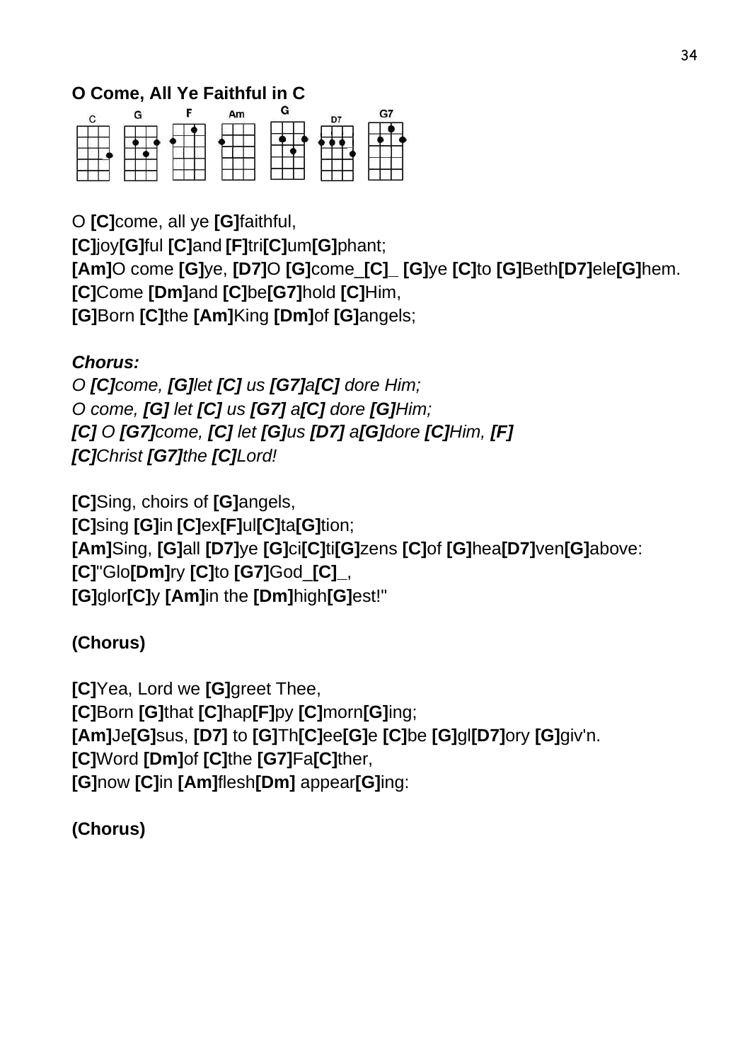**O Come, All Ye Faithful in C**

C G F Am G D7 G7

O **[C]**come, all ye **[G]**faithful,
**[C]**joy**[G]**ful **[C]**and **[F]**tri**[C]**um**[G]**phant;
**[Am]**O come **[G]**ye, **[D7]**O **[G]**come_**[C]**_ **[G]**ye **[C]**to **[G]**Beth**[D7]**ele**[G]**hem.
**[C]**Come **[Dm]**and **[C]**be**[G7]**hold **[C]**Him,
**[G]**Born **[C]**the **[Am]**King **[Dm]**of **[G]**angels;

***Chorus:***
*O **[C]**come, **[G]**let **[C]** us **[G7]**a**[C]** dore Him;*
*O come, **[G]** let **[C]** us **[G7]** a**[C]** dore **[G]**Him;*
***[C]** O **[G7]**come, **[C]** let **[G]**us **[D7]** a**[G]**dore **[C]**Him, **[F]***
***[C]**Christ **[G7]**the **[C]**Lord!*

**[C]**Sing, choirs of **[G]**angels,
**[C]**sing **[G]**in **[C]**ex**[F]**ul**[C]**ta**[G]**tion;
**[Am]**Sing, **[G]**all **[D7]**ye **[G]**ci**[C]**ti**[G]**zens **[C]**of **[G]**hea**[D7]**ven**[G]**above:
**[C]**"Glo**[Dm]**ry **[C]**to **[G7]**God_**[C]**_,
**[G]**glor**[C]**y **[Am]**in the **[Dm]**high**[G]**est!"

**(Chorus)**

**[C]**Yea, Lord we **[G]**greet Thee,
**[C]**Born **[G]**that **[C]**hap**[F]**py **[C]**morn**[G]**ing;
**[Am]**Je**[G]**sus, **[D7]** to **[G]**Th**[C]**ee**[G]**e **[C]**be **[G]**gl**[D7]**ory **[G]**giv'n.
**[C]**Word **[Dm]**of **[C]**the **[G7]**Fa**[C]**ther,
**[G]**now **[C]**in **[Am]**flesh**[Dm]** appear**[G]**ing:

**(Chorus)**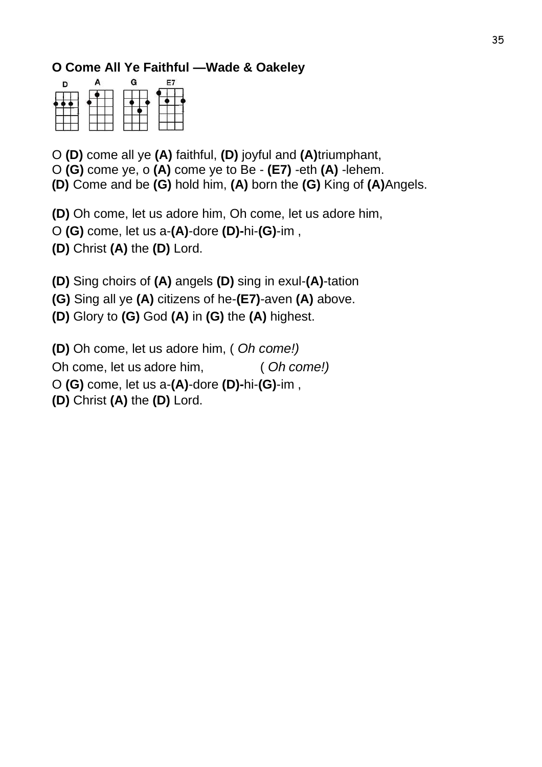**O Come All Ye Faithful —Wade & Oakeley**

D A G E7

O **(D)** come all ye **(A)** faithful, **(D)** joyful and **(A)**triumphant,
O **(G)** come ye, o **(A)** come ye to Be - **(E7)** -eth **(A)** -lehem.
**(D)** Come and be **(G)** hold him, **(A)** born the **(G)** King of **(A)**Angels.

**(D)** Oh come, let us adore him, Oh come, let us adore him,
O **(G)** come, let us a-**(A)**-dore **(D)-**hi-**(G)**-im ,
**(D)** Christ **(A)** the **(D)** Lord.

**(D)** Sing choirs of **(A)** angels **(D)** sing in exul-**(A)**-tation
**(G)** Sing all ye **(A)** citizens of he-**(E7)**-aven **(A)** above.
**(D)** Glory to **(G)** God **(A)** in **(G)** the **(A)** highest.

**(D)** Oh come, let us adore him, ( *Oh come!)*
Oh come, let us adore him, ( *Oh come!)*
O **(G)** come, let us a-**(A)**-dore **(D)-**hi-**(G)**-im ,
**(D)** Christ **(A)** the **(D)** Lord.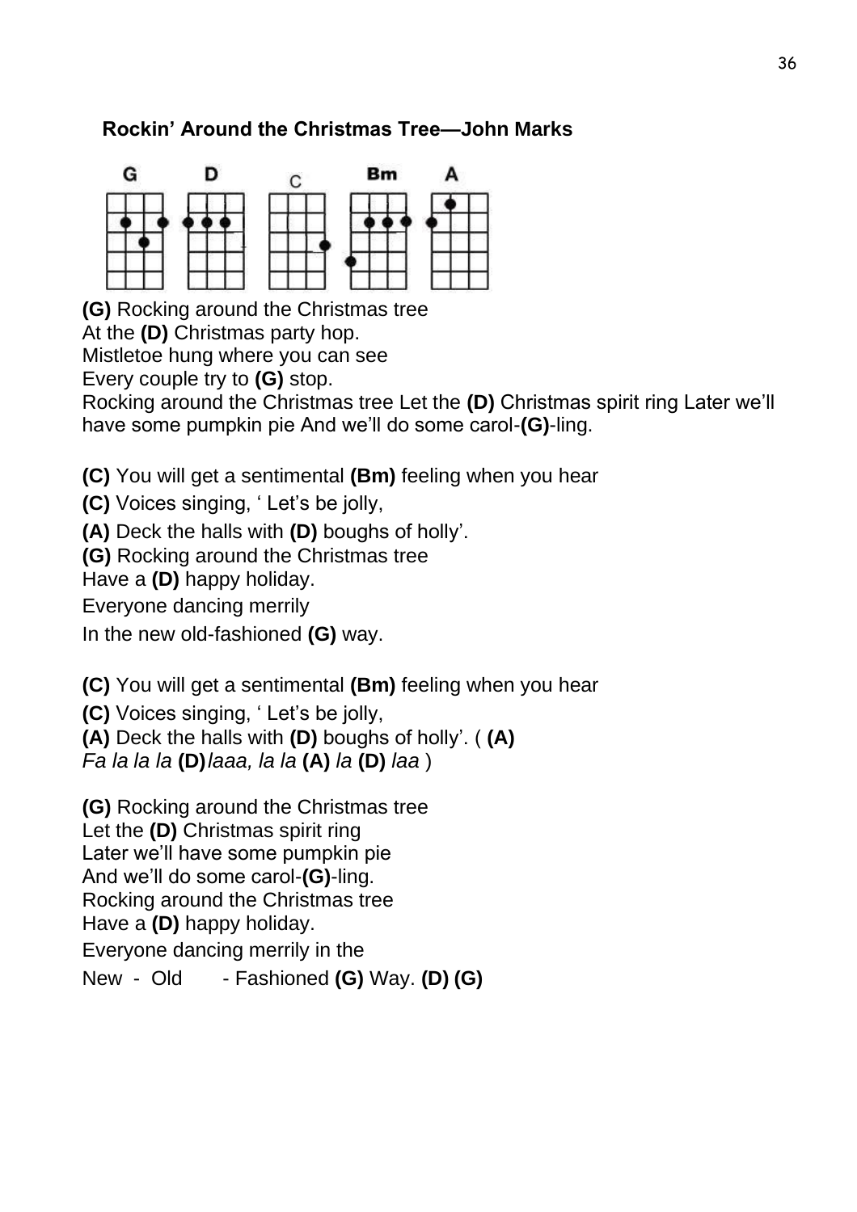## Rockin' Around the Christmas Tree—John Marks

G D C Bm A

**(G)** Rocking around the Christmas tree
At the **(D)** Christmas party hop.
Mistletoe hung where you can see
Every couple try to **(G)** stop.
Rocking around the Christmas tree Let the **(D)** Christmas spirit ring Later we'll have some pumpkin pie And we'll do some carol-**(G)**-ling.

**(C)** You will get a sentimental **(Bm)** feeling when you hear
**(C)** Voices singing, ' Let's be jolly,
**(A)** Deck the halls with **(D)** boughs of holly'.
**(G)** Rocking around the Christmas tree
Have a **(D)** happy holiday.
Everyone dancing merrily
In the new old-fashioned **(G)** way.

**(C)** You will get a sentimental **(Bm)** feeling when you hear
**(C)** Voices singing, ' Let's be jolly,
**(A)** Deck the halls with **(D)** boughs of holly'. ( **(A)**
*Fa la la la* **(D)***laaa, la la* **(A)** *la* **(D)** *laa* )

**(G)** Rocking around the Christmas tree
Let the **(D)** Christmas spirit ring
Later we'll have some pumpkin pie
And we'll do some carol-**(G)**-ling.
Rocking around the Christmas tree
Have a **(D)** happy holiday.
Everyone dancing merrily in the
New - Old - Fashioned **(G)** Way. **(D)** **(G)**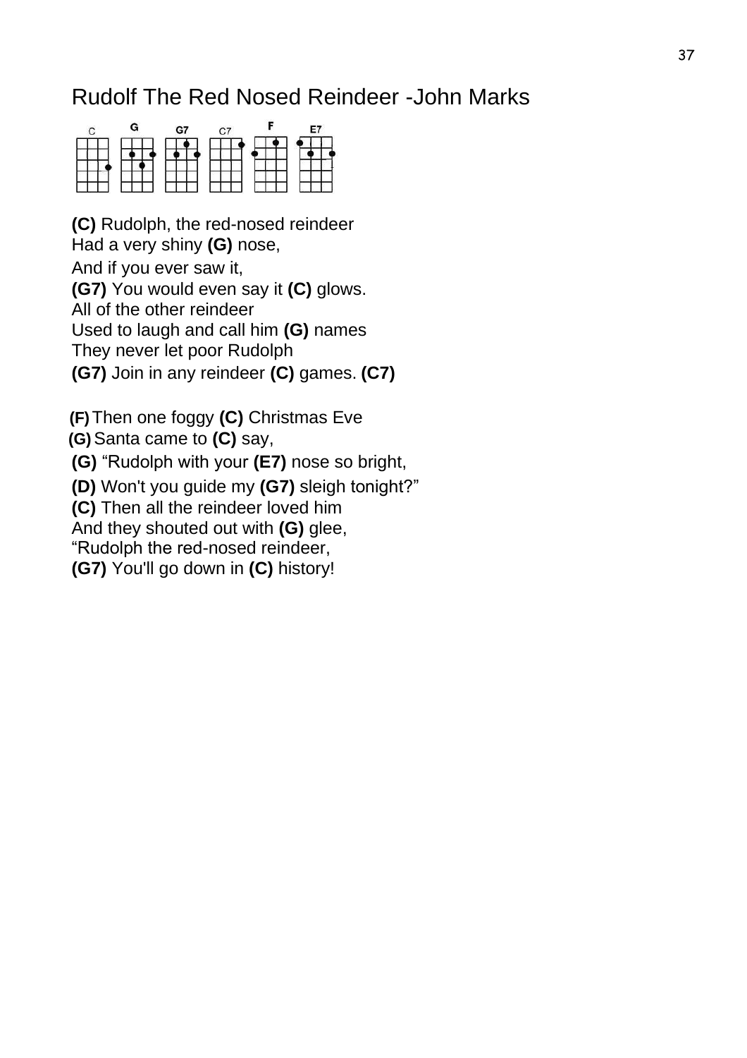# Rudolf The Red Nosed Reindeer -John Marks

C G G7 C7 F E7

**(C)** Rudolph, the red-nosed reindeer
Had a very shiny **(G)** nose,
And if you ever saw it,
**(G7)** You would even say it **(C)** glows.
All of the other reindeer
Used to laugh and call him **(G)** names
They never let poor Rudolph
**(G7)** Join in any reindeer **(C)** games. **(C7)**

**(F)** Then one foggy **(C)** Christmas Eve
**(G)** Santa came to **(C)** say,
**(G)** "Rudolph with your **(E7)** nose so bright,
**(D)** Won't you guide my **(G7)** sleigh tonight?"
**(C)** Then all the reindeer loved him
And they shouted out with **(G)** glee,
"Rudolph the red-nosed reindeer,
**(G7)** You'll go down in **(C)** history!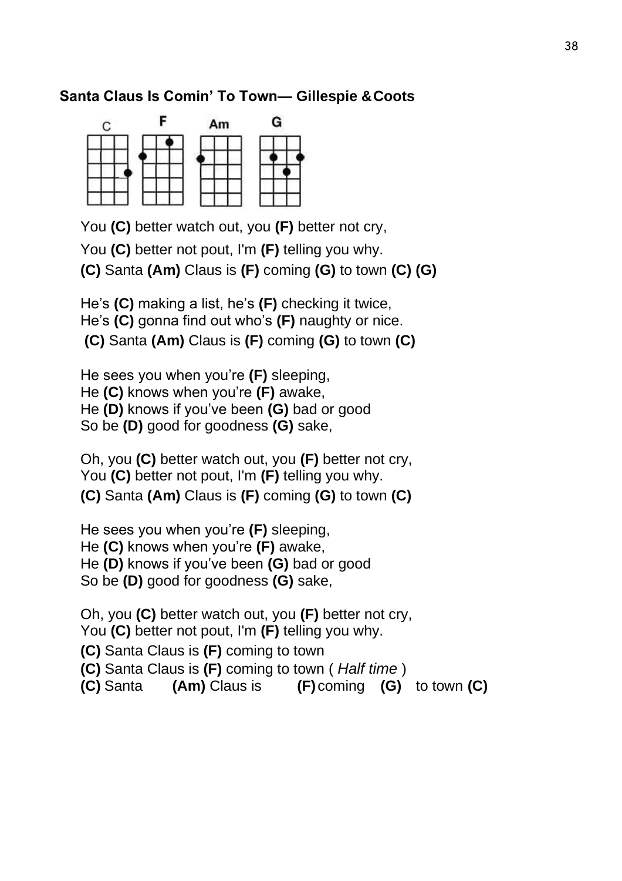**Santa Claus Is Comin' To Town— Gillespie & Coots**

C F Am G

You **(C)** better watch out, you **(F)** better not cry,
You **(C)** better not pout, I'm **(F)** telling you why.
**(C)** Santa **(Am)** Claus is **(F)** coming **(G)** to town **(C) (G)**

He's **(C)** making a list, he's **(F)** checking it twice,
He's **(C)** gonna find out who's **(F)** naughty or nice.
**(C)** Santa **(Am)** Claus is **(F)** coming **(G)** to town **(C)**

He sees you when you're **(F)** sleeping,
He **(C)** knows when you're **(F)** awake,
He **(D)** knows if you've been **(G)** bad or good
So be **(D)** good for goodness **(G)** sake,

Oh, you **(C)** better watch out, you **(F)** better not cry,
You **(C)** better not pout, I'm **(F)** telling you why.
**(C)** Santa **(Am)** Claus is **(F)** coming **(G)** to town **(C)**

He sees you when you're **(F)** sleeping,
He **(C)** knows when you're **(F)** awake,
He **(D)** knows if you've been **(G)** bad or good
So be **(D)** good for goodness **(G)** sake,

Oh, you **(C)** better watch out, you **(F)** better not cry,
You **(C)** better not pout, I'm **(F)** telling you why.
**(C)** Santa Claus is **(F)** coming to town
**(C)** Santa Claus is **(F)** coming to town ( *Half time* )
**(C)** Santa **(Am)** Claus is **(F)** coming **(G)** to town **(C)**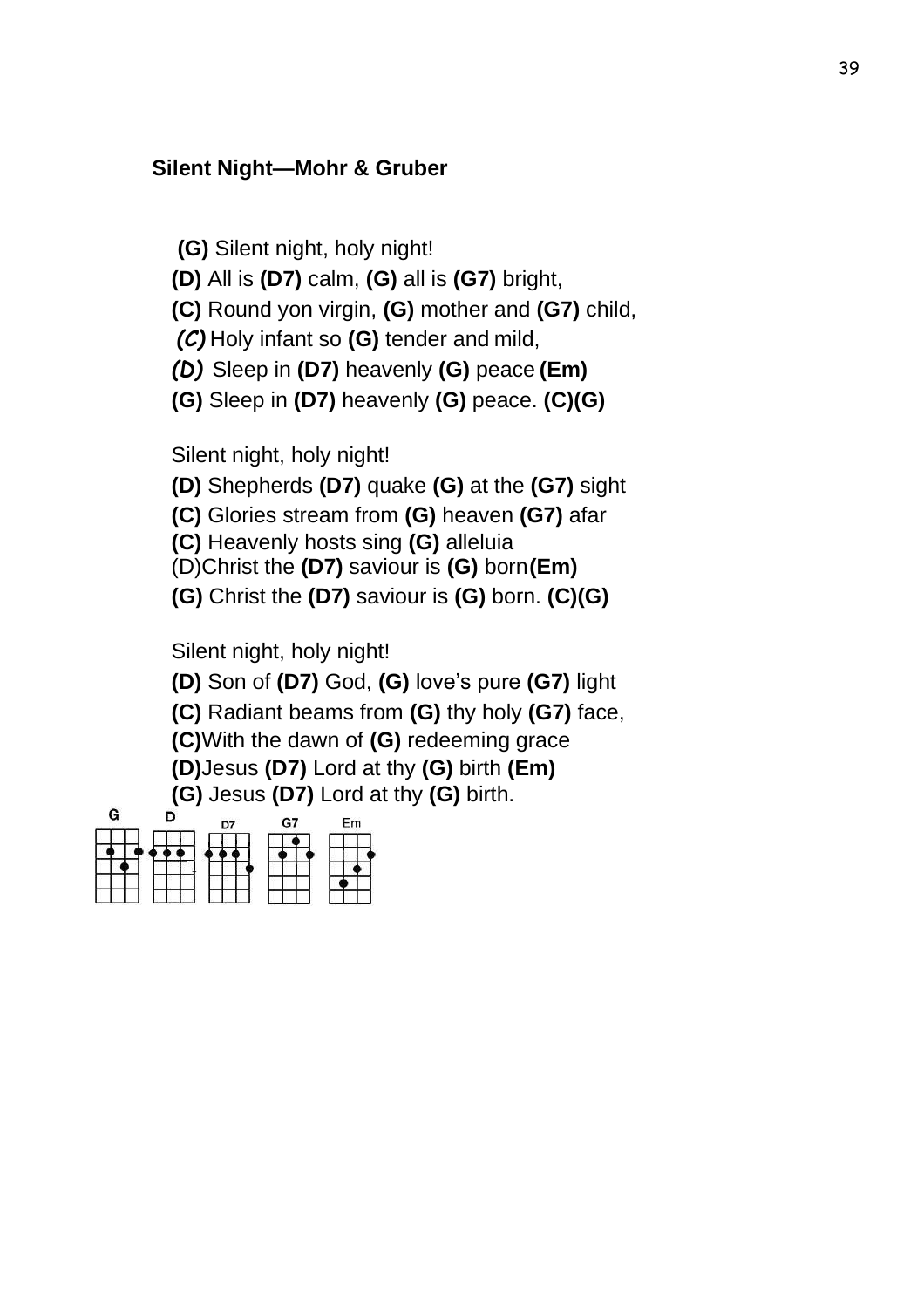**Silent Night—Mohr & Gruber**

**(G)** Silent night, holy night!
**(D)** All is **(D7)** calm, **(G)** all is **(G7)** bright,
**(C)** Round yon virgin, **(G)** mother and **(G7)** child,
**(C)** Holy infant so **(G)** tender and mild,
**(D)** Sleep in **(D7)** heavenly **(G)** peace **(Em)**
**(G)** Sleep in **(D7)** heavenly **(G)** peace. **(C)(G)**

Silent night, holy night!
**(D)** Shepherds **(D7)** quake **(G)** at the **(G7)** sight
**(C)** Glories stream from **(G)** heaven **(G7)** afar
**(C)** Heavenly hosts sing **(G)** alleluia
(D)Christ the **(D7)** saviour is **(G)** born **(Em)**
**(G)** Christ the **(D7)** saviour is **(G)** born. **(C)(G)**

Silent night, holy night!
**(D)** Son of **(D7)** God, **(G)** love's pure **(G7)** light
**(C)** Radiant beams from **(G)** thy holy **(G7)** face,
**(C)**With the dawn of **(G)** redeeming grace
**(D)**Jesus **(D7)** Lord at thy **(G)** birth **(Em)**
**(G)** Jesus **(D7)** Lord at thy **(G)** birth.

G D D7 G7 Em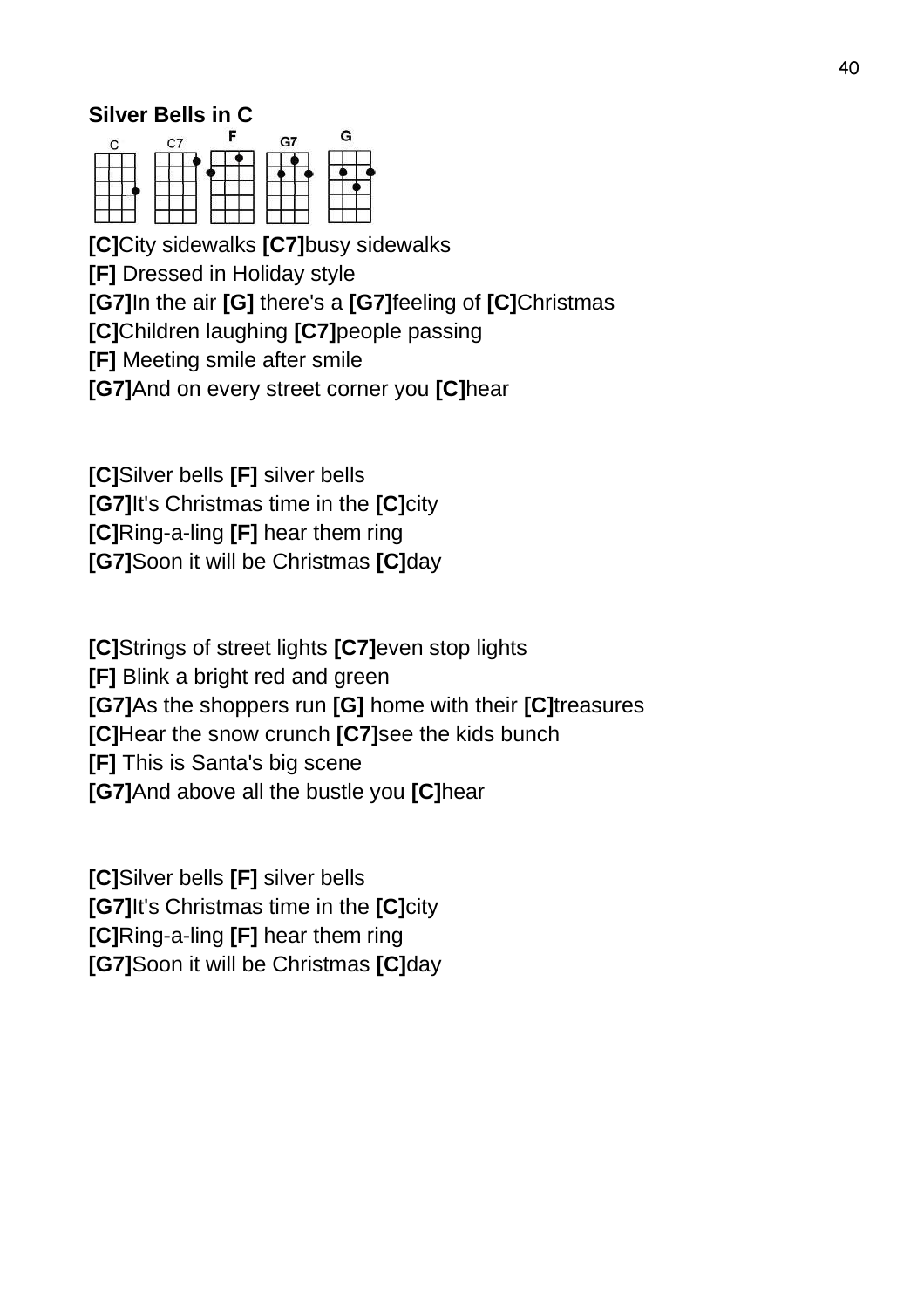**Silver Bells in C**

**[C]**City sidewalks **[C7]**busy sidewalks
**[F]** Dressed in Holiday style
**[G7]**In the air **[G]** there's a **[G7]**feeling of **[C]**Christmas
**[C]**Children laughing **[C7]**people passing
**[F]** Meeting smile after smile
**[G7]**And on every street corner you **[C]**hear

**[C]**Silver bells **[F]** silver bells
**[G7]**It's Christmas time in the **[C]**city
**[C]**Ring-a-ling **[F]** hear them ring
**[G7]**Soon it will be Christmas **[C]**day

**[C]**Strings of street lights **[C7]**even stop lights
**[F]** Blink a bright red and green
**[G7]**As the shoppers run **[G]** home with their **[C]**treasures
**[C]**Hear the snow crunch **[C7]**see the kids bunch
**[F]** This is Santa's big scene
**[G7]**And above all the bustle you **[C]**hear

**[C]**Silver bells **[F]** silver bells
**[G7]**It's Christmas time in the **[C]**city
**[C]**Ring-a-ling **[F]** hear them ring
**[G7]**Soon it will be Christmas **[C]**day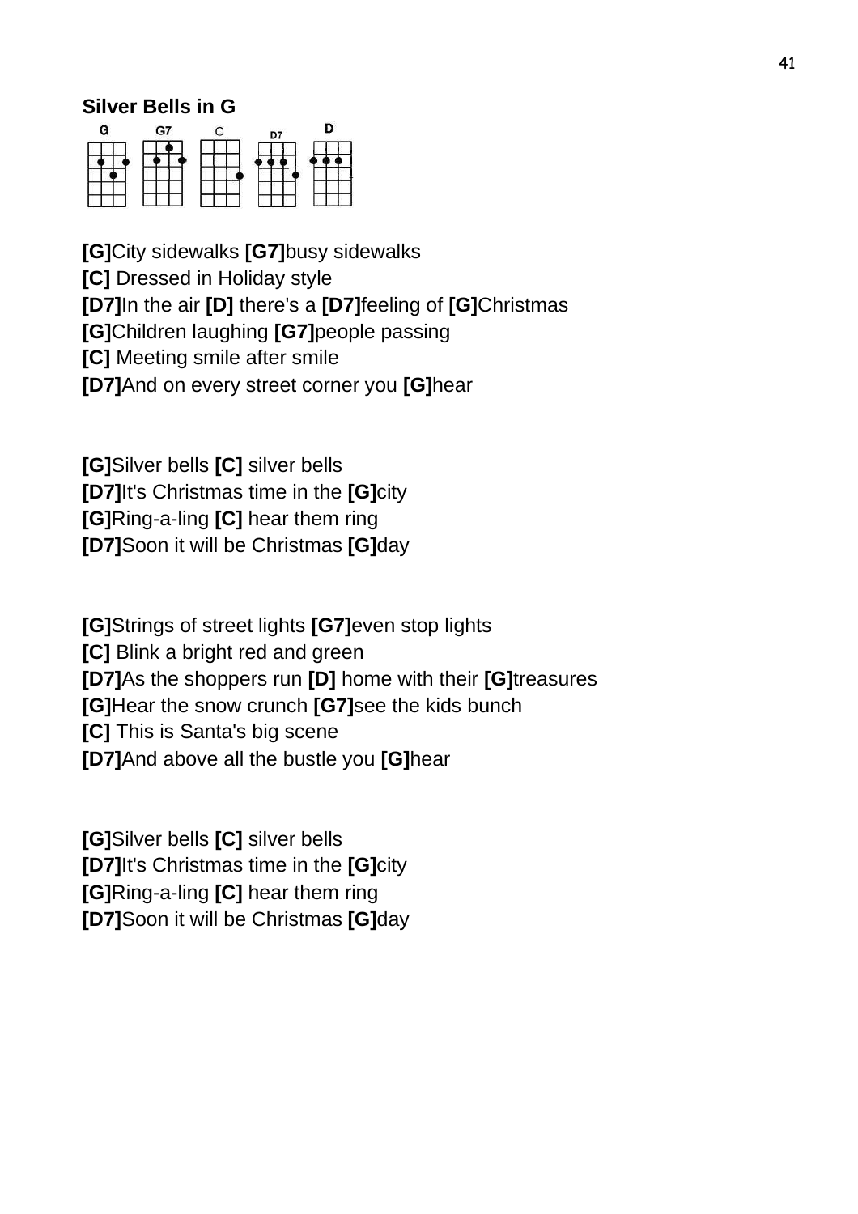**Silver Bells in G**

**[G]**City sidewalks **[G7]**busy sidewalks
**[C]** Dressed in Holiday style
**[D7]**In the air **[D]** there's a **[D7]**feeling of **[G]**Christmas
**[G]**Children laughing **[G7]**people passing
**[C]** Meeting smile after smile
**[D7]**And on every street corner you **[G]**hear

**[G]**Silver bells **[C]** silver bells
**[D7]**It's Christmas time in the **[G]**city
**[G]**Ring-a-ling **[C]** hear them ring
**[D7]**Soon it will be Christmas **[G]**day

**[G]**Strings of street lights **[G7]**even stop lights
**[C]** Blink a bright red and green
**[D7]**As the shoppers run **[D]** home with their **[G]**treasures
**[G]**Hear the snow crunch **[G7]**see the kids bunch
**[C]** This is Santa's big scene
**[D7]**And above all the bustle you **[G]**hear

**[G]**Silver bells **[C]** silver bells
**[D7]**It's Christmas time in the **[G]**city
**[G]**Ring-a-ling **[C]** hear them ring
**[D7]**Soon it will be Christmas **[G]**day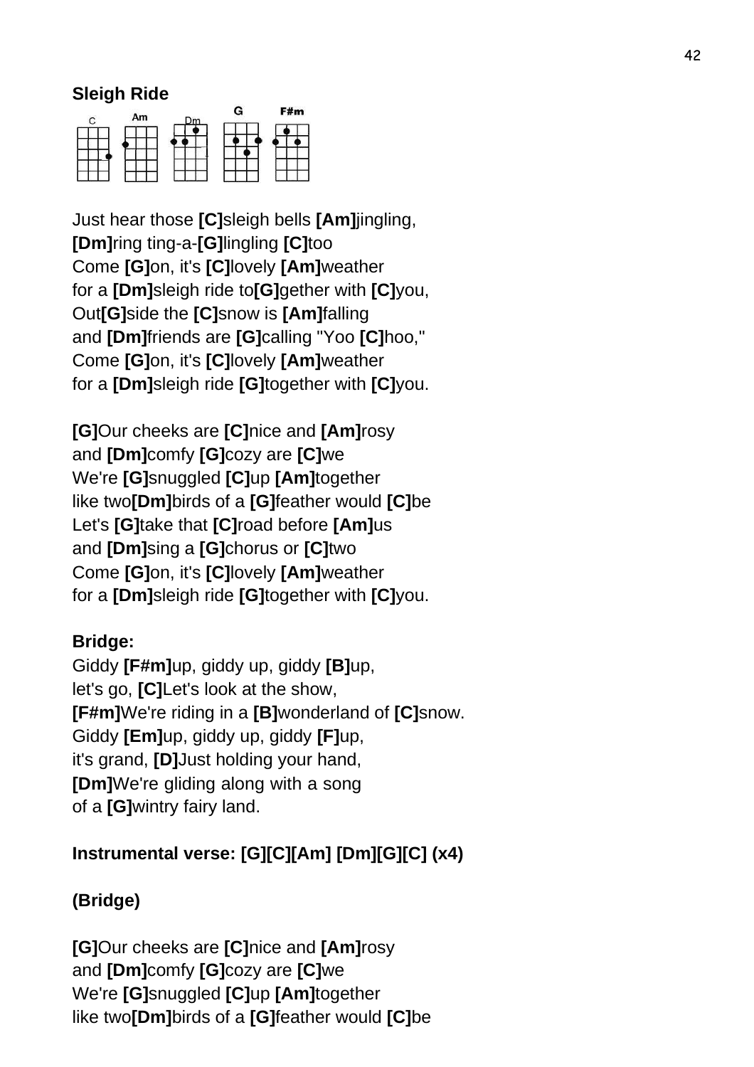## Sleigh Ride

C Am Dm G F#m

Just hear those [C]sleigh bells [Am]jingling,
[Dm]ring ting-a-[G]lingling [C]too
Come [G]on, it's [C]lovely [Am]weather
for a [Dm]sleigh ride to[G]gether with [C]you,
Out[G]side the [C]snow is [Am]falling
and [Dm]friends are [G]calling "Yoo [C]hoo,"
Come [G]on, it's [C]lovely [Am]weather
for a [Dm]sleigh ride [G]together with [C]you.

[G]Our cheeks are [C]nice and [Am]rosy
and [Dm]comfy [G]cozy are [C]we
We're [G]snuggled [C]up [Am]together
like two[Dm]birds of a [G]feather would [C]be
Let's [G]take that [C]road before [Am]us
and [Dm]sing a [G]chorus or [C]two
Come [G]on, it's [C]lovely [Am]weather
for a [Dm]sleigh ride [G]together with [C]you.

**Bridge:**
Giddy [F#m]up, giddy up, giddy [B]up,
let's go, [C]Let's look at the show,
[F#m]We're riding in a [B]wonderland of [C]snow.
Giddy [Em]up, giddy up, giddy [F]up,
it's grand, [D]Just holding your hand,
[Dm]We're gliding along with a song
of a [G]wintry fairy land.

**Instrumental verse: [G][C][Am] [Dm][G][C] (x4)**

**(Bridge)**

[G]Our cheeks are [C]nice and [Am]rosy
and [Dm]comfy [G]cozy are [C]we
We're [G]snuggled [C]up [Am]together
like two[Dm]birds of a [G]feather would [C]be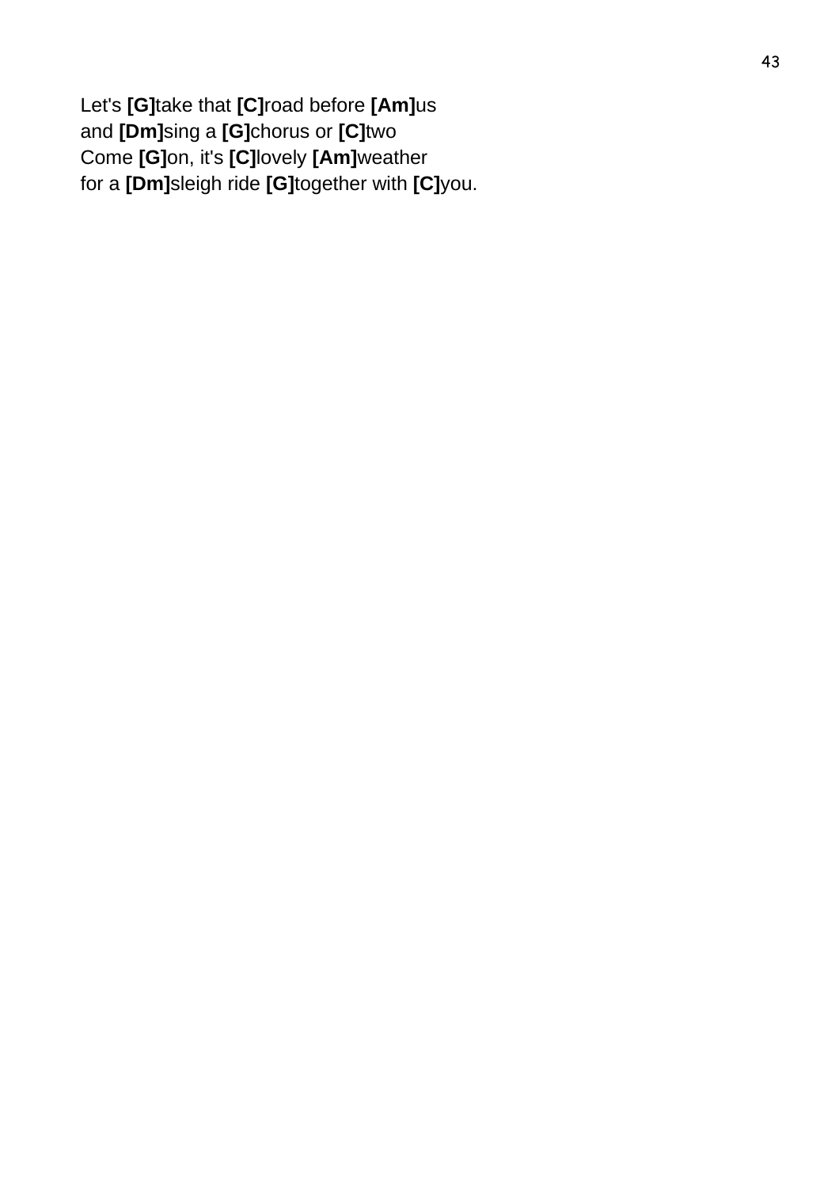Let's **[G]**take that **[C]**road before **[Am]**us
and **[Dm]**sing a **[G]**chorus or **[C]**two
Come **[G]**on, it's **[C]**lovely **[Am]**weather
for a **[Dm]**sleigh ride **[G]**together with **[C]**you.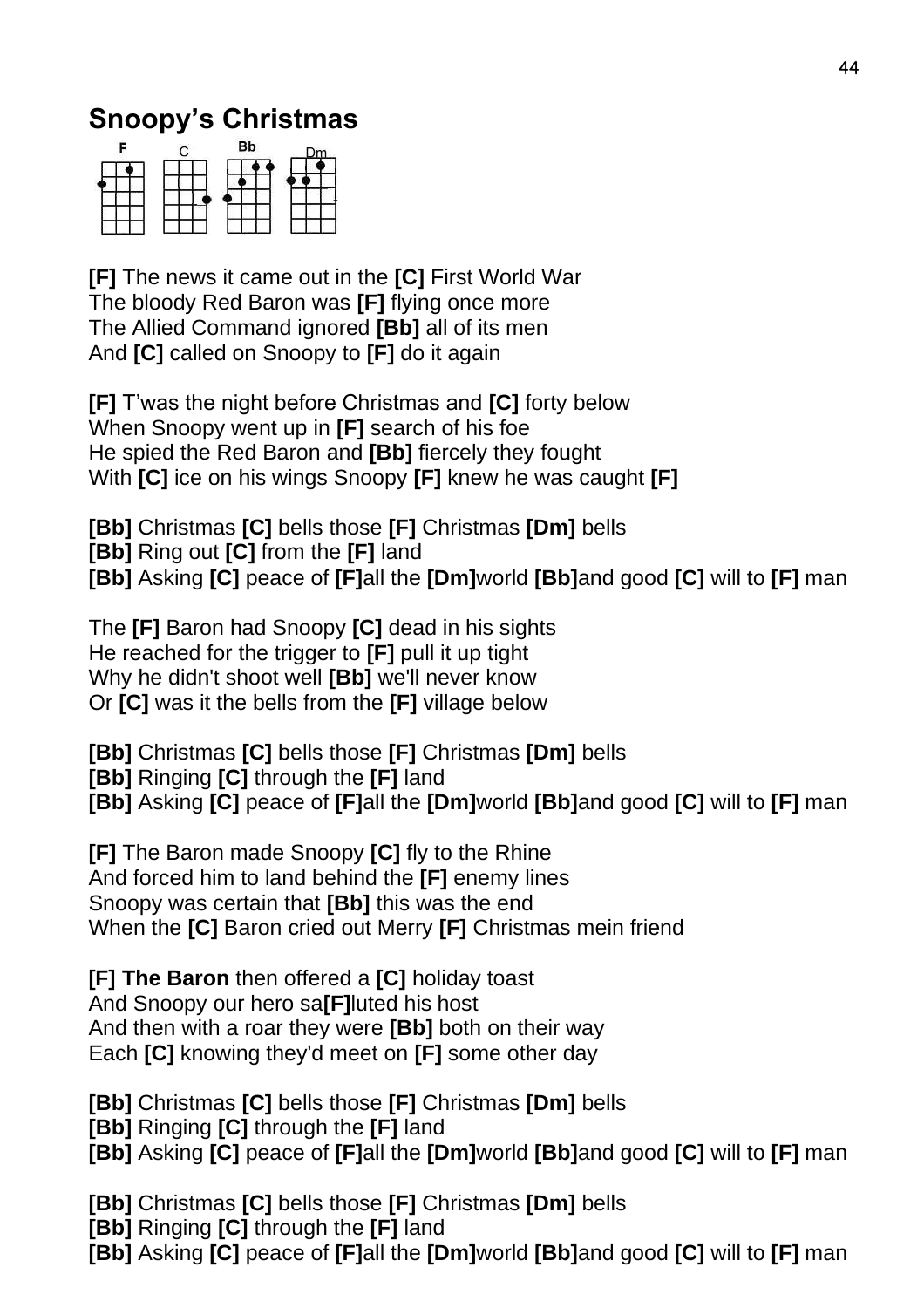# Snoopy's Christmas

F C Bb Dm

**[F]** The news it came out in the **[C]** First World War
The bloody Red Baron was **[F]** flying once more
The Allied Command ignored **[Bb]** all of its men
And **[C]** called on Snoopy to **[F]** do it again

**[F]** T'was the night before Christmas and **[C]** forty below
When Snoopy went up in **[F]** search of his foe
He spied the Red Baron and **[Bb]** fiercely they fought
With **[C]** ice on his wings Snoopy **[F]** knew he was caught **[F]**

**[Bb]** Christmas **[C]** bells those **[F]** Christmas **[Dm]** bells
**[Bb]** Ring out **[C]** from the **[F]** land
**[Bb]** Asking **[C]** peace of **[F]**all the **[Dm]**world **[Bb]**and good **[C]** will to **[F]** man

The **[F]** Baron had Snoopy **[C]** dead in his sights
He reached for the trigger to **[F]** pull it up tight
Why he didn't shoot well **[Bb]** we'll never know
Or **[C]** was it the bells from the **[F]** village below

**[Bb]** Christmas **[C]** bells those **[F]** Christmas **[Dm]** bells
**[Bb]** Ringing **[C]** through the **[F]** land
**[Bb]** Asking **[C]** peace of **[F]**all the **[Dm]**world **[Bb]**and good **[C]** will to **[F]** man

**[F]** The Baron made Snoopy **[C]** fly to the Rhine
And forced him to land behind the **[F]** enemy lines
Snoopy was certain that **[Bb]** this was the end
When the **[C]** Baron cried out Merry **[F]** Christmas mein friend

**[F] The Baron** then offered a **[C]** holiday toast
And Snoopy our hero sa**[F]**luted his host
And then with a roar they were **[Bb]** both on their way
Each **[C]** knowing they'd meet on **[F]** some other day

**[Bb]** Christmas **[C]** bells those **[F]** Christmas **[Dm]** bells
**[Bb]** Ringing **[C]** through the **[F]** land
**[Bb]** Asking **[C]** peace of **[F]**all the **[Dm]**world **[Bb]**and good **[C]** will to **[F]** man

**[Bb]** Christmas **[C]** bells those **[F]** Christmas **[Dm]** bells
**[Bb]** Ringing **[C]** through the **[F]** land
**[Bb]** Asking **[C]** peace of **[F]**all the **[Dm]**world **[Bb]**and good **[C]** will to **[F]** man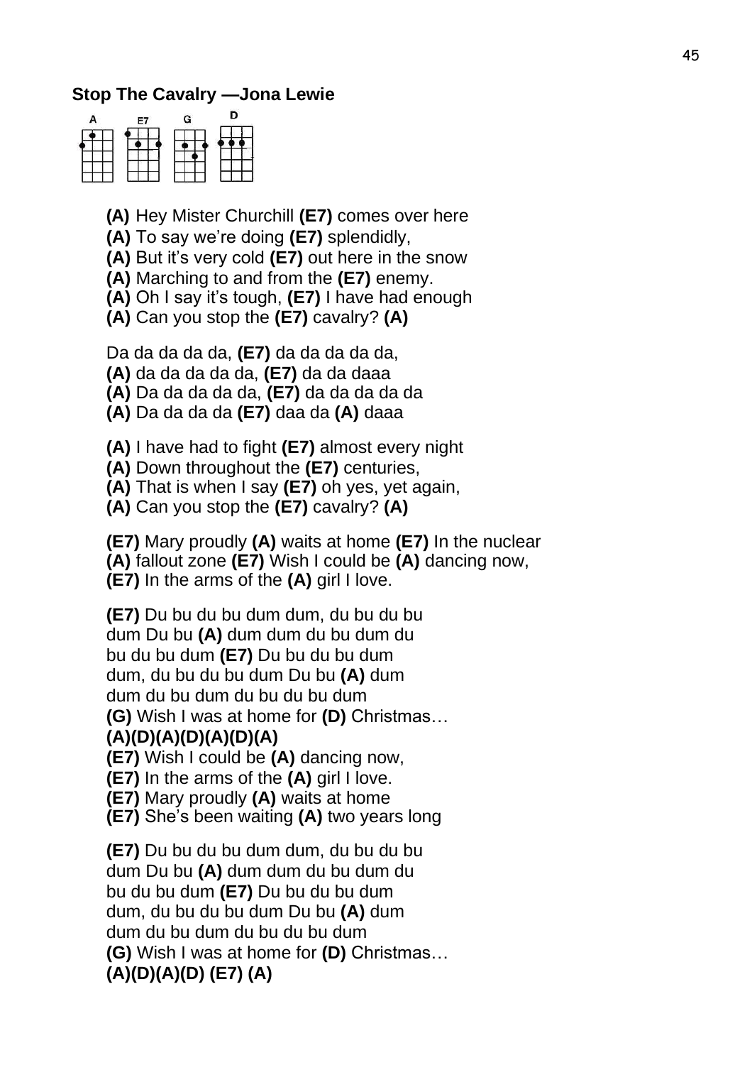**Stop The Cavalry —Jona Lewie**

A E7 G D

**(A)** Hey Mister Churchill **(E7)** comes over here
**(A)** To say we're doing **(E7)** splendidly,
**(A)** But it's very cold **(E7)** out here in the snow
**(A)** Marching to and from the **(E7)** enemy.
**(A)** Oh I say it's tough, **(E7)** I have had enough
**(A)** Can you stop the **(E7)** cavalry? **(A)**

Da da da da da, **(E7)** da da da da da,
**(A)** da da da da da, **(E7)** da da daaa
**(A)** Da da da da da, **(E7)** da da da da da
**(A)** Da da da da **(E7)** daa da **(A)** daaa

**(A)** I have had to fight **(E7)** almost every night
**(A)** Down throughout the **(E7)** centuries,
**(A)** That is when I say **(E7)** oh yes, yet again,
**(A)** Can you stop the **(E7)** cavalry? **(A)**

**(E7)** Mary proudly **(A)** waits at home **(E7)** In the nuclear
**(A)** fallout zone **(E7)** Wish I could be **(A)** dancing now,
**(E7)** In the arms of the **(A)** girl I love.

**(E7)** Du bu du bu dum dum, du bu du bu
dum Du bu **(A)** dum dum du bu dum du
bu du bu dum **(E7)** Du bu du bu dum
dum, du bu du bu dum Du bu **(A)** dum
dum du bu dum du bu du bu dum
**(G)** Wish I was at home for **(D)** Christmas…
**(A)(D)(A)(D)(A)(D)(A)**
**(E7)** Wish I could be **(A)** dancing now,
**(E7)** In the arms of the **(A)** girl I love.
**(E7)** Mary proudly **(A)** waits at home
**(E7)** She's been waiting **(A)** two years long

**(E7)** Du bu du bu dum dum, du bu du bu
dum Du bu **(A)** dum dum du bu dum du
bu du bu dum **(E7)** Du bu du bu dum
dum, du bu du bu dum Du bu **(A)** dum
dum du bu dum du bu du bu dum
**(G)** Wish I was at home for **(D)** Christmas…
**(A)(D)(A)(D) (E7) (A)**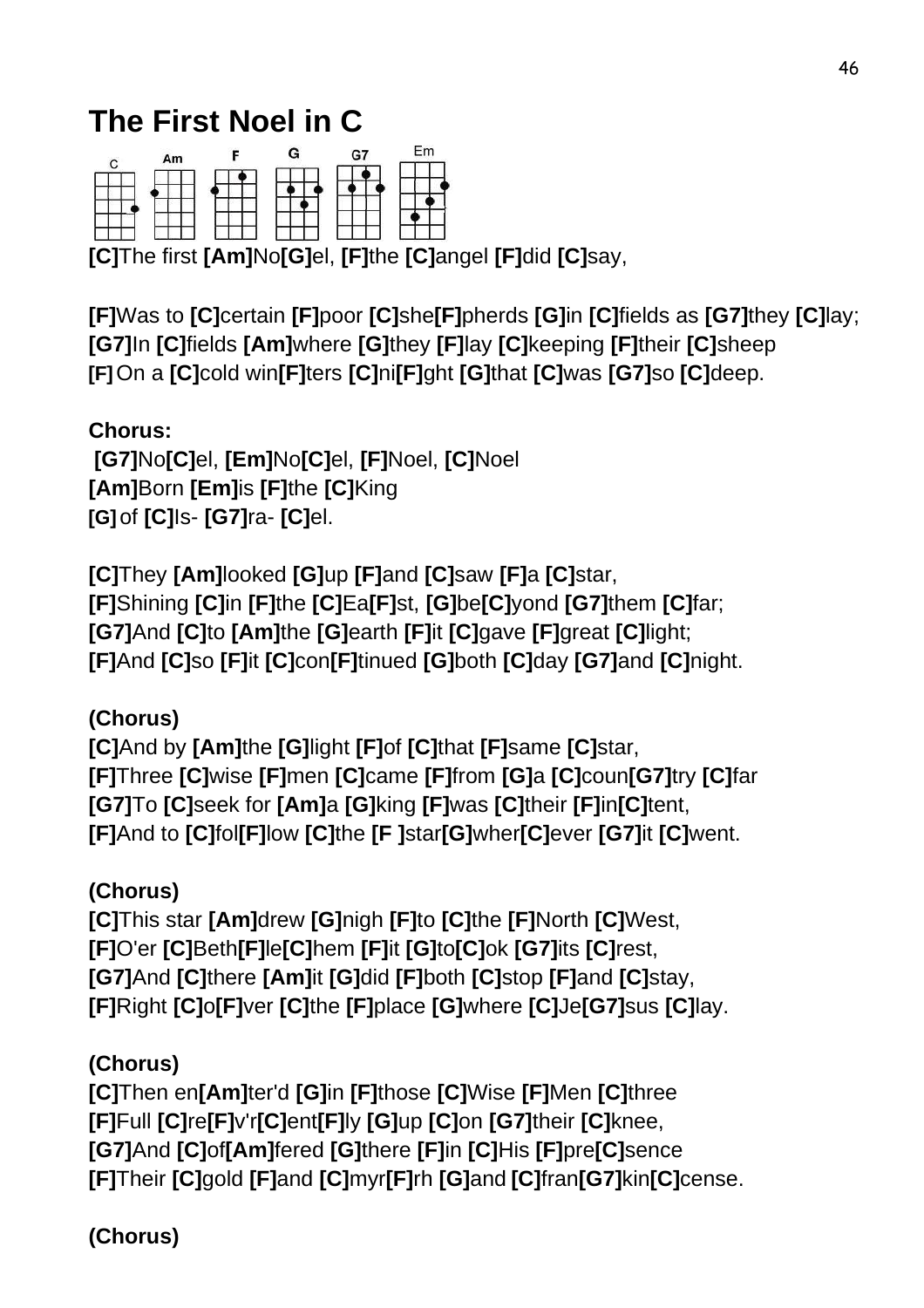# The First Noel in C

C Am F G G7 Em

**[C]**The first **[Am]**No**[G]**el, **[F]**the **[C]**angel **[F]**did **[C]**say,

**[F]**Was to **[C]**certain **[F]**poor **[C]**she**[F]**pherds **[G]**in **[C]**fields as **[G7]**they **[C]**lay;
**[G7]**In **[C]**fields **[Am]**where **[G]**they **[F]**lay **[C]**keeping **[F]**their **[C]**sheep
**[F]** On a **[C]**cold win**[F]**ters **[C]**ni**[F]**ght **[G]**that **[C]**was **[G7]**so **[C]**deep.

**Chorus:**
**[G7]**No**[C]**el, **[Em]**No**[C]**el, **[F]**Noel, **[C]**Noel
**[Am]**Born **[Em]**is **[F]**the **[C]**King
**[G]** of **[C]**Is- **[G7]**ra- **[C]**el.

**[C]**They **[Am]**looked **[G]**up **[F]**and **[C]**saw **[F]**a **[C]**star,
**[F]**Shining **[C]**in **[F]**the **[C]**Ea**[F]**st, **[G]**be**[C]**yond **[G7]**them **[C]**far;
**[G7]**And **[C]**to **[Am]**the **[G]**earth **[F]**it **[C]**gave **[F]**great **[C]**light;
**[F]**And **[C]**so **[F]**it **[C]**con**[F]**tinued **[G]**both **[C]**day **[G7]**and **[C]**night.

**(Chorus)**
**[C]**And by **[Am]**the **[G]**light **[F]**of **[C]**that **[F]**same **[C]**star,
**[F]**Three **[C]**wise **[F]**men **[C]**came **[F]**from **[G]**a **[C]**coun**[G7]**try **[C]**far
**[G7]**To **[C]**seek for **[Am]**a **[G]**king **[F]**was **[C]**their **[F]**in**[C]**tent,
**[F]**And to **[C]**fol**[F]**low **[C]**the **[F ]**star**[G]**wher**[C]**ever **[G7]**it **[C]**went.

**(Chorus)**
**[C]**This star **[Am]**drew **[G]**nigh **[F]**to **[C]**the **[F]**North **[C]**West,
**[F]**O'er **[C]**Beth**[F]**le**[C]**hem **[F]**it **[G]**to**[C]**ok **[G7]**its **[C]**rest,
**[G7]**And **[C]**there **[Am]**it **[G]**did **[F]**both **[C]**stop **[F]**and **[C]**stay,
**[F]**Right **[C]**o**[F]**ver **[C]**the **[F]**place **[G]**where **[C]**Je**[G7]**sus **[C]**lay.

**(Chorus)**
**[C]**Then en**[Am]**ter'd **[G]**in **[F]**those **[C]**Wise **[F]**Men **[C]**three
**[F]**Full **[C]**re**[F]**v'r**[C]**ent**[F]**ly **[G]**up **[C]**on **[G7]**their **[C]**knee,
**[G7]**And **[C]**of**[Am]**fered **[G]**there **[F]**in **[C]**His **[F]**pre**[C]**sence
**[F]**Their **[C]**gold **[F]**and **[C]**myr**[F]**rh **[G]**and **[C]**fran**[G7]**kin**[C]**cense.

**(Chorus)**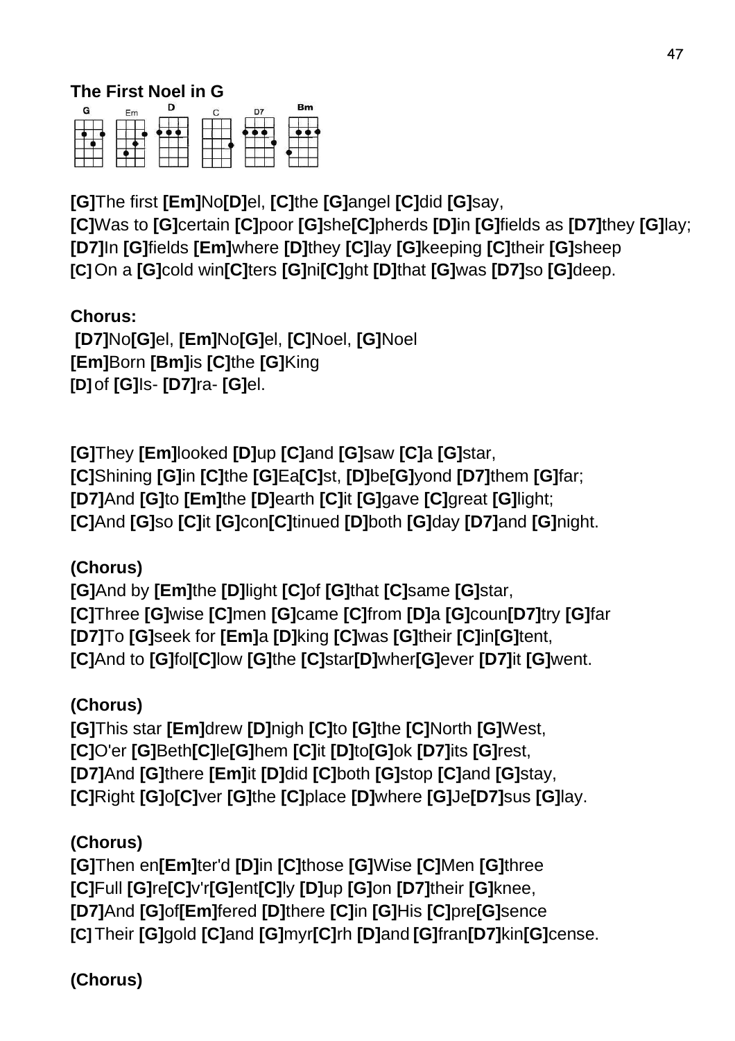### The First Noel in G

G Em D C D7 Bm

[G]The first [Em]No[D]el, [C]the [G]angel [C]did [G]say,
[C]Was to [G]certain [C]poor [G]she[C]pherds [D]in [G]fields as [D7]they [G]lay;
[D7]In [G]fields [Em]where [D]they [C]lay [G]keeping [C]their [G]sheep
[C] On a [G]cold win[C]ters [G]ni[C]ght [D]that [G]was [D7]so [G]deep.

**Chorus:**
[D7]No[G]el, [Em]No[G]el, [C]Noel, [G]Noel
[Em]Born [Bm]is [C]the [G]King
[D] of [G]Is- [D7]ra- [G]el.

[G]They [Em]looked [D]up [C]and [G]saw [C]a [G]star,
[C]Shining [G]in [C]the [G]Ea[C]st, [D]be[G]yond [D7]them [G]far;
[D7]And [G]to [Em]the [D]earth [C]it [G]gave [C]great [G]light;
[C]And [G]so [C]it [G]con[C]tinued [D]both [G]day [D7]and [G]night.

**(Chorus)**
[G]And by [Em]the [D]light [C]of [G]that [C]same [G]star,
[C]Three [G]wise [C]men [G]came [C]from [D]a [G]coun[D7]try [G]far
[D7]To [G]seek for [Em]a [D]king [C]was [G]their [C]in[G]tent,
[C]And to [G]fol[C]low [G]the [C]star[D]wher[G]ever [D7]it [G]went.

**(Chorus)**
[G]This star [Em]drew [D]nigh [C]to [G]the [C]North [G]West,
[C]O'er [G]Beth[C]le[G]hem [C]it [D]to[G]ok [D7]its [G]rest,
[D7]And [G]there [Em]it [D]did [C]both [G]stop [C]and [G]stay,
[C]Right [G]o[C]ver [G]the [C]place [D]where [G]Je[D7]sus [G]lay.

**(Chorus)**
[G]Then en[Em]ter'd [D]in [C]those [G]Wise [C]Men [G]three
[C]Full [G]re[C]v'r[G]ent[C]ly [D]up [G]on [D7]their [G]knee,
[D7]And [G]of[Em]fered [D]there [C]in [G]His [C]pre[G]sence
[C] Their [G]gold [C]and [G]myr[C]rh [D]and [G]fran[D7]kin[G]cense.

**(Chorus)**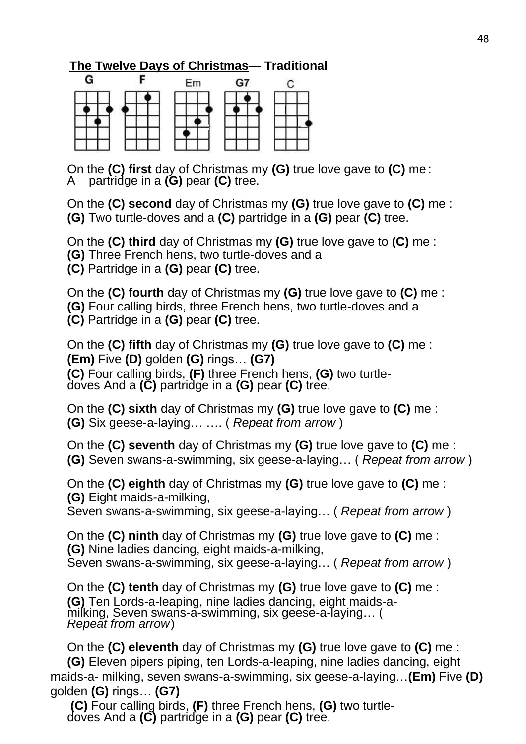## The Twelve Days of Christmas— Traditional

G F Em G7 C

On the **(C) first** day of Christmas my **(G)** true love gave to **(C)** me :
A partridge in a **(G)** pear **(C)** tree.

On the **(C) second** day of Christmas my **(G)** true love gave to **(C)** me :
**(G)** Two turtle-doves and a **(C)** partridge in a **(G)** pear **(C)** tree.

On the **(C) third** day of Christmas my **(G)** true love gave to **(C)** me :
**(G)** Three French hens, two turtle-doves and a
**(C)** Partridge in a **(G)** pear **(C)** tree.

On the **(C) fourth** day of Christmas my **(G)** true love gave to **(C)** me :
**(G)** Four calling birds, three French hens, two turtle-doves and a
**(C)** Partridge in a **(G)** pear **(C)** tree.

On the **(C) fifth** day of Christmas my **(G)** true love gave to **(C)** me :
**(Em)** Five **(D)** golden **(G)** rings… **(G7)**
**(C)** Four calling birds, **(F)** three French hens, **(G)** two turtle-doves And a **(C)** partridge in a **(G)** pear **(C)** tree.

On the **(C) sixth** day of Christmas my **(G)** true love gave to **(C)** me :
**(G)** Six geese-a-laying… …. ( *Repeat from arrow* )

On the **(C) seventh** day of Christmas my **(G)** true love gave to **(C)** me :
**(G)** Seven swans-a-swimming, six geese-a-laying… ( *Repeat from arrow* )

On the **(C) eighth** day of Christmas my **(G)** true love gave to **(C)** me :
**(G)** Eight maids-a-milking,
Seven swans-a-swimming, six geese-a-laying… ( *Repeat from arrow* )

On the **(C) ninth** day of Christmas my **(G)** true love gave to **(C)** me :
**(G)** Nine ladies dancing, eight maids-a-milking,
Seven swans-a-swimming, six geese-a-laying… ( *Repeat from arrow* )

On the **(C) tenth** day of Christmas my **(G)** true love gave to **(C)** me :
**(G)** Ten Lords-a-leaping, nine ladies dancing, eight maids-a-milking, Seven swans-a-swimming, six geese-a-laying… ( *Repeat from arrow*)

On the **(C) eleventh** day of Christmas my **(G)** true love gave to **(C)** me :
**(G)** Eleven pipers piping, ten Lords-a-leaping, nine ladies dancing, eight maids-a- milking, seven swans-a-swimming, six geese-a-laying…**(Em)** Five **(D)** golden **(G)** rings… **(G7)**
**(C)** Four calling birds, **(F)** three French hens, **(G)** two turtle-doves And a **(C)** partridge in a **(G)** pear **(C)** tree.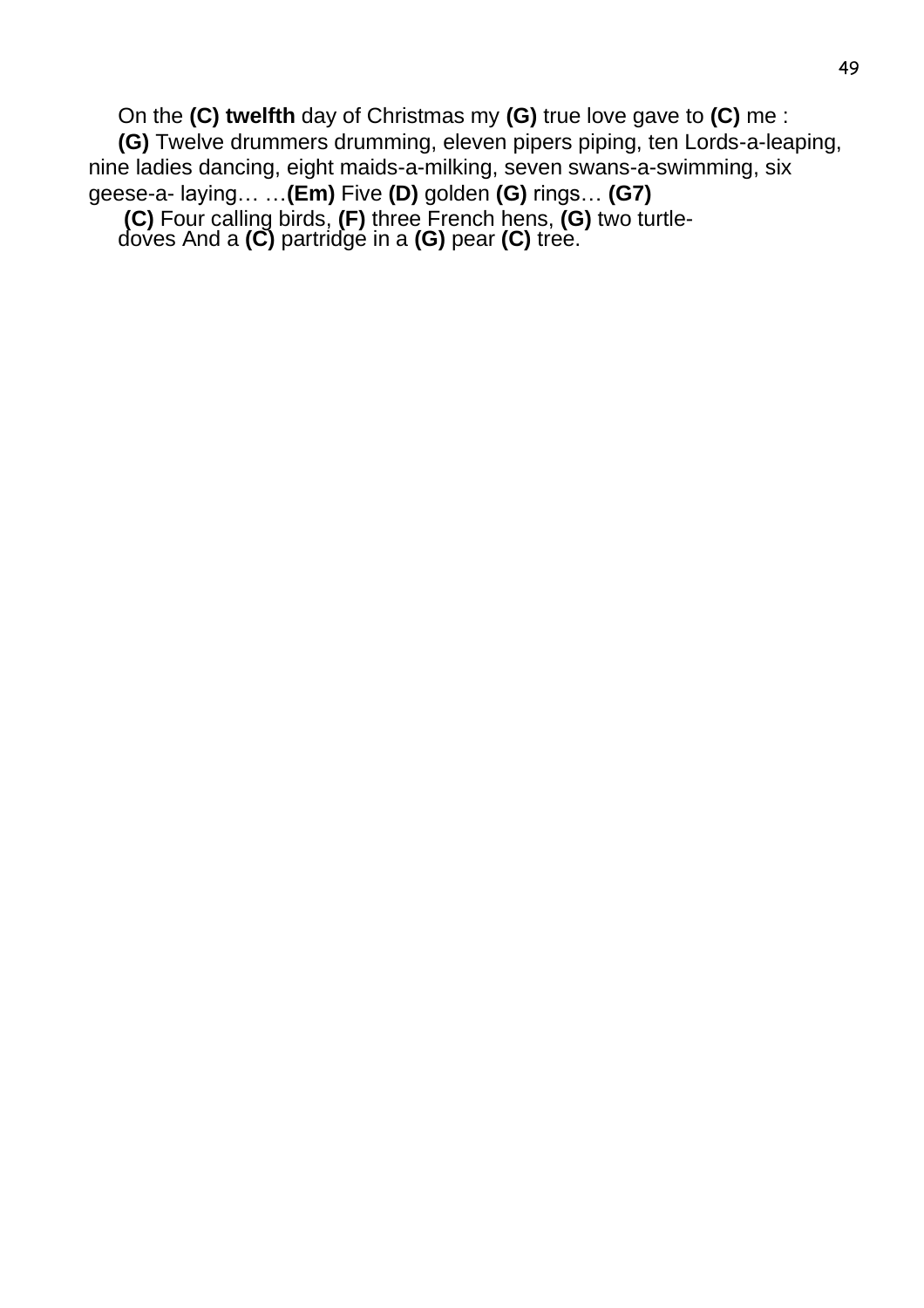On the **(C) twelfth** day of Christmas my **(G)** true love gave to **(C)** me :

**(G)** Twelve drummers drumming, eleven pipers piping, ten Lords-a-leaping, nine ladies dancing, eight maids-a-milking, seven swans-a-swimming, six geese-a- laying… …**(Em)** Five **(D)** golden **(G)** rings… **(G7)**

**(C)** Four calling birds, **(F)** three French hens, **(G)** two turtle-doves And a **(C)** partridge in a **(G)** pear **(C)** tree.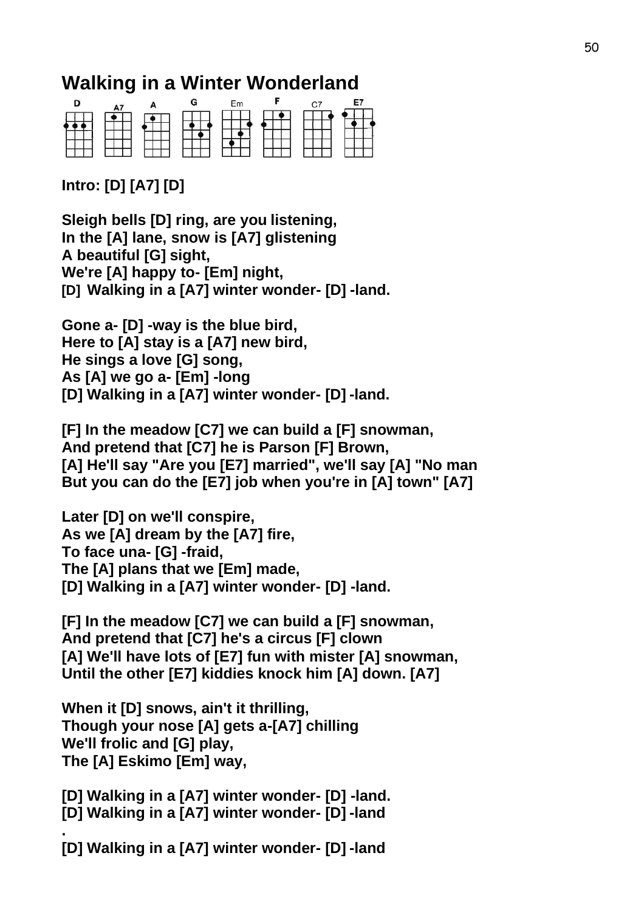# Walking in a Winter Wonderland

D A7 A G Em F C7 E7

**Intro: [D] [A7] [D]**

**Sleigh bells [D] ring, are you listening,**
**In the [A] lane, snow is [A7] glistening**
**A beautiful [G] sight,**
**We're [A] happy to- [Em] night,**
**[D] Walking in a [A7] winter wonder- [D] -land.**

**Gone a- [D] -way is the blue bird,**
**Here to [A] stay is a [A7] new bird,**
**He sings a love [G] song,**
**As [A] we go a- [Em] -long**
**[D] Walking in a [A7] winter wonder- [D] -land.**

**[F] In the meadow [C7] we can build a [F] snowman,**
**And pretend that [C7] he is Parson [F] Brown,**
**[A] He'll say "Are you [E7] married", we'll say [A] "No man**
**But you can do the [E7] job when you're in [A] town" [A7]**

**Later [D] on we'll conspire,**
**As we [A] dream by the [A7] fire,**
**To face una- [G] -fraid,**
**The [A] plans that we [Em] made,**
**[D] Walking in a [A7] winter wonder- [D] -land.**

**[F] In the meadow [C7] we can build a [F] snowman,**
**And pretend that [C7] he's a circus [F] clown**
**[A] We'll have lots of [E7] fun with mister [A] snowman,**
**Until the other [E7] kiddies knock him [A] down. [A7]**

**When it [D] snows, ain't it thrilling,**
**Though your nose [A] gets a-[A7] chilling**
**We'll frolic and [G] play,**
**The [A] Eskimo [Em] way,**

**[D] Walking in a [A7] winter wonder- [D] -land.**
**[D] Walking in a [A7] winter wonder- [D] -land**
**.**
**[D] Walking in a [A7] winter wonder- [D] -land**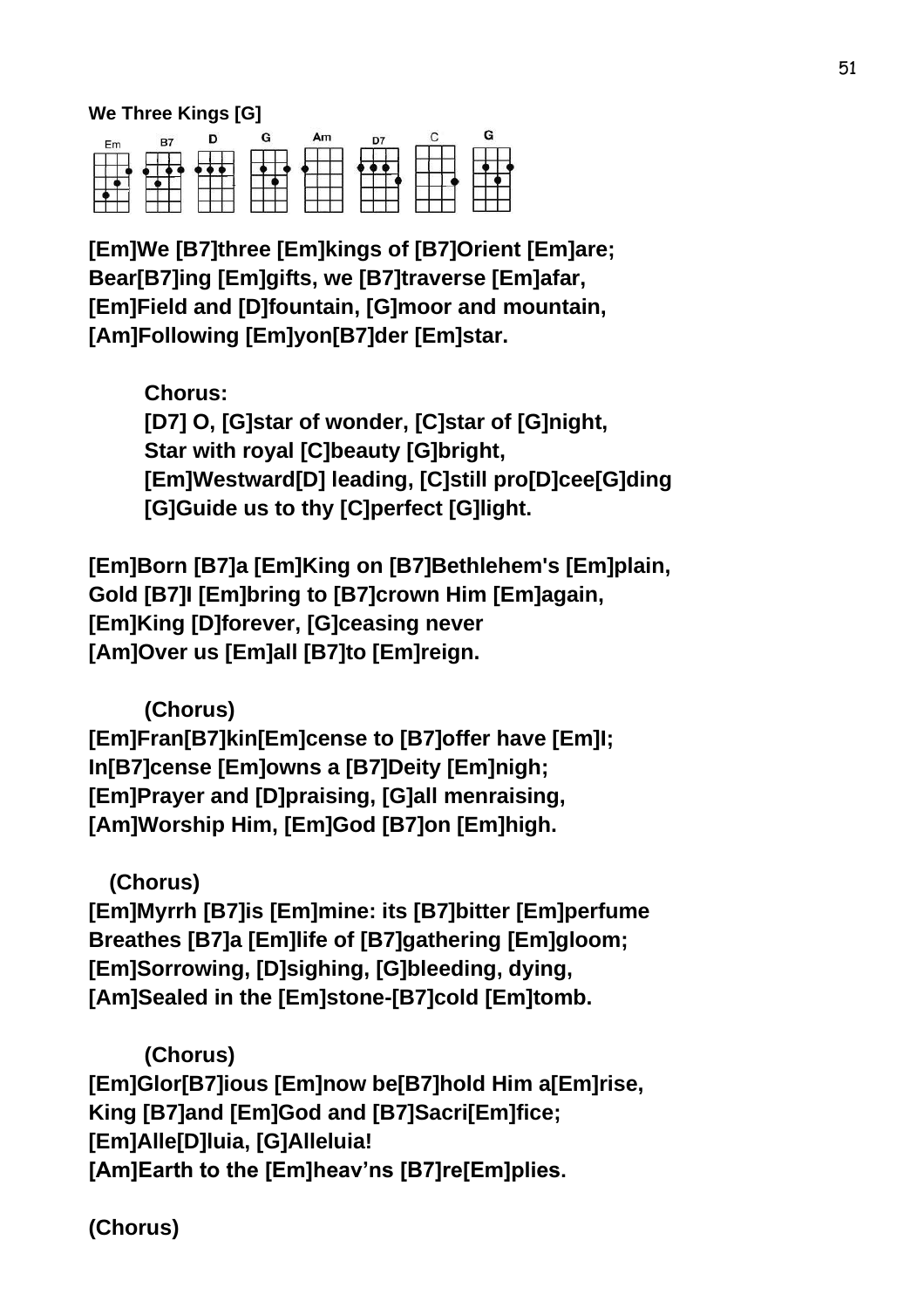**We Three Kings [G]**

[Em]We [B7]three [Em]kings of [B7]Orient [Em]are;
Bear[B7]ing [Em]gifts, we [B7]traverse [Em]afar,
[Em]Field and [D]fountain, [G]moor and mountain,
[Am]Following [Em]yon[B7]der [Em]star.

Chorus:
[D7] O, [G]star of wonder, [C]star of [G]night,
Star with royal [C]beauty [G]bright,
[Em]Westward[D] leading, [C]still pro[D]cee[G]ding
[G]Guide us to thy [C]perfect [G]light.

[Em]Born [B7]a [Em]King on [B7]Bethlehem's [Em]plain,
Gold [B7]I [Em]bring to [B7]crown Him [Em]again,
[Em]King [D]forever, [G]ceasing never
[Am]Over us [Em]all [B7]to [Em]reign.

(Chorus)
[Em]Fran[B7]kin[Em]cense to [B7]offer have [Em]I;
In[B7]cense [Em]owns a [B7]Deity [Em]nigh;
[Em]Prayer and [D]praising, [G]all menraising,
[Am]Worship Him, [Em]God [B7]on [Em]high.

(Chorus)
[Em]Myrrh [B7]is [Em]mine: its [B7]bitter [Em]perfume
Breathes [B7]a [Em]life of [B7]gathering [Em]gloom;
[Em]Sorrowing, [D]sighing, [G]bleeding, dying,
[Am]Sealed in the [Em]stone-[B7]cold [Em]tomb.

(Chorus)
[Em]Glor[B7]ious [Em]now be[B7]hold Him a[Em]rise,
King [B7]and [Em]God and [B7]Sacri[Em]fice;
[Em]Alle[D]luia, [G]Alleluia!
[Am]Earth to the [Em]heav'ns [B7]re[Em]plies.

(Chorus)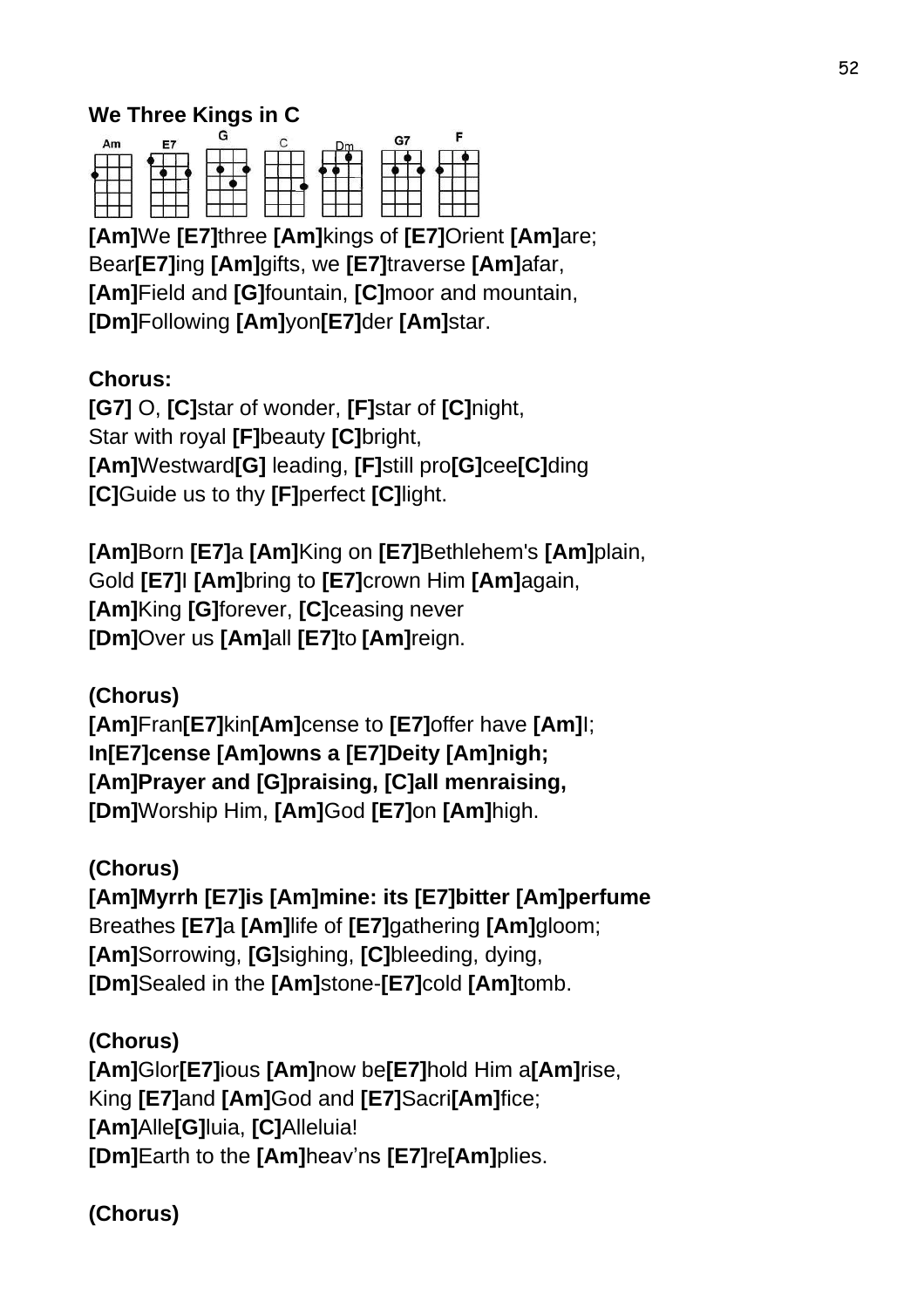**We Three Kings in C**

Am E7 G C Dm G7 F

**[Am]**We **[E7]**three **[Am]**kings of **[E7]**Orient **[Am]**are;
Bear**[E7]**ing **[Am]**gifts, we **[E7]**traverse **[Am]**afar,
**[Am]**Field and **[G]**fountain, **[C]**moor and mountain,
**[Dm]**Following **[Am]**yon**[E7]**der **[Am]**star.

**Chorus:**
**[G7]** O, **[C]**star of wonder, **[F]**star of **[C]**night,
Star with royal **[F]**beauty **[C]**bright,
**[Am]**Westward**[G]** leading, **[F]**still pro**[G]**cee**[C]**ding
**[C]**Guide us to thy **[F]**perfect **[C]**light.

**[Am]**Born **[E7]**a **[Am]**King on **[E7]**Bethlehem's **[Am]**plain,
Gold **[E7]**I **[Am]**bring to **[E7]**crown Him **[Am]**again,
**[Am]**King **[G]**forever, **[C]**ceasing never
**[Dm]**Over us **[Am]**all **[E7]**to **[Am]**reign.

**(Chorus)**
**[Am]**Fran**[E7]**kin**[Am]**cense to **[E7]**offer have **[Am]**I;
**In[E7]cense [Am]owns a [E7]Deity [Am]nigh;**
**[Am]Prayer and [G]praising, [C]all menraising,**
**[Dm]**Worship Him, **[Am]**God **[E7]**on **[Am]**high.

**(Chorus)**
**[Am]Myrrh [E7]is [Am]mine: its [E7]bitter [Am]perfume**
Breathes **[E7]**a **[Am]**life of **[E7]**gathering **[Am]**gloom;
**[Am]**Sorrowing, **[G]**sighing, **[C]**bleeding, dying,
**[Dm]**Sealed in the **[Am]**stone-**[E7]**cold **[Am]**tomb.

**(Chorus)**
**[Am]**Glor**[E7]**ious **[Am]**now be**[E7]**hold Him a**[Am]**rise,
King **[E7]**and **[Am]**God and **[E7]**Sacri**[Am]**fice;
**[Am]**Alle**[G]**luia, **[C]**Alleluia!
**[Dm]**Earth to the **[Am]**heav'ns **[E7]**re**[Am]**plies.

**(Chorus)**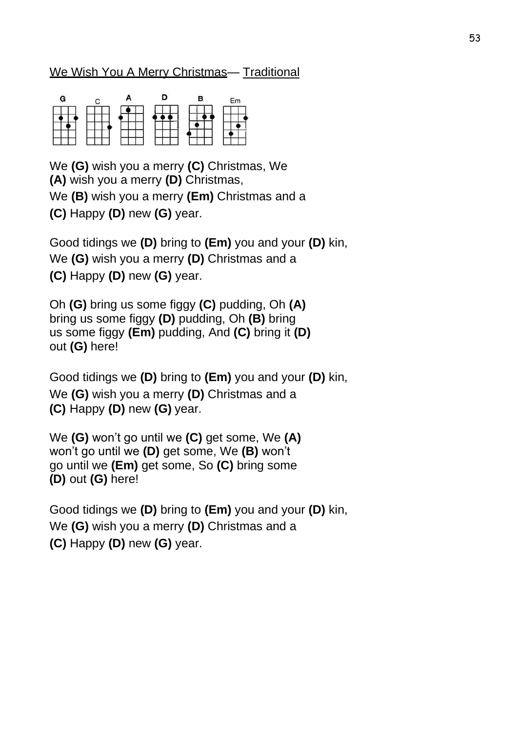We Wish You A Merry Christmas— Traditional

We **(G)** wish you a merry **(C)** Christmas, We
**(A)** wish you a merry **(D)** Christmas,
We **(B)** wish you a merry **(Em)** Christmas and a
**(C)** Happy **(D)** new **(G)** year.

Good tidings we **(D)** bring to **(Em)** you and your **(D)** kin,
We **(G)** wish you a merry **(D)** Christmas and a
**(C)** Happy **(D)** new **(G)** year.

Oh **(G)** bring us some figgy **(C)** pudding, Oh **(A)**
bring us some figgy **(D)** pudding, Oh **(B)** bring
us some figgy **(Em)** pudding, And **(C)** bring it **(D)**
out **(G)** here!

Good tidings we **(D)** bring to **(Em)** you and your **(D)** kin,
We **(G)** wish you a merry **(D)** Christmas and a
**(C)** Happy **(D)** new **(G)** year.

We **(G)** won't go until we **(C)** get some, We **(A)**
won't go until we **(D)** get some, We **(B)** won't
go until we **(Em)** get some, So **(C)** bring some
**(D)** out **(G)** here!

Good tidings we **(D)** bring to **(Em)** you and your **(D)** kin,
We **(G)** wish you a merry **(D)** Christmas and a
**(C)** Happy **(D)** new **(G)** year.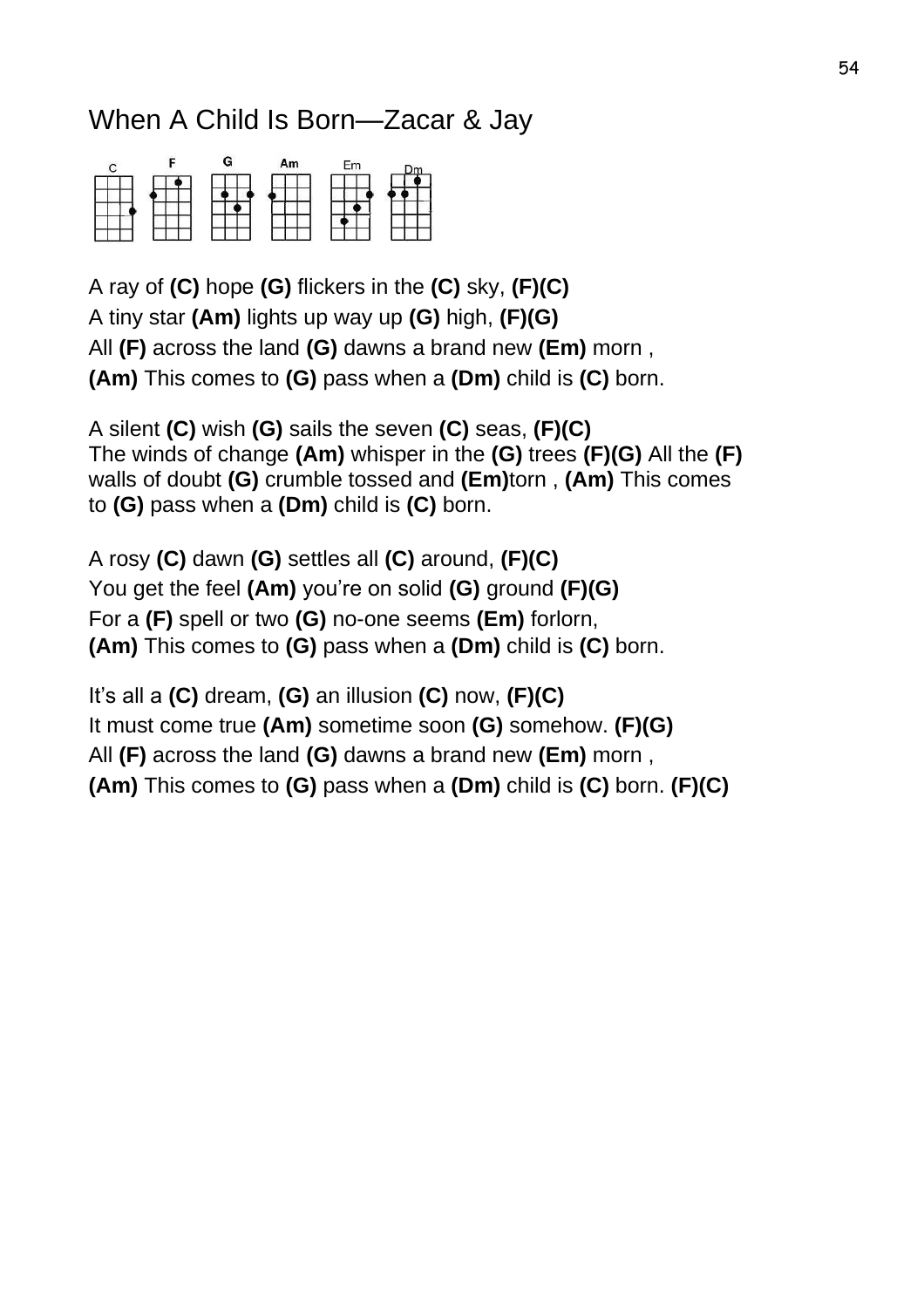# When A Child Is Born—Zacar & Jay

C F G Am Em Dm

A ray of **(C)** hope **(G)** flickers in the **(C)** sky, **(F)(C)**
A tiny star **(Am)** lights up way up **(G)** high, **(F)(G)**
All **(F)** across the land **(G)** dawns a brand new **(Em)** morn ,
**(Am)** This comes to **(G)** pass when a **(Dm)** child is **(C)** born.

A silent **(C)** wish **(G)** sails the seven **(C)** seas, **(F)(C)**
The winds of change **(Am)** whisper in the **(G)** trees **(F)(G)** All the **(F)** walls of doubt **(G)** crumble tossed and **(Em)**torn , **(Am)** This comes to **(G)** pass when a **(Dm)** child is **(C)** born.

A rosy **(C)** dawn **(G)** settles all **(C)** around, **(F)(C)**
You get the feel **(Am)** you're on solid **(G)** ground **(F)(G)**
For a **(F)** spell or two **(G)** no-one seems **(Em)** forlorn,
**(Am)** This comes to **(G)** pass when a **(Dm)** child is **(C)** born.

It's all a **(C)** dream, **(G)** an illusion **(C)** now, **(F)(C)**
It must come true **(Am)** sometime soon **(G)** somehow. **(F)(G)**
All **(F)** across the land **(G)** dawns a brand new **(Em)** morn ,
**(Am)** This comes to **(G)** pass when a **(Dm)** child is **(C)** born. **(F)(C)**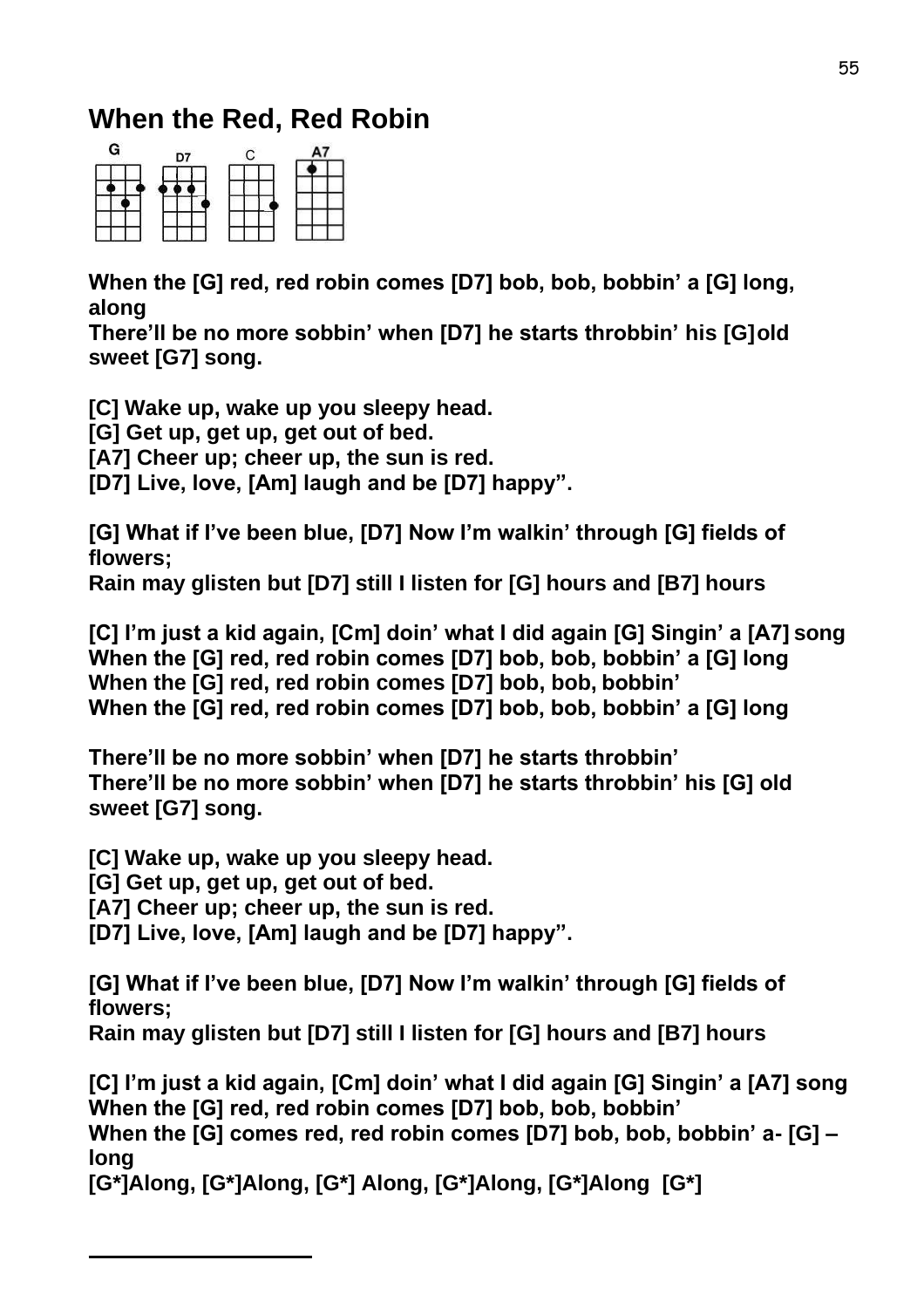# When the Red, Red Robin

G D7 C A7

**When the [G] red, red robin comes [D7] bob, bob, bobbin' a [G] long, along**
**There'll be no more sobbin' when [D7] he starts throbbin' his [G] old sweet [G7] song.**

**[C] Wake up, wake up you sleepy head.**
**[G] Get up, get up, get out of bed.**
**[A7] Cheer up; cheer up, the sun is red.**
**[D7] Live, love, [Am] laugh and be [D7] happy".**

**[G] What if I've been blue, [D7] Now I'm walkin' through [G] fields of flowers;**
**Rain may glisten but [D7] still I listen for [G] hours and [B7] hours**

**[C] I'm just a kid again, [Cm] doin' what I did again [G] Singin' a [A7] song**
**When the [G] red, red robin comes [D7] bob, bob, bobbin' a [G] long**
**When the [G] red, red robin comes [D7] bob, bob, bobbin'**
**When the [G] red, red robin comes [D7] bob, bob, bobbin' a [G] long**

**There'll be no more sobbin' when [D7] he starts throbbin'**
**There'll be no more sobbin' when [D7] he starts throbbin' his [G] old sweet [G7] song.**

**[C] Wake up, wake up you sleepy head.**
**[G] Get up, get up, get out of bed.**
**[A7] Cheer up; cheer up, the sun is red.**
**[D7] Live, love, [Am] laugh and be [D7] happy".**

**[G] What if I've been blue, [D7] Now I'm walkin' through [G] fields of flowers;**
**Rain may glisten but [D7] still I listen for [G] hours and [B7] hours**

**[C] I'm just a kid again, [Cm] doin' what I did again [G] Singin' a [A7] song**
**When the [G] red, red robin comes [D7] bob, bob, bobbin'**
**When the [G] comes red, red robin comes [D7] bob, bob, bobbin' a- [G] – long**
**[G*]Along, [G*]Along, [G*] Along, [G*]Along, [G*]Along [G*]**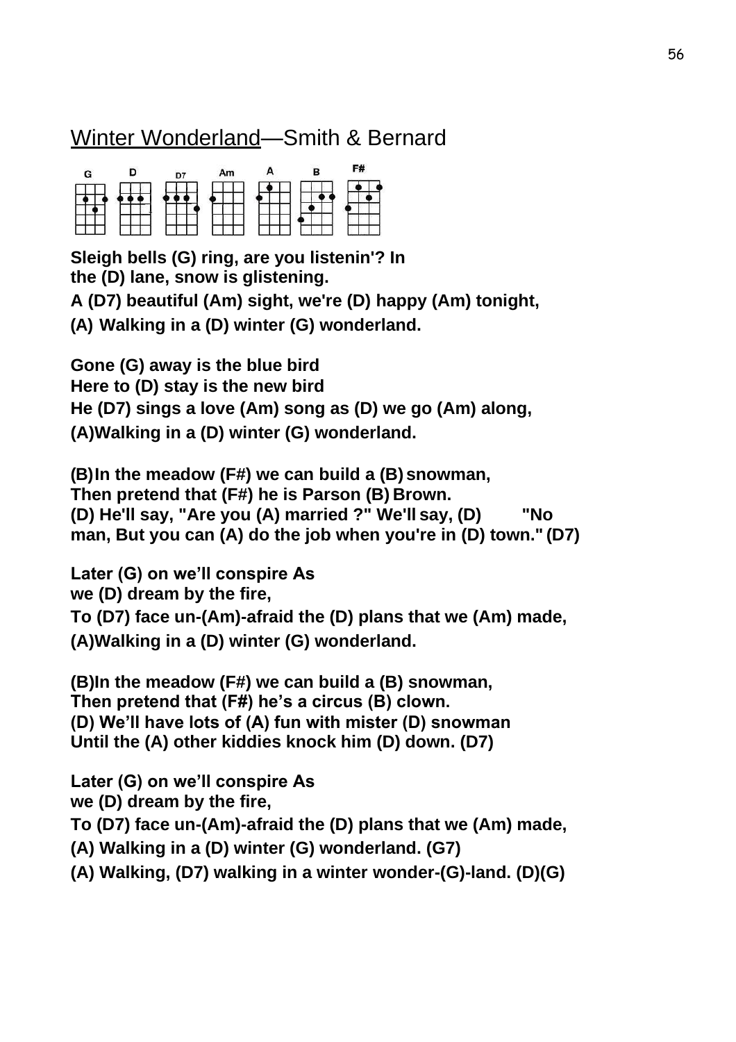# Winter Wonderland—Smith & Bernard

G D D7 Am A B F#

**Sleigh bells (G) ring, are you listenin'? In**
**the (D) lane, snow is glistening.**
**A (D7) beautiful (Am) sight, we're (D) happy (Am) tonight,**
**(A) Walking in a (D) winter (G) wonderland.**

**Gone (G) away is the blue bird**
**Here to (D) stay is the new bird**
**He (D7) sings a love (Am) song as (D) we go (Am) along,**
**(A)Walking in a (D) winter (G) wonderland.**

**(B)In the meadow (F#) we can build a (B) snowman,**
**Then pretend that (F#) he is Parson (B) Brown.**
**(D) He'll say, "Are you (A) married ?" We'll say, (D) "No man, But you can (A) do the job when you're in (D) town." (D7)**

**Later (G) on we'll conspire As**
**we (D) dream by the fire,**
**To (D7) face un-(Am)-afraid the (D) plans that we (Am) made,**
**(A)Walking in a (D) winter (G) wonderland.**

**(B)In the meadow (F#) we can build a (B) snowman,**
**Then pretend that (F#) he's a circus (B) clown.**
**(D) We'll have lots of (A) fun with mister (D) snowman**
**Until the (A) other kiddies knock him (D) down. (D7)**

**Later (G) on we'll conspire As**
**we (D) dream by the fire,**
**To (D7) face un-(Am)-afraid the (D) plans that we (Am) made,**
**(A) Walking in a (D) winter (G) wonderland. (G7)**
**(A) Walking, (D7) walking in a winter wonder-(G)-land. (D)(G)**